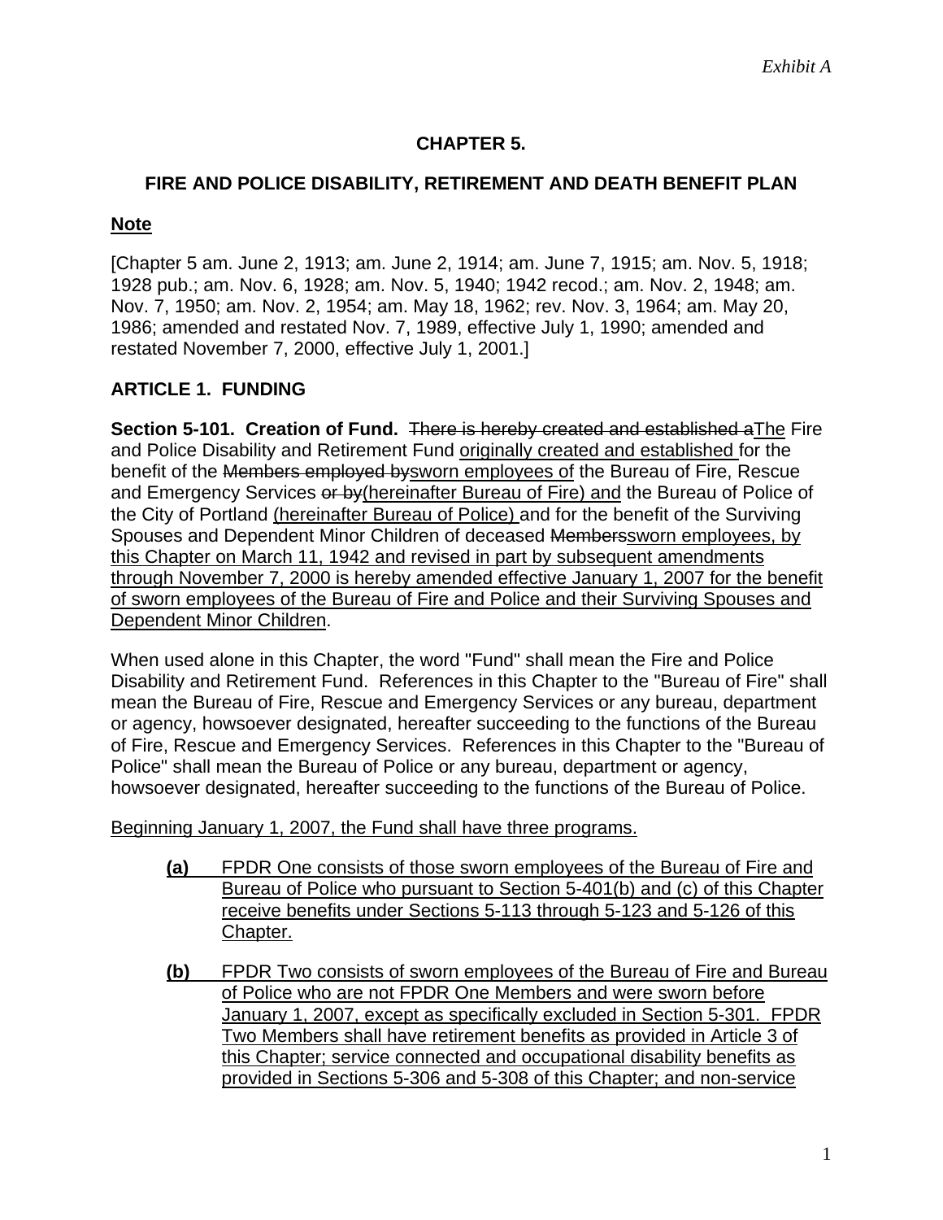*Exhibit A*

# CHAPTER 5.

## FIRE AND POLICE DISABILITY, RETIREMENT AND DEATH BENEFIT PLAN

**<u>Note</u>**

[Chapter 5 am. June 2, 1913; am. June 2, 1914; am. June 7, 1915; am. Nov. 5, 1918; 1928 pub.; am. Nov. 6, 1928; am. Nov. 5, 1940; 1942 recod.; am. Nov. 2, 1948; am. Nov. 7, 1950; am. Nov. 2, 1954; am. May 18, 1962; rev. Nov. 3, 1964; am. May 20, 1986; amended and restated Nov. 7, 1989, effective July 1, 1990; amended and restated November 7, 2000, effective July 1, 2001.]

### ARTICLE 1. FUNDING

**Section 5-101. Creation of Fund.** ~~There is hereby created and established a~~<u>The</u> Fire and Police Disability and Retirement Fund <u>originally created and established</u> for the benefit of the ~~Members employed by~~<u>sworn employees of</u> the Bureau of Fire, Rescue and Emergency Services ~~or by~~<u>(hereinafter Bureau of Fire) and</u> the Bureau of Police of the City of Portland <u>(hereinafter Bureau of Police)</u> and for the benefit of the Surviving Spouses and Dependent Minor Children of deceased ~~Members~~<u>sworn employees, by this Chapter on March 11, 1942 and revised in part by subsequent amendments through November 7, 2000 is hereby amended effective January 1, 2007 for the benefit of sworn employees of the Bureau of Fire and Police and their Surviving Spouses and Dependent Minor Children</u>.

When used alone in this Chapter, the word "Fund" shall mean the Fire and Police Disability and Retirement Fund. References in this Chapter to the "Bureau of Fire" shall mean the Bureau of Fire, Rescue and Emergency Services or any bureau, department or agency, howsoever designated, hereafter succeeding to the functions of the Bureau of Fire, Rescue and Emergency Services. References in this Chapter to the "Bureau of Police" shall mean the Bureau of Police or any bureau, department or agency, howsoever designated, hereafter succeeding to the functions of the Bureau of Police.

<u>Beginning January 1, 2007, the Fund shall have three programs.</u>

- **<u>(a)</u>** <u>FPDR One consists of those sworn employees of the Bureau of Fire and Bureau of Police who pursuant to Section 5-401(b) and (c) of this Chapter receive benefits under Sections 5-113 through 5-123 and 5-126 of this Chapter.</u>

- **<u>(b)</u>** <u>FPDR Two consists of sworn employees of the Bureau of Fire and Bureau of Police who are not FPDR One Members and were sworn before January 1, 2007, except as specifically excluded in Section 5-301. FPDR Two Members shall have retirement benefits as provided in Article 3 of this Chapter; service connected and occupational disability benefits as provided in Sections 5-306 and 5-308 of this Chapter; and non-service</u>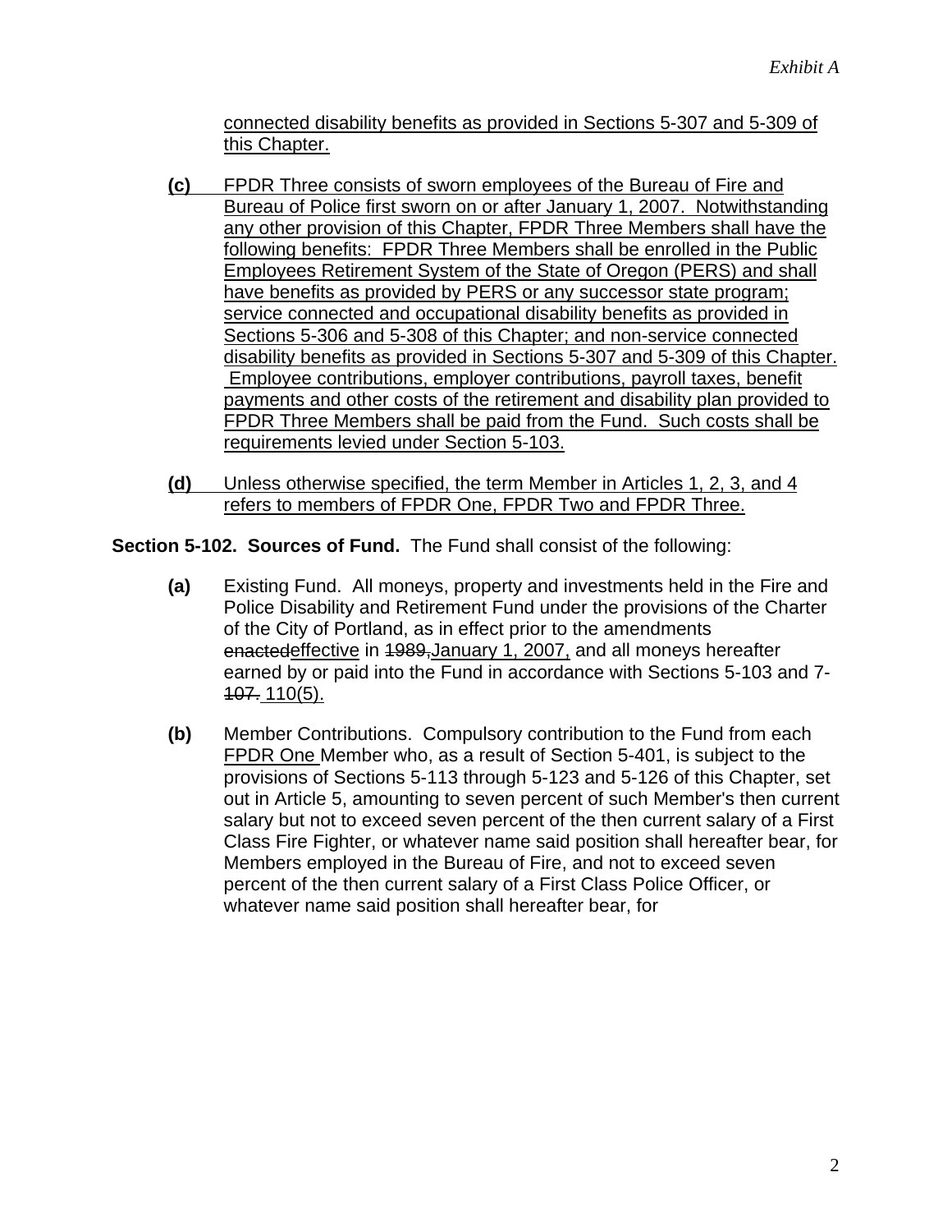connected disability benefits as provided in Sections 5-307 and 5-309 of this Chapter.

**(c)** FPDR Three consists of sworn employees of the Bureau of Fire and Bureau of Police first sworn on or after January 1, 2007. Notwithstanding any other provision of this Chapter, FPDR Three Members shall have the following benefits: FPDR Three Members shall be enrolled in the Public Employees Retirement System of the State of Oregon (PERS) and shall have benefits as provided by PERS or any successor state program; service connected and occupational disability benefits as provided in Sections 5-306 and 5-308 of this Chapter; and non-service connected disability benefits as provided in Sections 5-307 and 5-309 of this Chapter. Employee contributions, employer contributions, payroll taxes, benefit payments and other costs of the retirement and disability plan provided to FPDR Three Members shall be paid from the Fund. Such costs shall be requirements levied under Section 5-103.

**(d)** Unless otherwise specified, the term Member in Articles 1, 2, 3, and 4 refers to members of FPDR One, FPDR Two and FPDR Three.

**Section 5-102. Sources of Fund.** The Fund shall consist of the following:

**(a)** Existing Fund. All moneys, property and investments held in the Fire and Police Disability and Retirement Fund under the provisions of the Charter of the City of Portland, as in effect prior to the amendments ~~enacted~~effective in ~~1989,~~January 1, 2007, and all moneys hereafter earned by or paid into the Fund in accordance with Sections 5-103 and 7-~~107.~~ 110(5).

**(b)** Member Contributions. Compulsory contribution to the Fund from each FPDR One Member who, as a result of Section 5-401, is subject to the provisions of Sections 5-113 through 5-123 and 5-126 of this Chapter, set out in Article 5, amounting to seven percent of such Member's then current salary but not to exceed seven percent of the then current salary of a First Class Fire Fighter, or whatever name said position shall hereafter bear, for Members employed in the Bureau of Fire, and not to exceed seven percent of the then current salary of a First Class Police Officer, or whatever name said position shall hereafter bear, for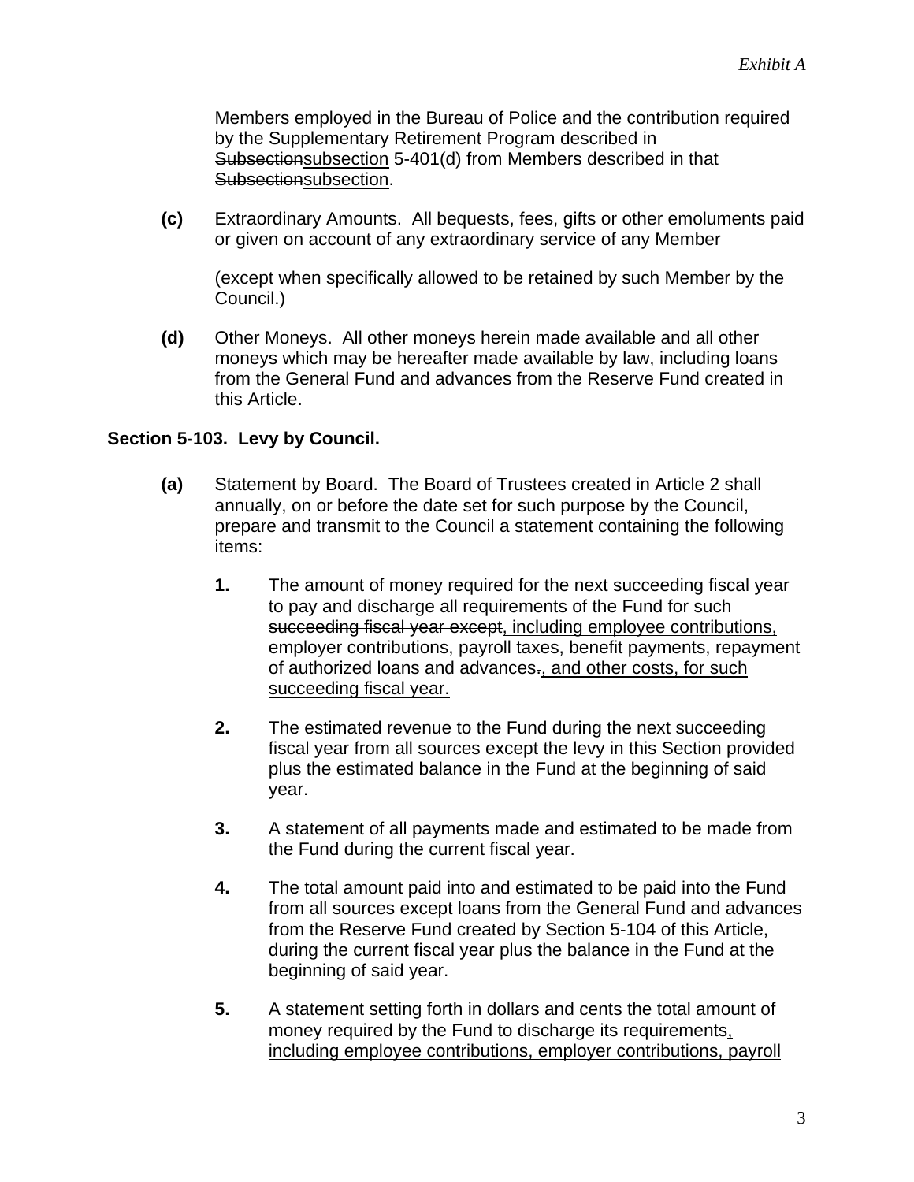Members employed in the Bureau of Police and the contribution required by the Supplementary Retirement Program described in ~~Subsection~~<u>subsection</u> 5-401(d) from Members described in that ~~Subsection~~<u>subsection</u>.

**(c)** Extraordinary Amounts. All bequests, fees, gifts or other emoluments paid or given on account of any extraordinary service of any Member

(except when specifically allowed to be retained by such Member by the Council.)

**(d)** Other Moneys. All other moneys herein made available and all other moneys which may be hereafter made available by law, including loans from the General Fund and advances from the Reserve Fund created in this Article.

**Section 5-103. Levy by Council.**

**(a)** Statement by Board. The Board of Trustees created in Article 2 shall annually, on or before the date set for such purpose by the Council, prepare and transmit to the Council a statement containing the following items:

**1.** The amount of money required for the next succeeding fiscal year to pay and discharge all requirements of the Fund ~~for such succeeding fiscal year except~~<u>, including employee contributions, employer contributions, payroll taxes, benefit payments,</u> repayment of authorized loans and advances~~.~~<u>, and other costs, for such succeeding fiscal year.</u>

**2.** The estimated revenue to the Fund during the next succeeding fiscal year from all sources except the levy in this Section provided plus the estimated balance in the Fund at the beginning of said year.

**3.** A statement of all payments made and estimated to be made from the Fund during the current fiscal year.

**4.** The total amount paid into and estimated to be paid into the Fund from all sources except loans from the General Fund and advances from the Reserve Fund created by Section 5-104 of this Article, during the current fiscal year plus the balance in the Fund at the beginning of said year.

**5.** A statement setting forth in dollars and cents the total amount of money required by the Fund to discharge its requirements<u>, including employee contributions, employer contributions, payroll</u>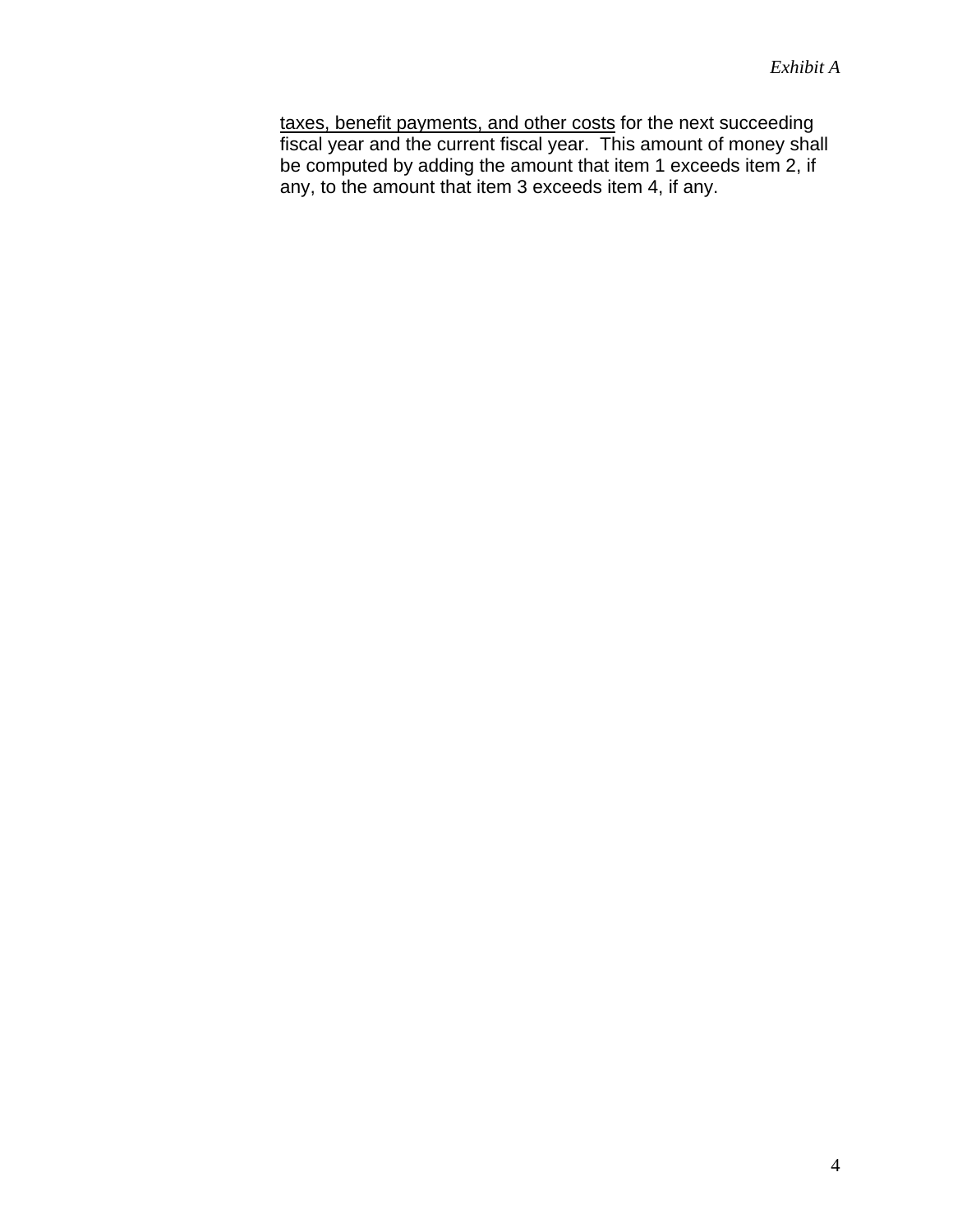taxes, benefit payments, and other costs for the next succeeding fiscal year and the current fiscal year. This amount of money shall be computed by adding the amount that item 1 exceeds item 2, if any, to the amount that item 3 exceeds item 4, if any.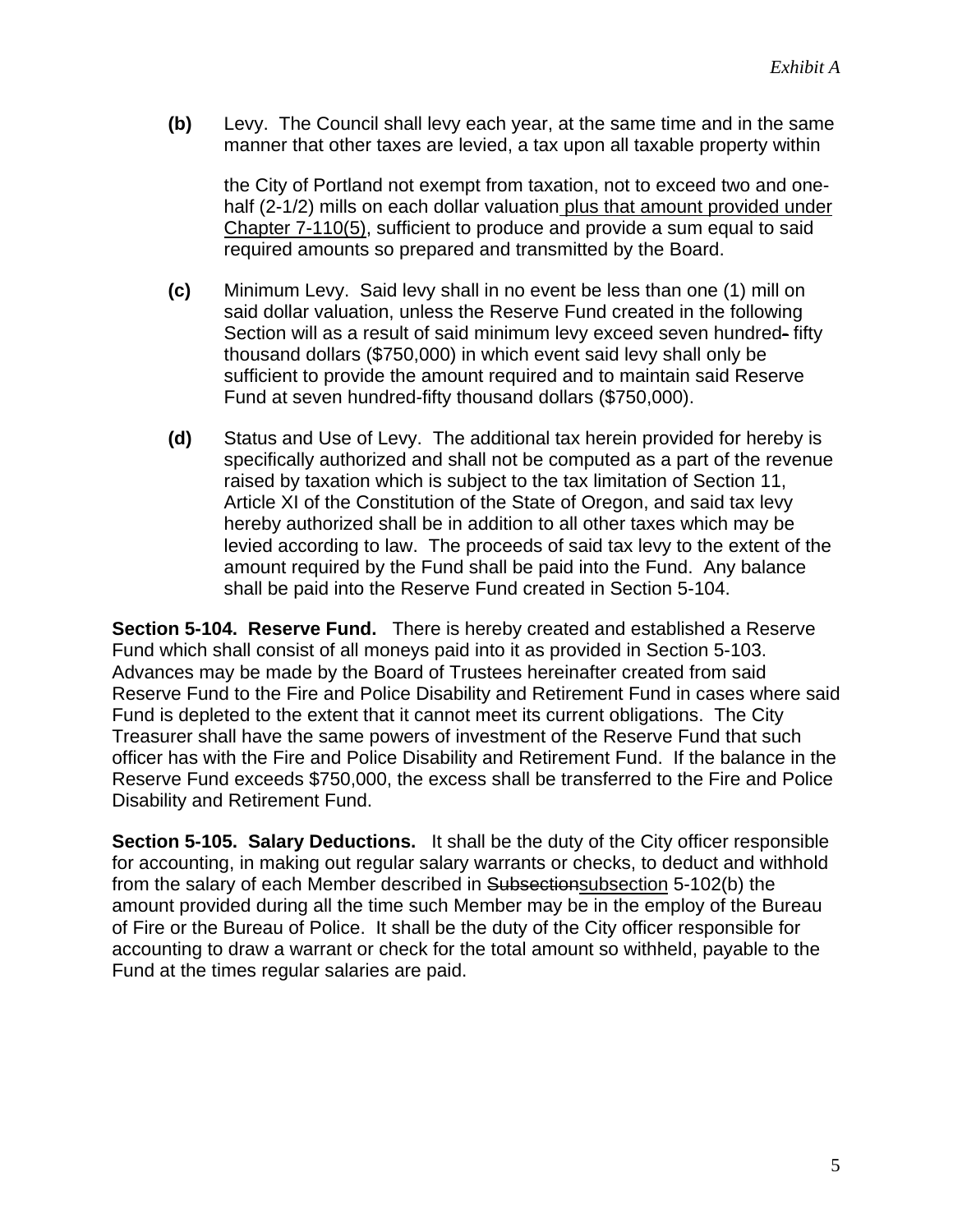**(b)** Levy. The Council shall levy each year, at the same time and in the same manner that other taxes are levied, a tax upon all taxable property within the City of Portland not exempt from taxation, not to exceed two and one-half (2-1/2) mills on each dollar valuation plus that amount provided under Chapter 7-110(5), sufficient to produce and provide a sum equal to said required amounts so prepared and transmitted by the Board.

**(c)** Minimum Levy. Said levy shall in no event be less than one (1) mill on said dollar valuation, unless the Reserve Fund created in the following Section will as a result of said minimum levy exceed seven hundred- fifty thousand dollars ($750,000) in which event said levy shall only be sufficient to provide the amount required and to maintain said Reserve Fund at seven hundred-fifty thousand dollars ($750,000).

**(d)** Status and Use of Levy. The additional tax herein provided for hereby is specifically authorized and shall not be computed as a part of the revenue raised by taxation which is subject to the tax limitation of Section 11, Article XI of the Constitution of the State of Oregon, and said tax levy hereby authorized shall be in addition to all other taxes which may be levied according to law. The proceeds of said tax levy to the extent of the amount required by the Fund shall be paid into the Fund. Any balance shall be paid into the Reserve Fund created in Section 5-104.

**Section 5-104. Reserve Fund.** There is hereby created and established a Reserve Fund which shall consist of all moneys paid into it as provided in Section 5-103. Advances may be made by the Board of Trustees hereinafter created from said Reserve Fund to the Fire and Police Disability and Retirement Fund in cases where said Fund is depleted to the extent that it cannot meet its current obligations. The City Treasurer shall have the same powers of investment of the Reserve Fund that such officer has with the Fire and Police Disability and Retirement Fund. If the balance in the Reserve Fund exceeds $750,000, the excess shall be transferred to the Fire and Police Disability and Retirement Fund.

**Section 5-105. Salary Deductions.** It shall be the duty of the City officer responsible for accounting, in making out regular salary warrants or checks, to deduct and withhold from the salary of each Member described in ~~Subsection~~subsection 5-102(b) the amount provided during all the time such Member may be in the employ of the Bureau of Fire or the Bureau of Police. It shall be the duty of the City officer responsible for accounting to draw a warrant or check for the total amount so withheld, payable to the Fund at the times regular salaries are paid.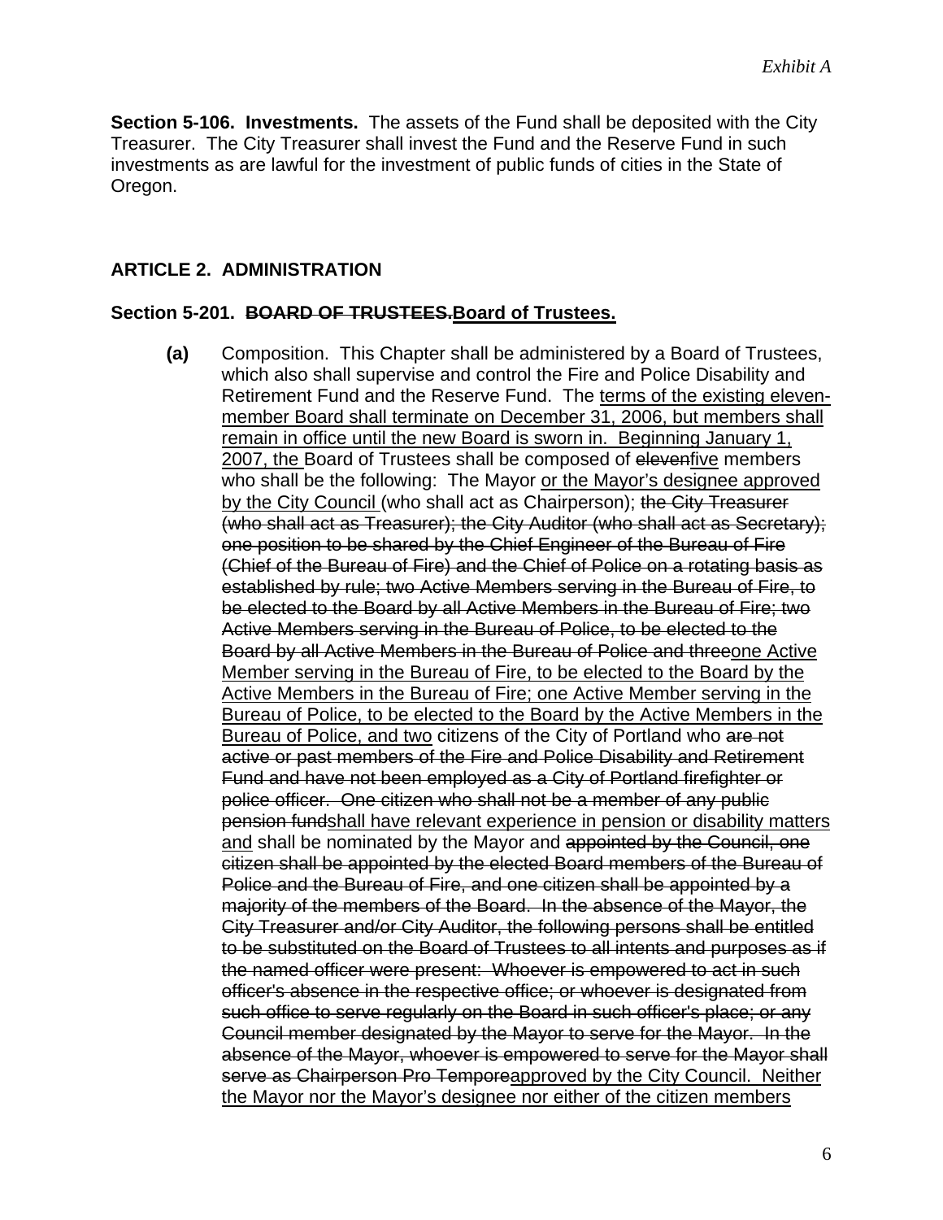**Section 5-106. Investments.** The assets of the Fund shall be deposited with the City Treasurer. The City Treasurer shall invest the Fund and the Reserve Fund in such investments as are lawful for the investment of public funds of cities in the State of Oregon.

## ARTICLE 2. ADMINISTRATION

### Section 5-201. ~~BOARD OF TRUSTEES.~~<u>Board of Trustees.</u>

**(a)** Composition. This Chapter shall be administered by a Board of Trustees, which also shall supervise and control the Fire and Police Disability and Retirement Fund and the Reserve Fund. The <u>terms of the existing eleven-member Board shall terminate on December 31, 2006, but members shall remain in office until the new Board is sworn in. Beginning January 1, 2007, the</u> Board of Trustees shall be composed of ~~eleven~~<u>five</u> members who shall be the following: The Mayor <u>or the Mayor's designee approved by the City Council</u> (who shall act as Chairperson); ~~the City Treasurer (who shall act as Treasurer); the City Auditor (who shall act as Secretary); one position to be shared by the Chief Engineer of the Bureau of Fire (Chief of the Bureau of Fire) and the Chief of Police on a rotating basis as established by rule; two Active Members serving in the Bureau of Fire, to be elected to the Board by all Active Members in the Bureau of Fire; two Active Members serving in the Bureau of Police, to be elected to the Board by all Active Members in the Bureau of Police and three~~<u>one Active Member serving in the Bureau of Fire, to be elected to the Board by the Active Members in the Bureau of Fire; one Active Member serving in the Bureau of Police, to be elected to the Board by the Active Members in the Bureau of Police, and two</u> citizens of the City of Portland who ~~are not active or past members of the Fire and Police Disability and Retirement Fund and have not been employed as a City of Portland firefighter or police officer. One citizen who shall not be a member of any public pension fund~~<u>shall have relevant experience in pension or disability matters and</u> shall be nominated by the Mayor and ~~appointed by the Council, one citizen shall be appointed by the elected Board members of the Bureau of Police and the Bureau of Fire, and one citizen shall be appointed by a majority of the members of the Board. In the absence of the Mayor, the City Treasurer and/or City Auditor, the following persons shall be entitled to be substituted on the Board of Trustees to all intents and purposes as if the named officer were present: Whoever is empowered to act in such officer's absence in the respective office; or whoever is designated from such office to serve regularly on the Board in such officer's place; or any Council member designated by the Mayor to serve for the Mayor. In the absence of the Mayor, whoever is empowered to serve for the Mayor shall serve as Chairperson Pro Tempore~~<u>approved by the City Council. Neither the Mayor nor the Mayor's designee nor either of the citizen members</u>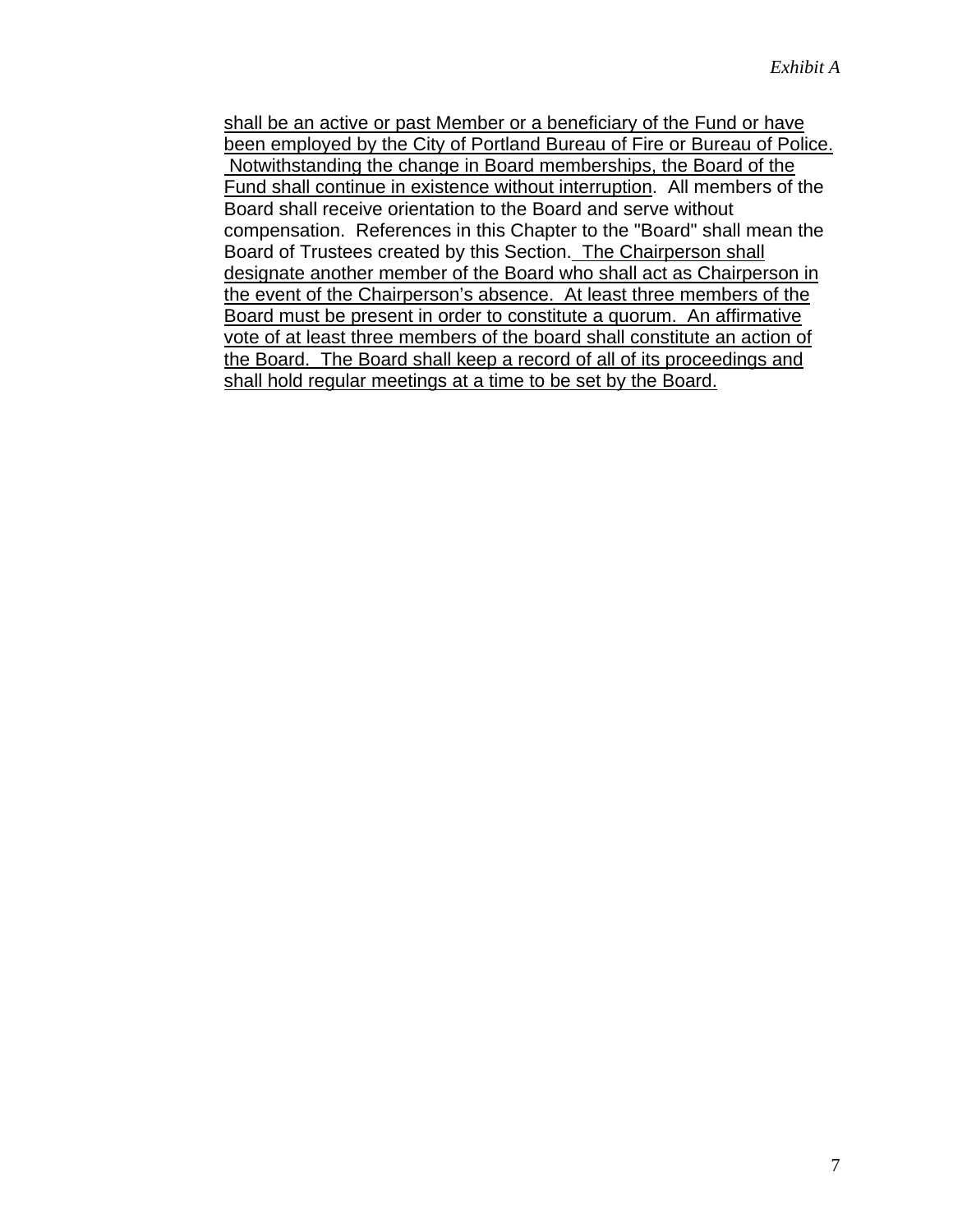shall be an active or past Member or a beneficiary of the Fund or have been employed by the City of Portland Bureau of Fire or Bureau of Police. Notwithstanding the change in Board memberships, the Board of the Fund shall continue in existence without interruption. All members of the Board shall receive orientation to the Board and serve without compensation. References in this Chapter to the "Board" shall mean the Board of Trustees created by this Section. The Chairperson shall designate another member of the Board who shall act as Chairperson in the event of the Chairperson's absence. At least three members of the Board must be present in order to constitute a quorum. An affirmative vote of at least three members of the board shall constitute an action of the Board. The Board shall keep a record of all of its proceedings and shall hold regular meetings at a time to be set by the Board.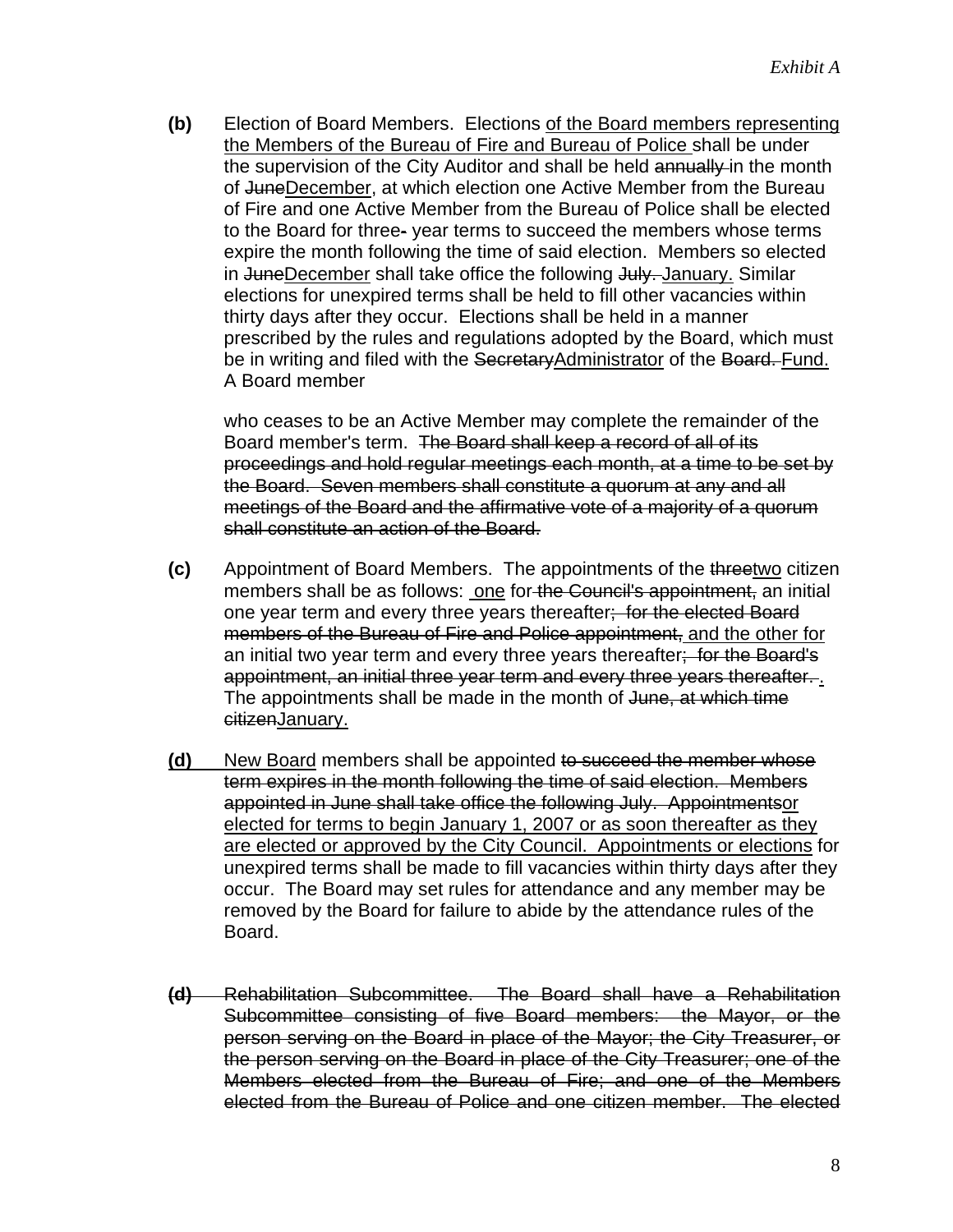**(b)** Election of Board Members. Elections <u>of the Board members representing the Members of the Bureau of Fire and Bureau of Police</u> shall be under the supervision of the City Auditor and shall be held ~~annually~~ in the month of ~~June~~<u>December</u>, at which election one Active Member from the Bureau of Fire and one Active Member from the Bureau of Police shall be elected to the Board for three~~-~~ year terms to succeed the members whose terms expire the month following the time of said election. Members so elected in ~~June~~<u>December</u> shall take office the following ~~July.~~ <u>January.</u> Similar elections for unexpired terms shall be held to fill other vacancies within thirty days after they occur. Elections shall be held in a manner prescribed by the rules and regulations adopted by the Board, which must be in writing and filed with the ~~Secretary~~<u>Administrator</u> of the ~~Board.~~ <u>Fund.</u> A Board member

who ceases to be an Active Member may complete the remainder of the Board member's term. ~~The Board shall keep a record of all of its proceedings and hold regular meetings each month, at a time to be set by the Board. Seven members shall constitute a quorum at any and all meetings of the Board and the affirmative vote of a majority of a quorum shall constitute an action of the Board.~~

**(c)** Appointment of Board Members. The appointments of the ~~three~~<u>two</u> citizen members shall be as follows: <u>one</u> for ~~the Council's appointment,~~ an initial one year term and every three years thereafter~~; for the elected Board members of the Bureau of Fire and Police appointment,~~ <u>and the other for</u> an initial two year term and every three years thereafter~~; for the Board's appointment, an initial three year term and every three years thereafter.~~ <u>.</u> The appointments shall be made in the month of ~~June, at which time citizen~~<u>January.</u>

<u>**(d)**</u> <u>New Board</u> members shall be appointed ~~to succeed the member whose term expires in the month following the time of said election. Members appointed in June shall take office the following July. Appointments~~<u>or elected for terms to begin January 1, 2007 or as soon thereafter as they are elected or approved by the City Council. Appointments or elections</u> for unexpired terms shall be made to fill vacancies within thirty days after they occur. The Board may set rules for attendance and any member may be removed by the Board for failure to abide by the attendance rules of the Board.

~~**(d)** Rehabilitation Subcommittee. The Board shall have a Rehabilitation Subcommittee consisting of five Board members: the Mayor, or the person serving on the Board in place of the Mayor; the City Treasurer, or the person serving on the Board in place of the City Treasurer; one of the Members elected from the Bureau of Fire; and one of the Members elected from the Bureau of Police and one citizen member. The elected~~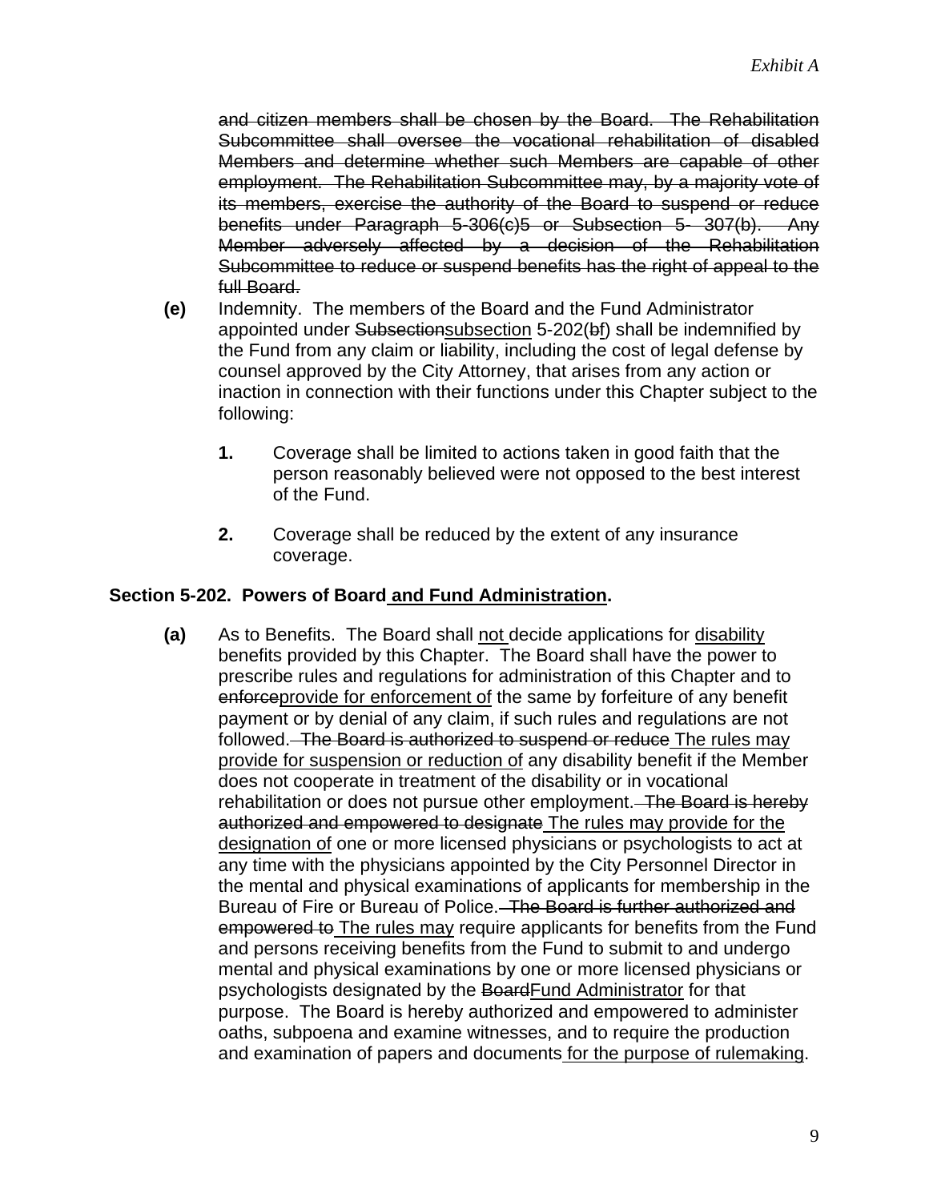~~and citizen members shall be chosen by the Board. The Rehabilitation Subcommittee shall oversee the vocational rehabilitation of disabled Members and determine whether such Members are capable of other employment. The Rehabilitation Subcommittee may, by a majority vote of its members, exercise the authority of the Board to suspend or reduce benefits under Paragraph 5-306(c)5 or Subsection 5- 307(b). Any Member adversely affected by a decision of the Rehabilitation Subcommittee to reduce or suspend benefits has the right of appeal to the full Board.~~

**(e)** Indemnity. The members of the Board and the Fund Administrator appointed under ~~Subsection~~<u>subsection</u> 5-202(~~b~~<u>f</u>) shall be indemnified by the Fund from any claim or liability, including the cost of legal defense by counsel approved by the City Attorney, that arises from any action or inaction in connection with their functions under this Chapter subject to the following:

**1.** Coverage shall be limited to actions taken in good faith that the person reasonably believed were not opposed to the best interest of the Fund.

**2.** Coverage shall be reduced by the extent of any insurance coverage.

**Section 5-202. Powers of Board <u>and Fund Administration</u>.**

**(a)** As to Benefits. The Board shall <u>not</u> decide applications for <u>disability</u> benefits provided by this Chapter. The Board shall have the power to prescribe rules and regulations for administration of this Chapter and to ~~enforce~~<u>provide for enforcement of</u> the same by forfeiture of any benefit payment or by denial of any claim, if such rules and regulations are not followed. ~~The Board is authorized to suspend or reduce~~ <u>The rules may provide for suspension or reduction of</u> any disability benefit if the Member does not cooperate in treatment of the disability or in vocational rehabilitation or does not pursue other employment. ~~The Board is hereby authorized and empowered to designate~~ <u>The rules may provide for the designation of</u> one or more licensed physicians or psychologists to act at any time with the physicians appointed by the City Personnel Director in the mental and physical examinations of applicants for membership in the Bureau of Fire or Bureau of Police. ~~The Board is further authorized and empowered to~~ <u>The rules may</u> require applicants for benefits from the Fund and persons receiving benefits from the Fund to submit to and undergo mental and physical examinations by one or more licensed physicians or psychologists designated by the ~~Board~~<u>Fund Administrator</u> for that purpose. The Board is hereby authorized and empowered to administer oaths, subpoena and examine witnesses, and to require the production and examination of papers and documents <u>for the purpose of rulemaking</u>.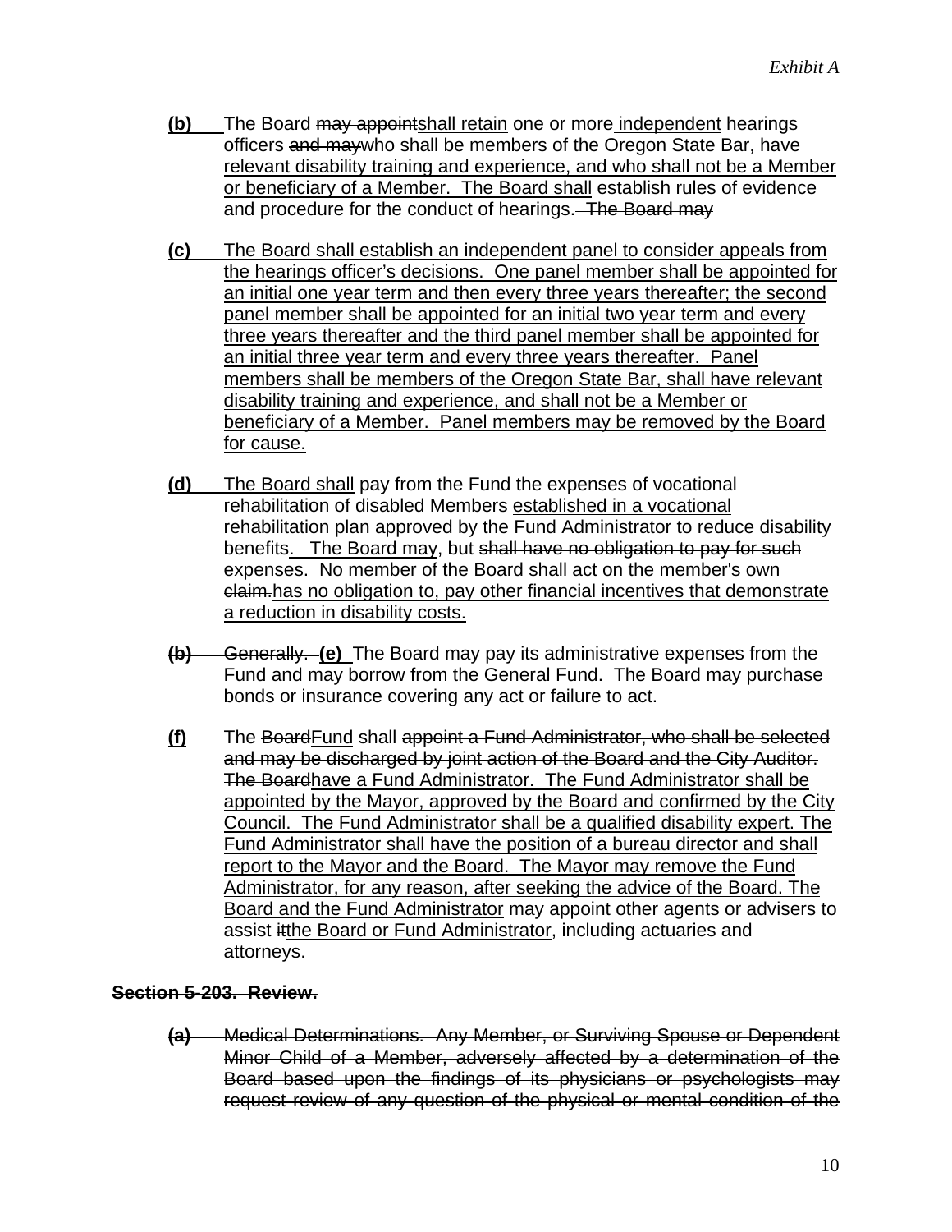**<u>(b)</u>** The Board ~~may appoint~~<u>shall retain</u> one or more <u>independent</u> hearings officers ~~and may~~<u>who shall be members of the Oregon State Bar, have relevant disability training and experience, and who shall not be a Member or beneficiary of a Member. The Board shall</u> establish rules of evidence and procedure for the conduct of hearings. ~~The Board may~~

**<u>(c)</u>** <u>The Board shall establish an independent panel to consider appeals from the hearings officer's decisions. One panel member shall be appointed for an initial one year term and then every three years thereafter; the second panel member shall be appointed for an initial two year term and every three years thereafter and the third panel member shall be appointed for an initial three year term and every three years thereafter. Panel members shall be members of the Oregon State Bar, shall have relevant disability training and experience, and shall not be a Member or beneficiary of a Member. Panel members may be removed by the Board for cause.</u>

**<u>(d)</u>** <u>The Board shall</u> pay from the Fund the expenses of vocational rehabilitation of disabled Members <u>established in a vocational rehabilitation plan approved by the Fund Administrator</u> to reduce disability benefits<u>. The Board may</u>, but ~~shall have no obligation to pay for such expenses. No member of the Board shall act on the member's own claim.~~<u>has no obligation to, pay other financial incentives that demonstrate a reduction in disability costs.</u>

~~**(b)** Generally.~~ **<u>(e)</u>** The Board may pay its administrative expenses from the Fund and may borrow from the General Fund. The Board may purchase bonds or insurance covering any act or failure to act.

**<u>(f)</u>** The ~~Board~~<u>Fund</u> shall ~~appoint a Fund Administrator, who shall be selected and may be discharged by joint action of the Board and the City Auditor. The Board~~<u>have a Fund Administrator. The Fund Administrator shall be appointed by the Mayor, approved by the Board and confirmed by the City Council. The Fund Administrator shall be a qualified disability expert. The Fund Administrator shall have the position of a bureau director and shall report to the Mayor and the Board. The Mayor may remove the Fund Administrator, for any reason, after seeking the advice of the Board. The Board and the Fund Administrator</u> may appoint other agents or advisers to assist ~~it~~<u>the Board or Fund Administrator</u>, including actuaries and attorneys.

**~~Section 5-203. Review.~~**

~~**(a)** Medical Determinations. Any Member, or Surviving Spouse or Dependent Minor Child of a Member, adversely affected by a determination of the Board based upon the findings of its physicians or psychologists may request review of any question of the physical or mental condition of the~~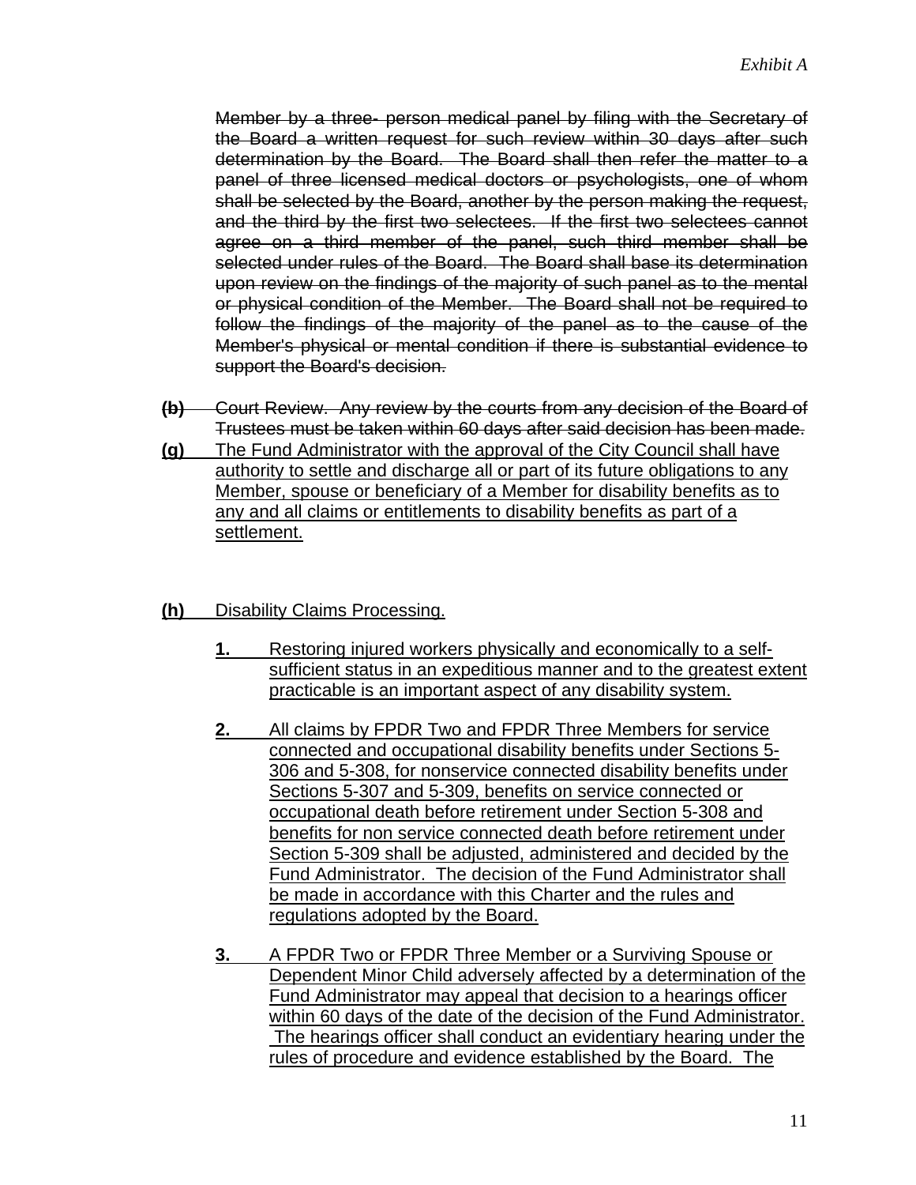~~Member by a three- person medical panel by filing with the Secretary of the Board a written request for such review within 30 days after such determination by the Board. The Board shall then refer the matter to a panel of three licensed medical doctors or psychologists, one of whom shall be selected by the Board, another by the person making the request, and the third by the first two selectees. If the first two selectees cannot agree on a third member of the panel, such third member shall be selected under rules of the Board. The Board shall base its determination upon review on the findings of the majority of such panel as to the mental or physical condition of the Member. The Board shall not be required to follow the findings of the majority of the panel as to the cause of the Member's physical or mental condition if there is substantial evidence to support the Board's decision.~~

~~**(b)** Court Review. Any review by the courts from any decision of the Board of Trustees must be taken within 60 days after said decision has been made.~~

<u>**(g)** The Fund Administrator with the approval of the City Council shall have authority to settle and discharge all or part of its future obligations to any Member, spouse or beneficiary of a Member for disability benefits as to any and all claims or entitlements to disability benefits as part of a settlement.</u>

<u>**(h)** Disability Claims Processing.</u>

<u>**1.** Restoring injured workers physically and economically to a self-sufficient status in an expeditious manner and to the greatest extent practicable is an important aspect of any disability system.</u>

<u>**2.** All claims by FPDR Two and FPDR Three Members for service connected and occupational disability benefits under Sections 5-306 and 5-308, for nonservice connected disability benefits under Sections 5-307 and 5-309, benefits on service connected or occupational death before retirement under Section 5-308 and benefits for non service connected death before retirement under Section 5-309 shall be adjusted, administered and decided by the Fund Administrator. The decision of the Fund Administrator shall be made in accordance with this Charter and the rules and regulations adopted by the Board.</u>

<u>**3.** A FPDR Two or FPDR Three Member or a Surviving Spouse or Dependent Minor Child adversely affected by a determination of the Fund Administrator may appeal that decision to a hearings officer within 60 days of the date of the decision of the Fund Administrator. The hearings officer shall conduct an evidentiary hearing under the rules of procedure and evidence established by the Board. The</u>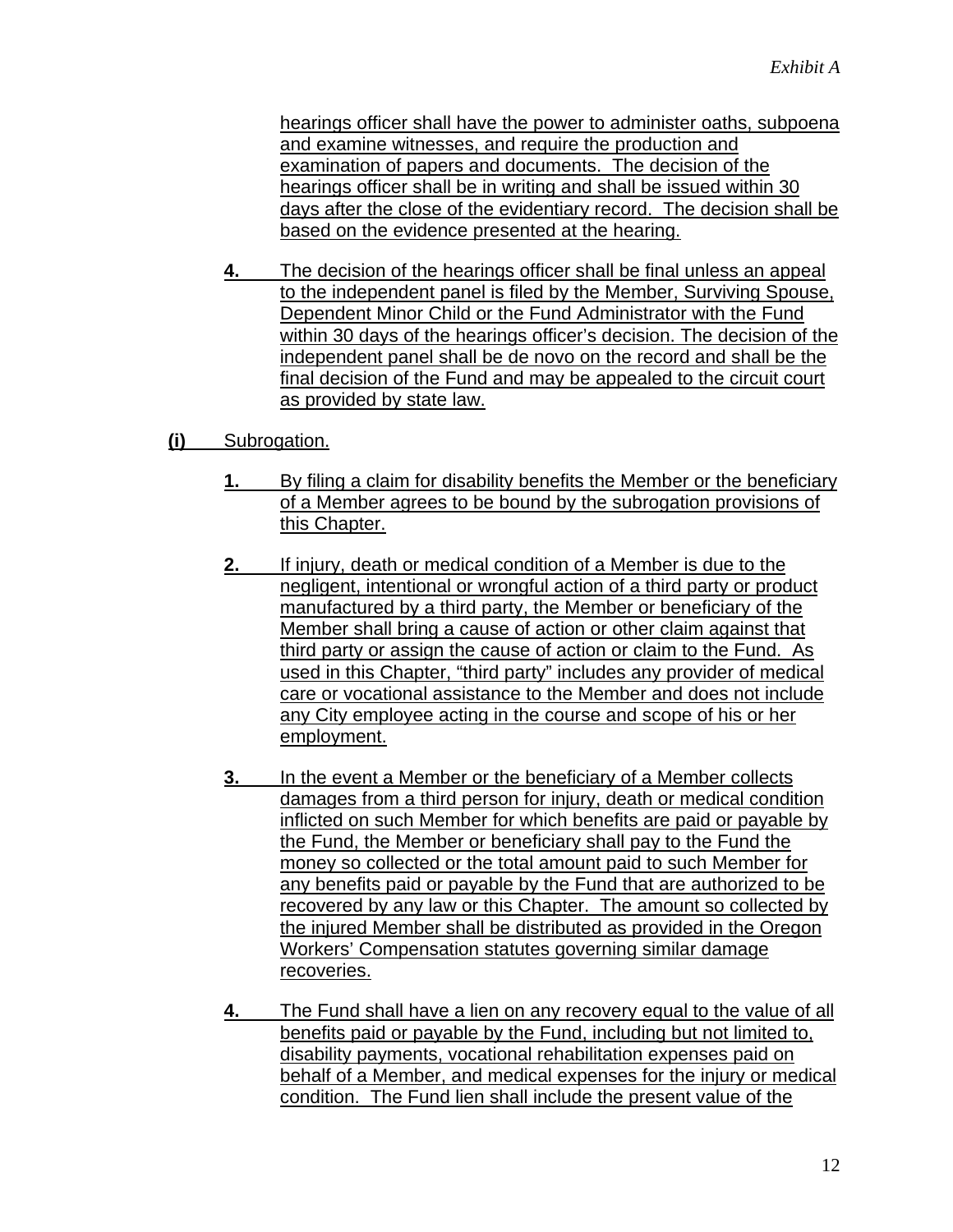hearings officer shall have the power to administer oaths, subpoena and examine witnesses, and require the production and examination of papers and documents. The decision of the hearings officer shall be in writing and shall be issued within 30 days after the close of the evidentiary record. The decision shall be based on the evidence presented at the hearing.

**4.** The decision of the hearings officer shall be final unless an appeal to the independent panel is filed by the Member, Surviving Spouse, Dependent Minor Child or the Fund Administrator with the Fund within 30 days of the hearings officer's decision. The decision of the independent panel shall be de novo on the record and shall be the final decision of the Fund and may be appealed to the circuit court as provided by state law.

**(i)** Subrogation.

**1.** By filing a claim for disability benefits the Member or the beneficiary of a Member agrees to be bound by the subrogation provisions of this Chapter.

**2.** If injury, death or medical condition of a Member is due to the negligent, intentional or wrongful action of a third party or product manufactured by a third party, the Member or beneficiary of the Member shall bring a cause of action or other claim against that third party or assign the cause of action or claim to the Fund. As used in this Chapter, "third party" includes any provider of medical care or vocational assistance to the Member and does not include any City employee acting in the course and scope of his or her employment.

**3.** In the event a Member or the beneficiary of a Member collects damages from a third person for injury, death or medical condition inflicted on such Member for which benefits are paid or payable by the Fund, the Member or beneficiary shall pay to the Fund the money so collected or the total amount paid to such Member for any benefits paid or payable by the Fund that are authorized to be recovered by any law or this Chapter. The amount so collected by the injured Member shall be distributed as provided in the Oregon Workers' Compensation statutes governing similar damage recoveries.

**4.** The Fund shall have a lien on any recovery equal to the value of all benefits paid or payable by the Fund, including but not limited to, disability payments, vocational rehabilitation expenses paid on behalf of a Member, and medical expenses for the injury or medical condition. The Fund lien shall include the present value of the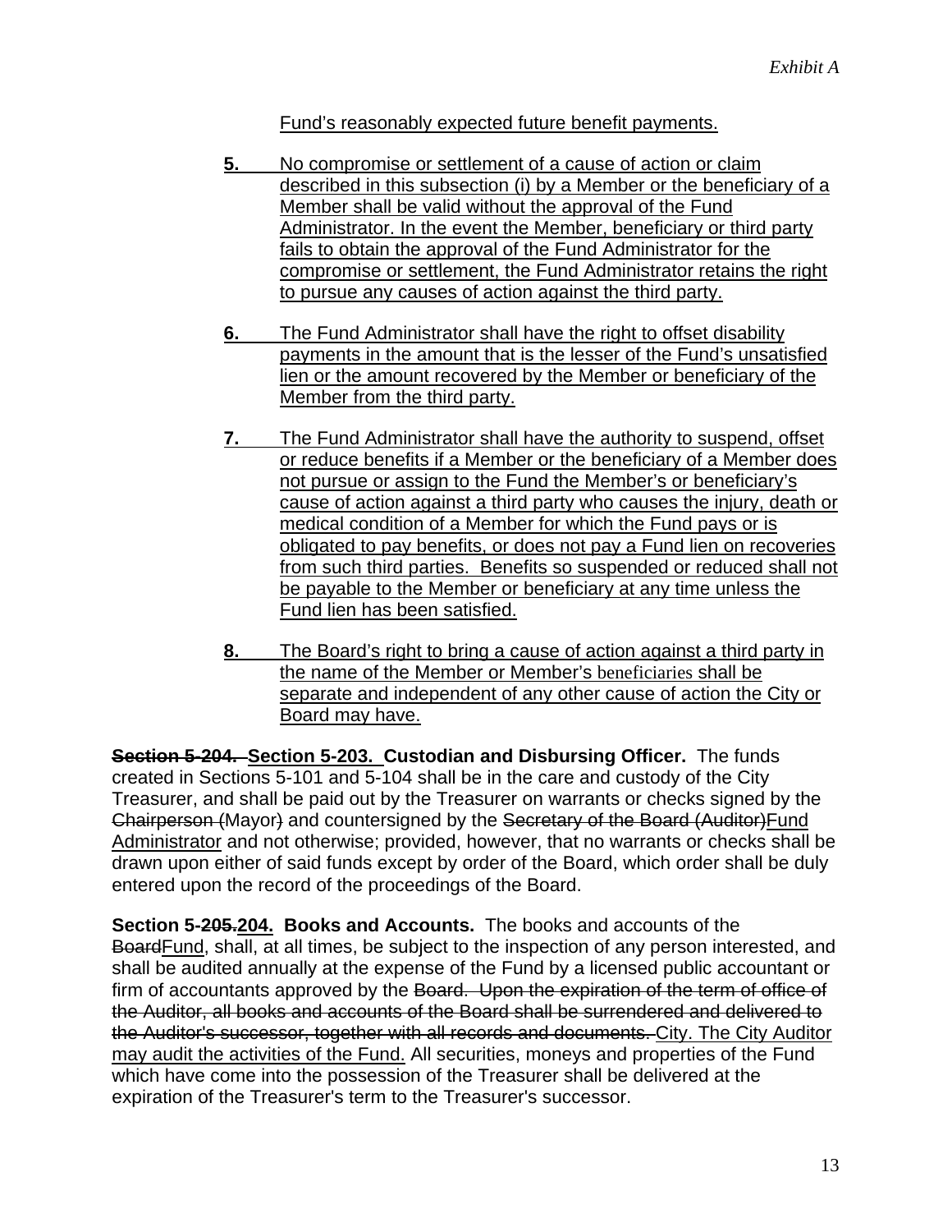Fund's reasonably expected future benefit payments.

**5.** No compromise or settlement of a cause of action or claim described in this subsection (i) by a Member or the beneficiary of a Member shall be valid without the approval of the Fund Administrator. In the event the Member, beneficiary or third party fails to obtain the approval of the Fund Administrator for the compromise or settlement, the Fund Administrator retains the right to pursue any causes of action against the third party.

**6.** The Fund Administrator shall have the right to offset disability payments in the amount that is the lesser of the Fund's unsatisfied lien or the amount recovered by the Member or beneficiary of the Member from the third party.

**7.** The Fund Administrator shall have the authority to suspend, offset or reduce benefits if a Member or the beneficiary of a Member does not pursue or assign to the Fund the Member's or beneficiary's cause of action against a third party who causes the injury, death or medical condition of a Member for which the Fund pays or is obligated to pay benefits, or does not pay a Fund lien on recoveries from such third parties. Benefits so suspended or reduced shall not be payable to the Member or beneficiary at any time unless the Fund lien has been satisfied.

**8.** The Board's right to bring a cause of action against a third party in the name of the Member or Member's beneficiaries shall be separate and independent of any other cause of action the City or Board may have.

~~**Section 5-204.**~~ **Section 5-203. Custodian and Disbursing Officer.** The funds created in Sections 5-101 and 5-104 shall be in the care and custody of the City Treasurer, and shall be paid out by the Treasurer on warrants or checks signed by the ~~Chairperson (~~Mayor~~)~~ and countersigned by the ~~Secretary of the Board (Auditor)~~Fund Administrator and not otherwise; provided, however, that no warrants or checks shall be drawn upon either of said funds except by order of the Board, which order shall be duly entered upon the record of the proceedings of the Board.

**Section 5-~~205.~~204. Books and Accounts.** The books and accounts of the ~~Board~~Fund, shall, at all times, be subject to the inspection of any person interested, and shall be audited annually at the expense of the Fund by a licensed public accountant or firm of accountants approved by the ~~Board. Upon the expiration of the term of office of the Auditor, all books and accounts of the Board shall be surrendered and delivered to the Auditor's successor, together with all records and documents.~~ City. The City Auditor may audit the activities of the Fund. All securities, moneys and properties of the Fund which have come into the possession of the Treasurer shall be delivered at the expiration of the Treasurer's term to the Treasurer's successor.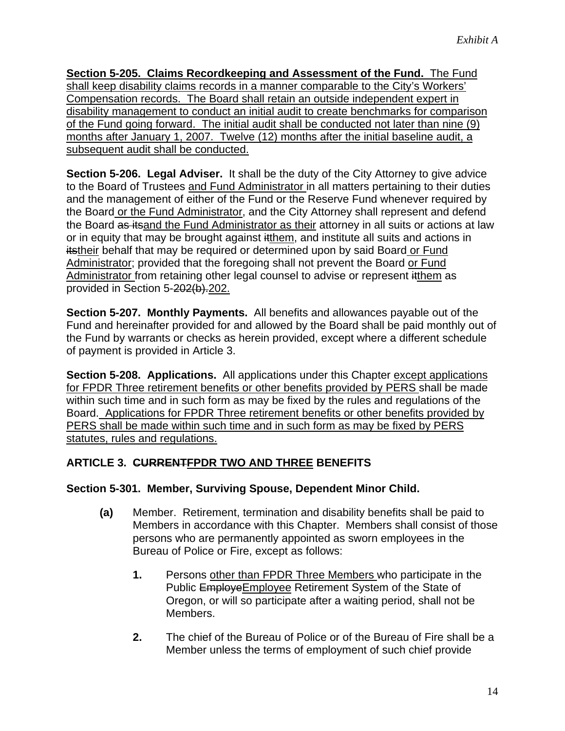*Exhibit A*

**Section 5-205. Claims Recordkeeping and Assessment of the Fund.** The Fund shall keep disability claims records in a manner comparable to the City's Workers' Compensation records. The Board shall retain an outside independent expert in disability management to conduct an initial audit to create benchmarks for comparison of the Fund going forward. The initial audit shall be conducted not later than nine (9) months after January 1, 2007. Twelve (12) months after the initial baseline audit, a subsequent audit shall be conducted.

**Section 5-206. Legal Adviser.** It shall be the duty of the City Attorney to give advice to the Board of Trustees and Fund Administrator in all matters pertaining to their duties and the management of either of the Fund or the Reserve Fund whenever required by the Board or the Fund Administrator, and the City Attorney shall represent and defend the Board ~~as its~~and the Fund Administrator as their attorney in all suits or actions at law or in equity that may be brought against ~~it~~them, and institute all suits and actions in ~~its~~their behalf that may be required or determined upon by said Board or Fund Administrator; provided that the foregoing shall not prevent the Board or Fund Administrator from retaining other legal counsel to advise or represent ~~it~~them as provided in Section 5-~~202(b).~~202.

**Section 5-207. Monthly Payments.** All benefits and allowances payable out of the Fund and hereinafter provided for and allowed by the Board shall be paid monthly out of the Fund by warrants or checks as herein provided, except where a different schedule of payment is provided in Article 3.

**Section 5-208. Applications.** All applications under this Chapter except applications for FPDR Three retirement benefits or other benefits provided by PERS shall be made within such time and in such form as may be fixed by the rules and regulations of the Board. Applications for FPDR Three retirement benefits or other benefits provided by PERS shall be made within such time and in such form as may be fixed by PERS statutes, rules and regulations.

**ARTICLE 3. ~~CURRENT~~FPDR TWO AND THREE BENEFITS**

**Section 5-301. Member, Surviving Spouse, Dependent Minor Child.**

**(a)** Member. Retirement, termination and disability benefits shall be paid to Members in accordance with this Chapter. Members shall consist of those persons who are permanently appointed as sworn employees in the Bureau of Police or Fire, except as follows:

**1.** Persons other than FPDR Three Members who participate in the Public ~~Employe~~Employee Retirement System of the State of Oregon, or will so participate after a waiting period, shall not be Members.

**2.** The chief of the Bureau of Police or of the Bureau of Fire shall be a Member unless the terms of employment of such chief provide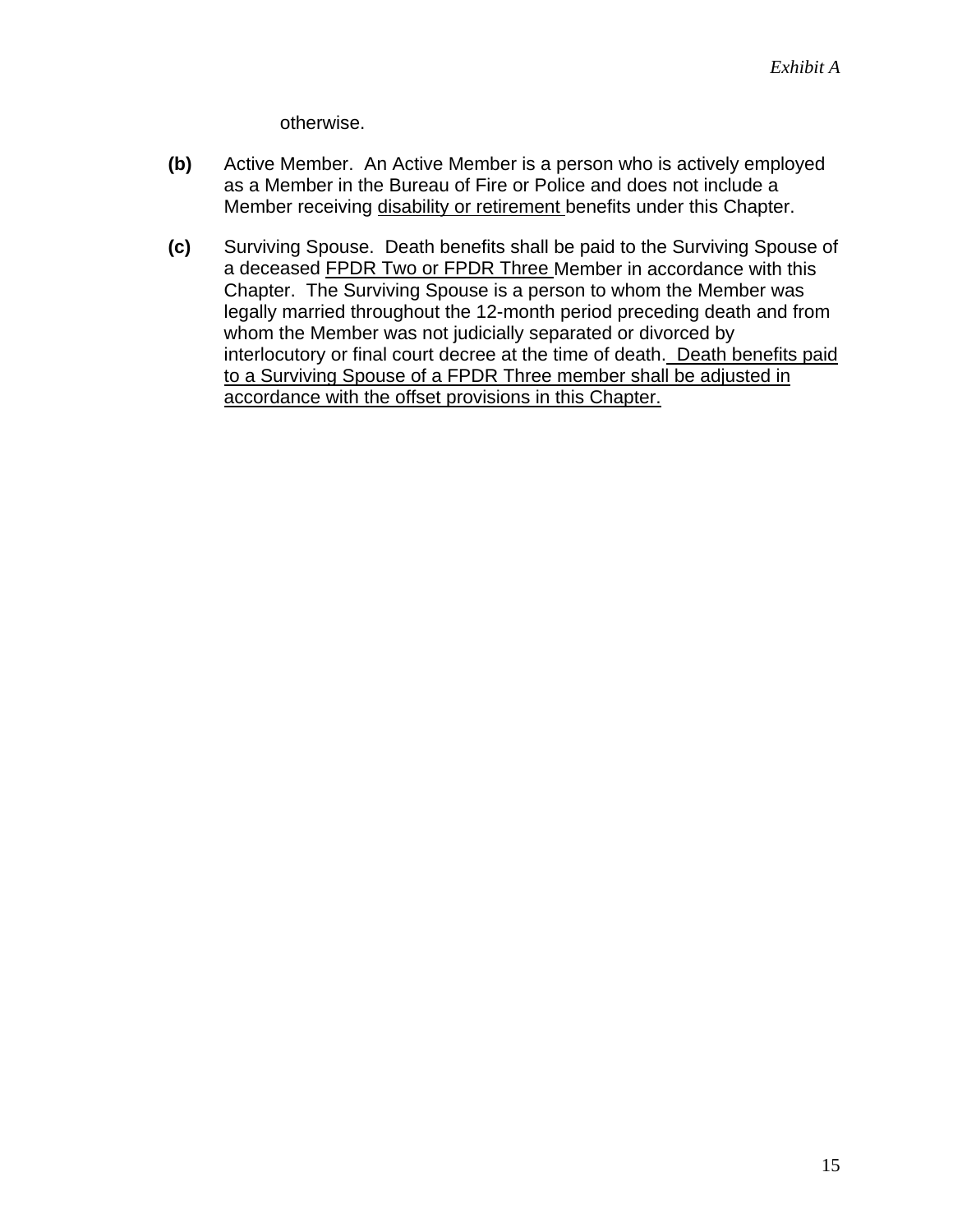otherwise.

**(b)** Active Member. An Active Member is a person who is actively employed as a Member in the Bureau of Fire or Police and does not include a Member receiving <u>disability or retirement</u> benefits under this Chapter.

**(c)** Surviving Spouse. Death benefits shall be paid to the Surviving Spouse of a deceased <u>FPDR Two or FPDR Three</u> Member in accordance with this Chapter. The Surviving Spouse is a person to whom the Member was legally married throughout the 12-month period preceding death and from whom the Member was not judicially separated or divorced by interlocutory or final court decree at the time of death. <u>Death benefits paid to a Surviving Spouse of a FPDR Three member shall be adjusted in accordance with the offset provisions in this Chapter.</u>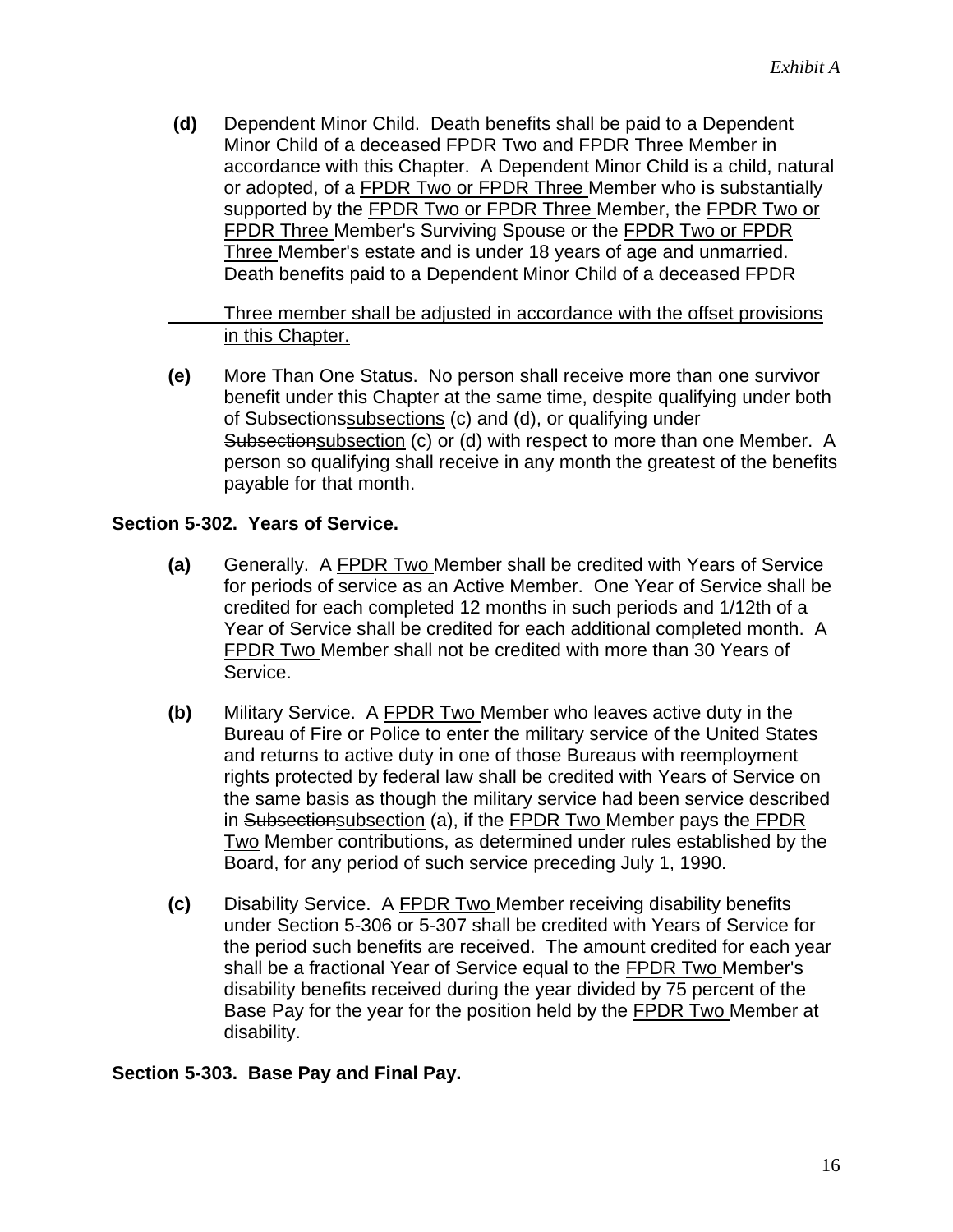*Exhibit A*

**(d)** Dependent Minor Child. Death benefits shall be paid to a Dependent Minor Child of a deceased FPDR Two and FPDR Three Member in accordance with this Chapter. A Dependent Minor Child is a child, natural or adopted, of a FPDR Two or FPDR Three Member who is substantially supported by the FPDR Two or FPDR Three Member, the FPDR Two or FPDR Three Member's Surviving Spouse or the FPDR Two or FPDR Three Member's estate and is under 18 years of age and unmarried. Death benefits paid to a Dependent Minor Child of a deceased FPDR Three member shall be adjusted in accordance with the offset provisions in this Chapter.

**(e)** More Than One Status. No person shall receive more than one survivor benefit under this Chapter at the same time, despite qualifying under both of ~~Subsections~~subsections (c) and (d), or qualifying under ~~Subsection~~subsection (c) or (d) with respect to more than one Member. A person so qualifying shall receive in any month the greatest of the benefits payable for that month.

**Section 5-302. Years of Service.**

**(a)** Generally. A FPDR Two Member shall be credited with Years of Service for periods of service as an Active Member. One Year of Service shall be credited for each completed 12 months in such periods and 1/12th of a Year of Service shall be credited for each additional completed month. A FPDR Two Member shall not be credited with more than 30 Years of Service.

**(b)** Military Service. A FPDR Two Member who leaves active duty in the Bureau of Fire or Police to enter the military service of the United States and returns to active duty in one of those Bureaus with reemployment rights protected by federal law shall be credited with Years of Service on the same basis as though the military service had been service described in ~~Subsection~~subsection (a), if the FPDR Two Member pays the FPDR Two Member contributions, as determined under rules established by the Board, for any period of such service preceding July 1, 1990.

**(c)** Disability Service. A FPDR Two Member receiving disability benefits under Section 5-306 or 5-307 shall be credited with Years of Service for the period such benefits are received. The amount credited for each year shall be a fractional Year of Service equal to the FPDR Two Member's disability benefits received during the year divided by 75 percent of the Base Pay for the year for the position held by the FPDR Two Member at disability.

**Section 5-303. Base Pay and Final Pay.**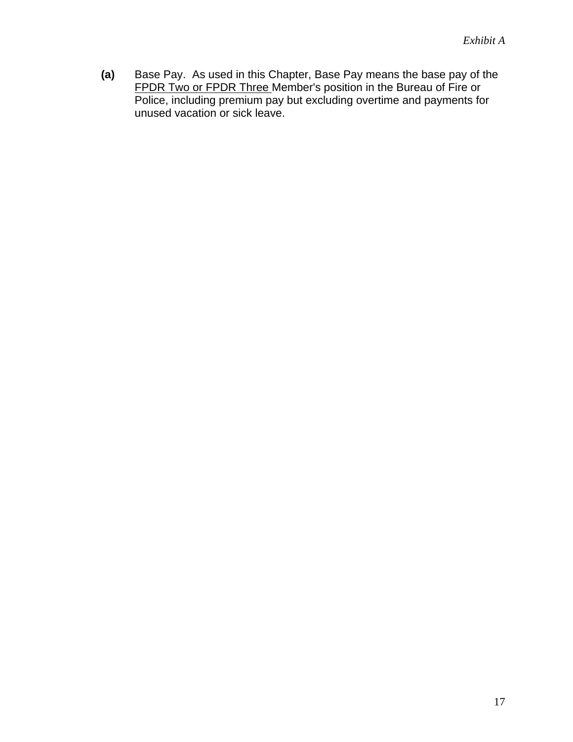**(a)** Base Pay. As used in this Chapter, Base Pay means the base pay of the <u>FPDR Two or FPDR Three</u> Member's position in the Bureau of Fire or Police, including premium pay but excluding overtime and payments for unused vacation or sick leave.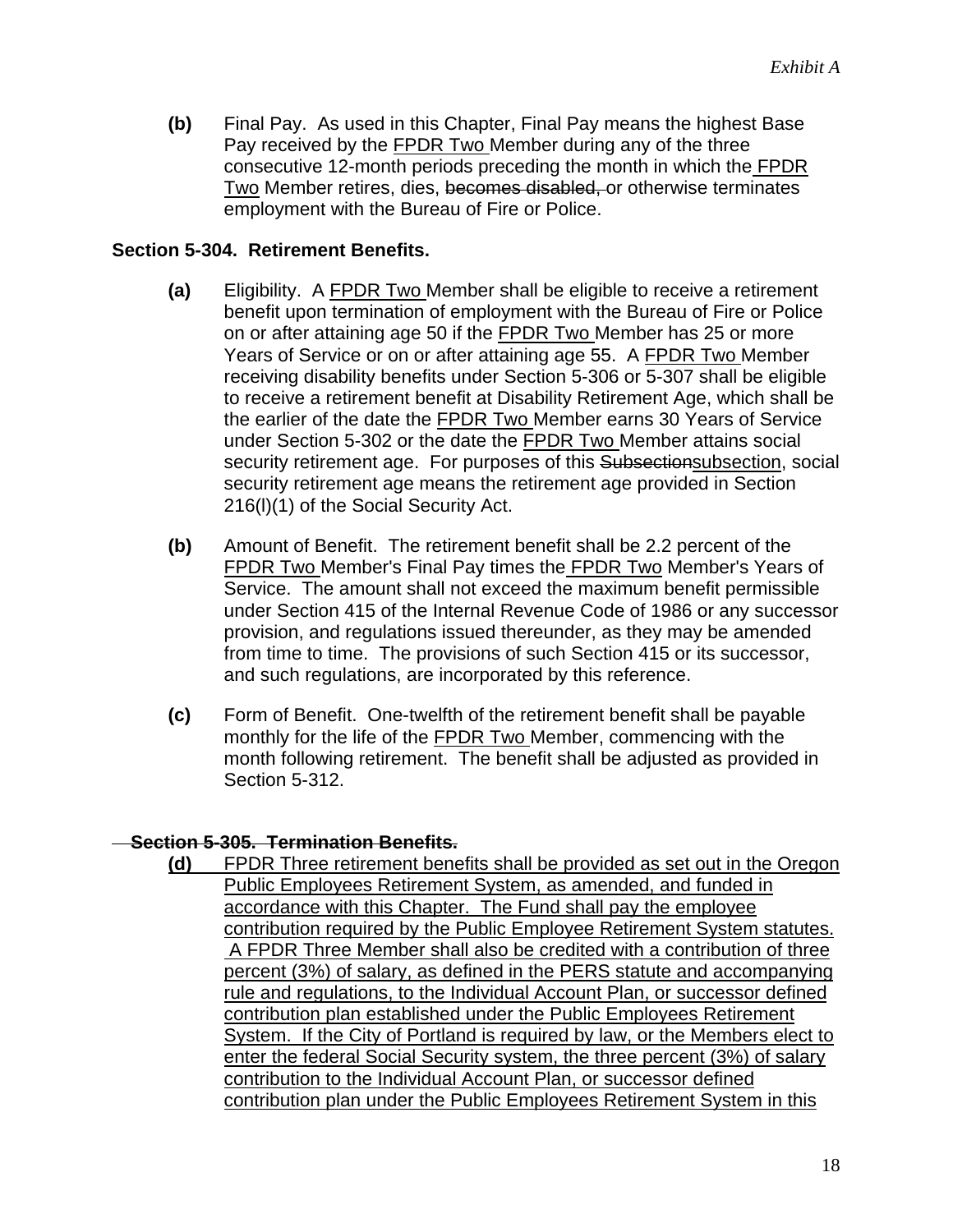**(b)** Final Pay. As used in this Chapter, Final Pay means the highest Base Pay received by the <u>FPDR Two</u> Member during any of the three consecutive 12-month periods preceding the month in which the <u>FPDR Two</u> Member retires, dies, ~~becomes disabled,~~ or otherwise terminates employment with the Bureau of Fire or Police.

**Section 5-304. Retirement Benefits.**

**(a)** Eligibility. A <u>FPDR Two</u> Member shall be eligible to receive a retirement benefit upon termination of employment with the Bureau of Fire or Police on or after attaining age 50 if the <u>FPDR Two</u> Member has 25 or more Years of Service or on or after attaining age 55. A <u>FPDR Two</u> Member receiving disability benefits under Section 5-306 or 5-307 shall be eligible to receive a retirement benefit at Disability Retirement Age, which shall be the earlier of the date the <u>FPDR Two</u> Member earns 30 Years of Service under Section 5-302 or the date the <u>FPDR Two</u> Member attains social security retirement age. For purposes of this ~~Subsection~~<u>subsection</u>, social security retirement age means the retirement age provided in Section 216(l)(1) of the Social Security Act.

**(b)** Amount of Benefit. The retirement benefit shall be 2.2 percent of the <u>FPDR Two</u> Member's Final Pay times the <u>FPDR Two</u> Member's Years of Service. The amount shall not exceed the maximum benefit permissible under Section 415 of the Internal Revenue Code of 1986 or any successor provision, and regulations issued thereunder, as they may be amended from time to time. The provisions of such Section 415 or its successor, and such regulations, are incorporated by this reference.

**(c)** Form of Benefit. One-twelfth of the retirement benefit shall be payable monthly for the life of the <u>FPDR Two</u> Member, commencing with the month following retirement. The benefit shall be adjusted as provided in Section 5-312.

~~**Section 5-305. Termination Benefits.**~~

<u>**(d)** FPDR Three retirement benefits shall be provided as set out in the Oregon Public Employees Retirement System, as amended, and funded in accordance with this Chapter. The Fund shall pay the employee contribution required by the Public Employee Retirement System statutes. A FPDR Three Member shall also be credited with a contribution of three percent (3%) of salary, as defined in the PERS statute and accompanying rule and regulations, to the Individual Account Plan, or successor defined contribution plan established under the Public Employees Retirement System. If the City of Portland is required by law, or the Members elect to enter the federal Social Security system, the three percent (3%) of salary contribution to the Individual Account Plan, or successor defined contribution plan under the Public Employees Retirement System in this</u>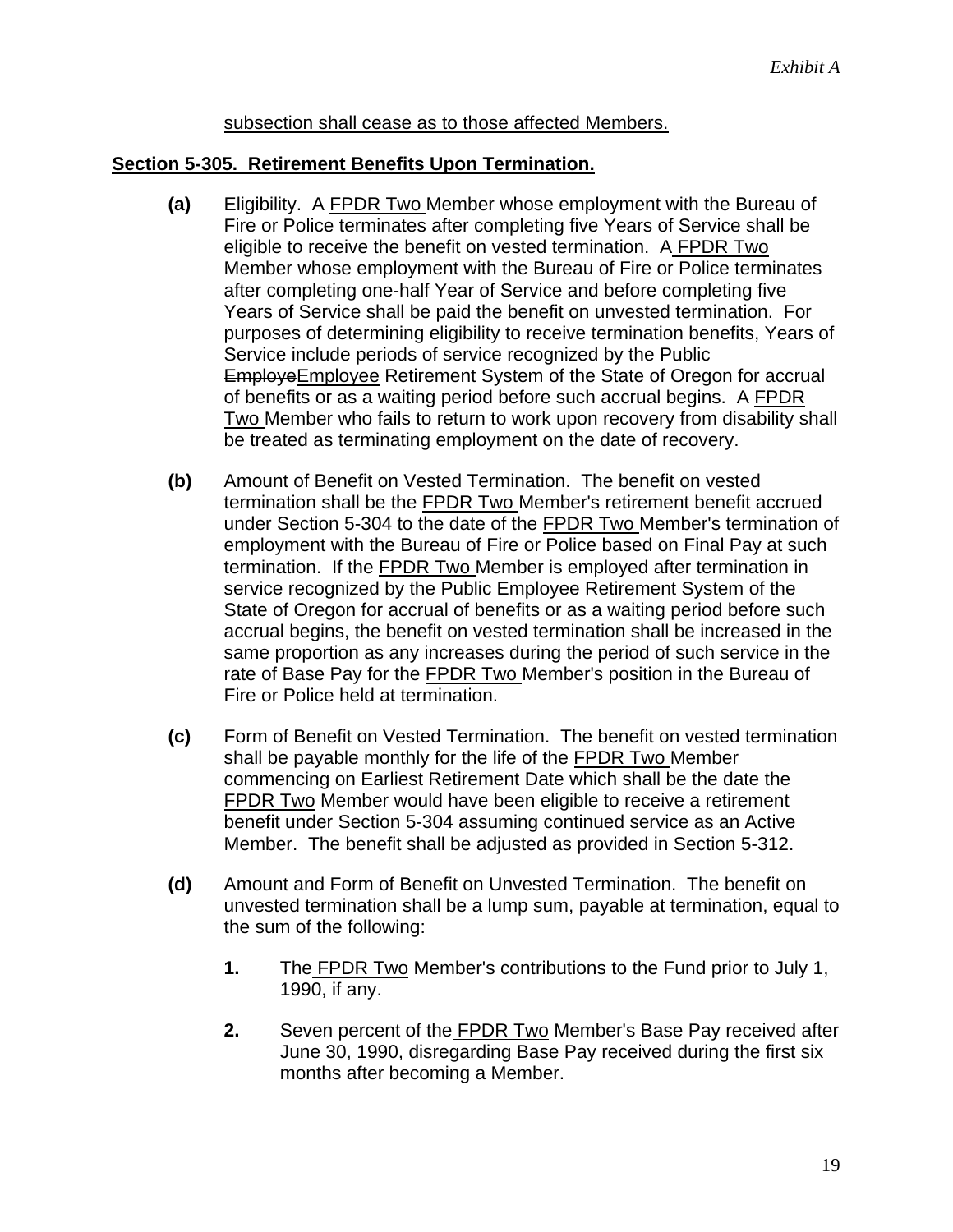subsection shall cease as to those affected Members.

**Section 5-305. Retirement Benefits Upon Termination.**

**(a)** Eligibility. A FPDR Two Member whose employment with the Bureau of Fire or Police terminates after completing five Years of Service shall be eligible to receive the benefit on vested termination. A FPDR Two Member whose employment with the Bureau of Fire or Police terminates after completing one-half Year of Service and before completing five Years of Service shall be paid the benefit on unvested termination. For purposes of determining eligibility to receive termination benefits, Years of Service include periods of service recognized by the Public ~~Employe~~Employee Retirement System of the State of Oregon for accrual of benefits or as a waiting period before such accrual begins. A FPDR Two Member who fails to return to work upon recovery from disability shall be treated as terminating employment on the date of recovery.

**(b)** Amount of Benefit on Vested Termination. The benefit on vested termination shall be the FPDR Two Member's retirement benefit accrued under Section 5-304 to the date of the FPDR Two Member's termination of employment with the Bureau of Fire or Police based on Final Pay at such termination. If the FPDR Two Member is employed after termination in service recognized by the Public Employee Retirement System of the State of Oregon for accrual of benefits or as a waiting period before such accrual begins, the benefit on vested termination shall be increased in the same proportion as any increases during the period of such service in the rate of Base Pay for the FPDR Two Member's position in the Bureau of Fire or Police held at termination.

**(c)** Form of Benefit on Vested Termination. The benefit on vested termination shall be payable monthly for the life of the FPDR Two Member commencing on Earliest Retirement Date which shall be the date the FPDR Two Member would have been eligible to receive a retirement benefit under Section 5-304 assuming continued service as an Active Member. The benefit shall be adjusted as provided in Section 5-312.

**(d)** Amount and Form of Benefit on Unvested Termination. The benefit on unvested termination shall be a lump sum, payable at termination, equal to the sum of the following:

**1.** The FPDR Two Member's contributions to the Fund prior to July 1, 1990, if any.

**2.** Seven percent of the FPDR Two Member's Base Pay received after June 30, 1990, disregarding Base Pay received during the first six months after becoming a Member.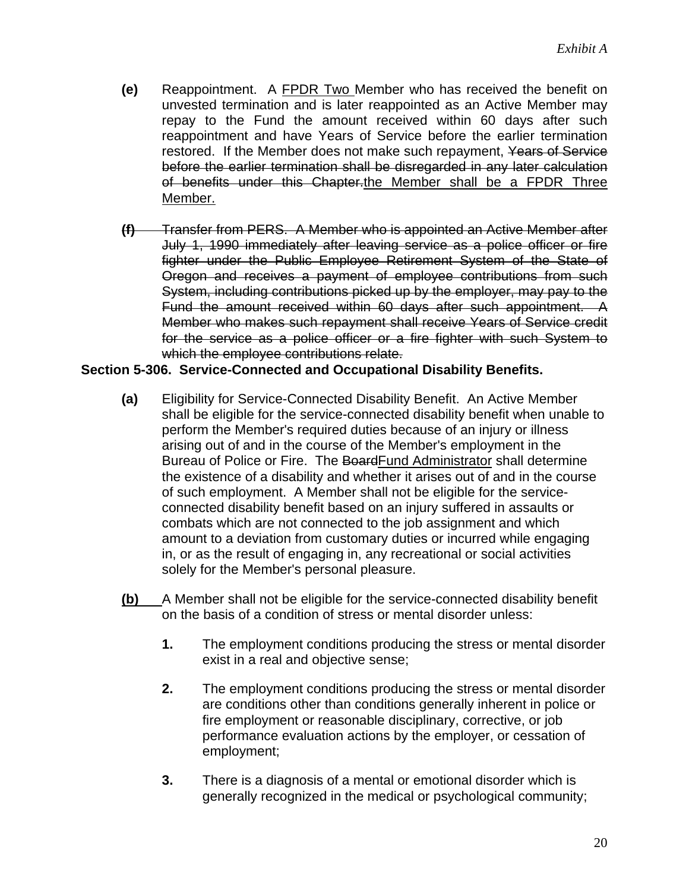**(e)** Reappointment. A <u>FPDR Two</u> Member who has received the benefit on unvested termination and is later reappointed as an Active Member may repay to the Fund the amount received within 60 days after such reappointment and have Years of Service before the earlier termination restored. If the Member does not make such repayment, ~~Years of Service before the earlier termination shall be disregarded in any later calculation of benefits under this Chapter.~~<u>the Member shall be a FPDR Three Member.</u>

~~**(f)** Transfer from PERS. A Member who is appointed an Active Member after July 1, 1990 immediately after leaving service as a police officer or fire fighter under the Public Employee Retirement System of the State of Oregon and receives a payment of employee contributions from such System, including contributions picked up by the employer, may pay to the Fund the amount received within 60 days after such appointment. A Member who makes such repayment shall receive Years of Service credit for the service as a police officer or a fire fighter with such System to which the employee contributions relate.~~

**Section 5-306. Service-Connected and Occupational Disability Benefits.**

**(a)** Eligibility for Service-Connected Disability Benefit. An Active Member shall be eligible for the service-connected disability benefit when unable to perform the Member's required duties because of an injury or illness arising out of and in the course of the Member's employment in the Bureau of Police or Fire. The ~~Board~~<u>Fund Administrator</u> shall determine the existence of a disability and whether it arises out of and in the course of such employment. A Member shall not be eligible for the service-connected disability benefit based on an injury suffered in assaults or combats which are not connected to the job assignment and which amount to a deviation from customary duties or incurred while engaging in, or as the result of engaging in, any recreational or social activities solely for the Member's personal pleasure.

<u>**(b)**</u> A Member shall not be eligible for the service-connected disability benefit on the basis of a condition of stress or mental disorder unless:

1. The employment conditions producing the stress or mental disorder exist in a real and objective sense;

2. The employment conditions producing the stress or mental disorder are conditions other than conditions generally inherent in police or fire employment or reasonable disciplinary, corrective, or job performance evaluation actions by the employer, or cessation of employment;

3. There is a diagnosis of a mental or emotional disorder which is generally recognized in the medical or psychological community;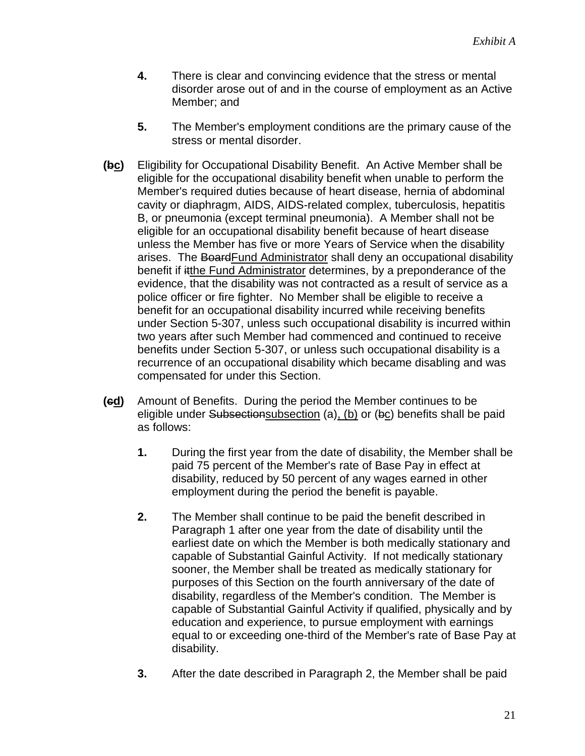*Exhibit A*

**4.** There is clear and convincing evidence that the stress or mental disorder arose out of and in the course of employment as an Active Member; and

**5.** The Member's employment conditions are the primary cause of the stress or mental disorder.

**(~~b~~<u>c</u>)** Eligibility for Occupational Disability Benefit. An Active Member shall be eligible for the occupational disability benefit when unable to perform the Member's required duties because of heart disease, hernia of abdominal cavity or diaphragm, AIDS, AIDS-related complex, tuberculosis, hepatitis B, or pneumonia (except terminal pneumonia). A Member shall not be eligible for an occupational disability benefit because of heart disease unless the Member has five or more Years of Service when the disability arises. The ~~Board~~<u>Fund Administrator</u> shall deny an occupational disability benefit if ~~it~~<u>the Fund Administrator</u> determines, by a preponderance of the evidence, that the disability was not contracted as a result of service as a police officer or fire fighter. No Member shall be eligible to receive a benefit for an occupational disability incurred while receiving benefits under Section 5-307, unless such occupational disability is incurred within two years after such Member had commenced and continued to receive benefits under Section 5-307, or unless such occupational disability is a recurrence of an occupational disability which became disabling and was compensated for under this Section.

**(~~c~~<u>d</u>)** Amount of Benefits. During the period the Member continues to be eligible under ~~Subsection~~<u>subsection</u> (a)<u>, (b)</u> or (~~b~~<u>c</u>) benefits shall be paid as follows:

**1.** During the first year from the date of disability, the Member shall be paid 75 percent of the Member's rate of Base Pay in effect at disability, reduced by 50 percent of any wages earned in other employment during the period the benefit is payable.

**2.** The Member shall continue to be paid the benefit described in Paragraph 1 after one year from the date of disability until the earliest date on which the Member is both medically stationary and capable of Substantial Gainful Activity. If not medically stationary sooner, the Member shall be treated as medically stationary for purposes of this Section on the fourth anniversary of the date of disability, regardless of the Member's condition. The Member is capable of Substantial Gainful Activity if qualified, physically and by education and experience, to pursue employment with earnings equal to or exceeding one-third of the Member's rate of Base Pay at disability.

**3.** After the date described in Paragraph 2, the Member shall be paid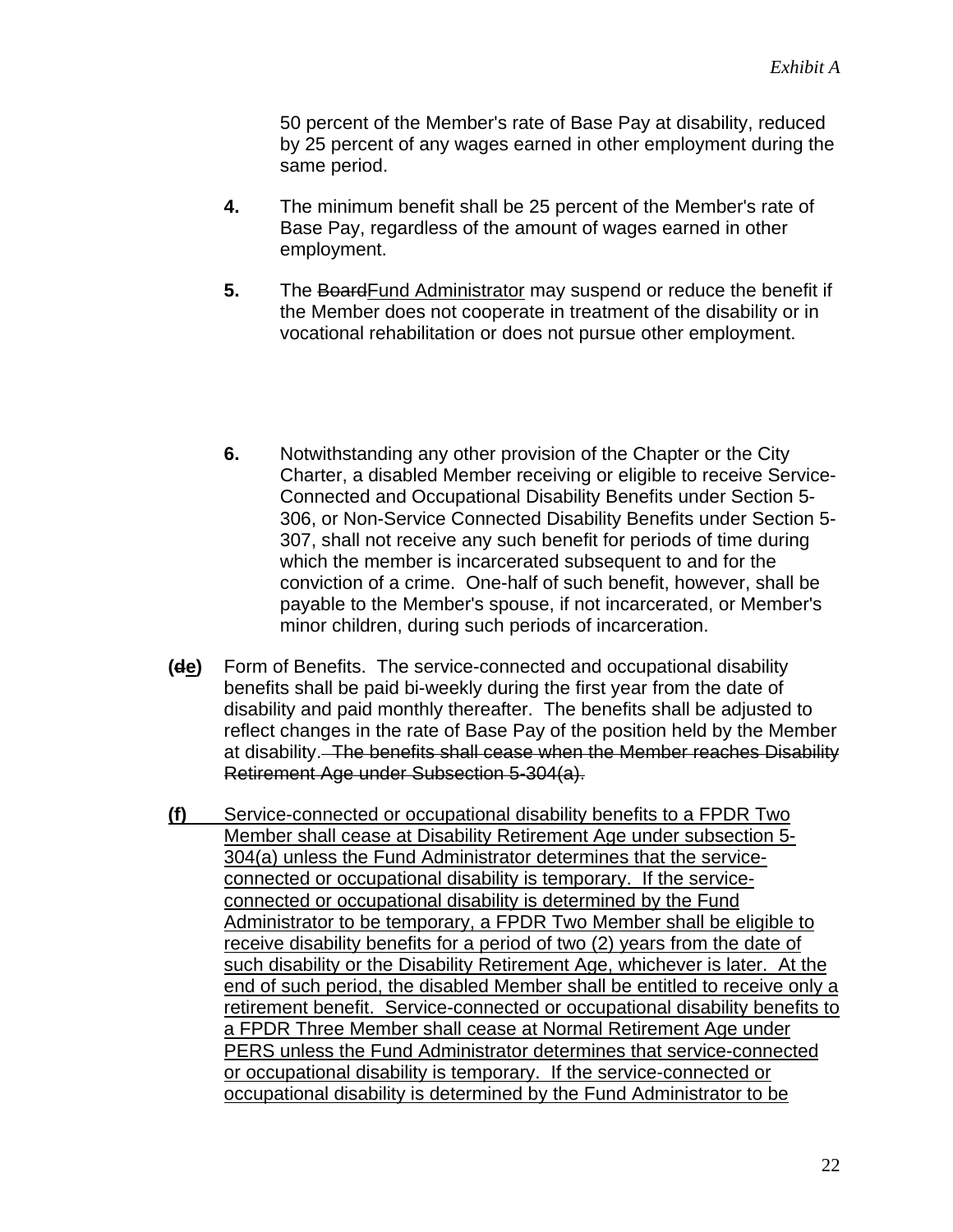50 percent of the Member's rate of Base Pay at disability, reduced by 25 percent of any wages earned in other employment during the same period.

**4.** The minimum benefit shall be 25 percent of the Member's rate of Base Pay, regardless of the amount of wages earned in other employment.

**5.** The ~~Board~~<u>Fund Administrator</u> may suspend or reduce the benefit if the Member does not cooperate in treatment of the disability or in vocational rehabilitation or does not pursue other employment.

**6.** Notwithstanding any other provision of the Chapter or the City Charter, a disabled Member receiving or eligible to receive Service-Connected and Occupational Disability Benefits under Section 5-306, or Non-Service Connected Disability Benefits under Section 5-307, shall not receive any such benefit for periods of time during which the member is incarcerated subsequent to and for the conviction of a crime. One-half of such benefit, however, shall be payable to the Member's spouse, if not incarcerated, or Member's minor children, during such periods of incarceration.

**(~~d~~<u>e</u>)** Form of Benefits. The service-connected and occupational disability benefits shall be paid bi-weekly during the first year from the date of disability and paid monthly thereafter. The benefits shall be adjusted to reflect changes in the rate of Base Pay of the position held by the Member at disability. ~~The benefits shall cease when the Member reaches Disability Retirement Age under Subsection 5-304(a).~~

<u>**(f)** Service-connected or occupational disability benefits to a FPDR Two Member shall cease at Disability Retirement Age under subsection 5-304(a) unless the Fund Administrator determines that the service-connected or occupational disability is temporary. If the service-connected or occupational disability is determined by the Fund Administrator to be temporary, a FPDR Two Member shall be eligible to receive disability benefits for a period of two (2) years from the date of such disability or the Disability Retirement Age, whichever is later. At the end of such period, the disabled Member shall be entitled to receive only a retirement benefit. Service-connected or occupational disability benefits to a FPDR Three Member shall cease at Normal Retirement Age under PERS unless the Fund Administrator determines that service-connected or occupational disability is temporary. If the service-connected or occupational disability is determined by the Fund Administrator to be</u>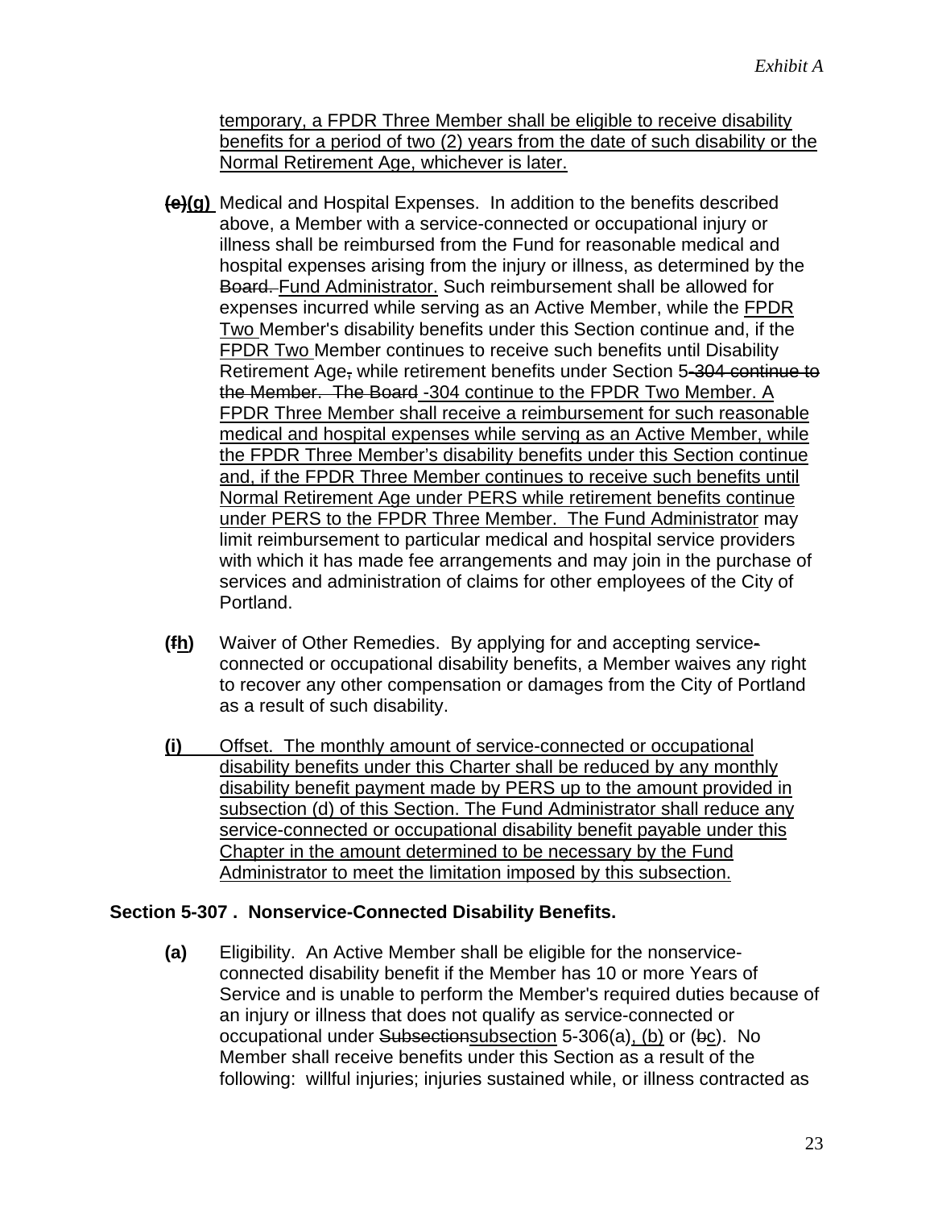temporary, a FPDR Three Member shall be eligible to receive disability benefits for a period of two (2) years from the date of such disability or the Normal Retirement Age, whichever is later.

**~~(e)~~(g)** Medical and Hospital Expenses. In addition to the benefits described above, a Member with a service-connected or occupational injury or illness shall be reimbursed from the Fund for reasonable medical and hospital expenses arising from the injury or illness, as determined by the ~~Board.~~ Fund Administrator. Such reimbursement shall be allowed for expenses incurred while serving as an Active Member, while the FPDR Two Member's disability benefits under this Section continue and, if the FPDR Two Member continues to receive such benefits until Disability Retirement Age~~,~~ while retirement benefits under Section 5~~-304 continue to the Member. The Board~~ -304 continue to the FPDR Two Member. A FPDR Three Member shall receive a reimbursement for such reasonable medical and hospital expenses while serving as an Active Member, while the FPDR Three Member's disability benefits under this Section continue and, if the FPDR Three Member continues to receive such benefits until Normal Retirement Age under PERS while retirement benefits continue under PERS to the FPDR Three Member. The Fund Administrator may limit reimbursement to particular medical and hospital service providers with which it has made fee arrangements and may join in the purchase of services and administration of claims for other employees of the City of Portland.

**(~~f~~h)** Waiver of Other Remedies. By applying for and accepting service-connected or occupational disability benefits, a Member waives any right to recover any other compensation or damages from the City of Portland as a result of such disability.

**(i)** Offset. The monthly amount of service-connected or occupational disability benefits under this Charter shall be reduced by any monthly disability benefit payment made by PERS up to the amount provided in subsection (d) of this Section. The Fund Administrator shall reduce any service-connected or occupational disability benefit payable under this Chapter in the amount determined to be necessary by the Fund Administrator to meet the limitation imposed by this subsection.

### Section 5-307 . Nonservice-Connected Disability Benefits.

**(a)** Eligibility. An Active Member shall be eligible for the nonservice-connected disability benefit if the Member has 10 or more Years of Service and is unable to perform the Member's required duties because of an injury or illness that does not qualify as service-connected or occupational under ~~Subsection~~subsection 5-306(a), (b) or (~~b~~c). No Member shall receive benefits under this Section as a result of the following: willful injuries; injuries sustained while, or illness contracted as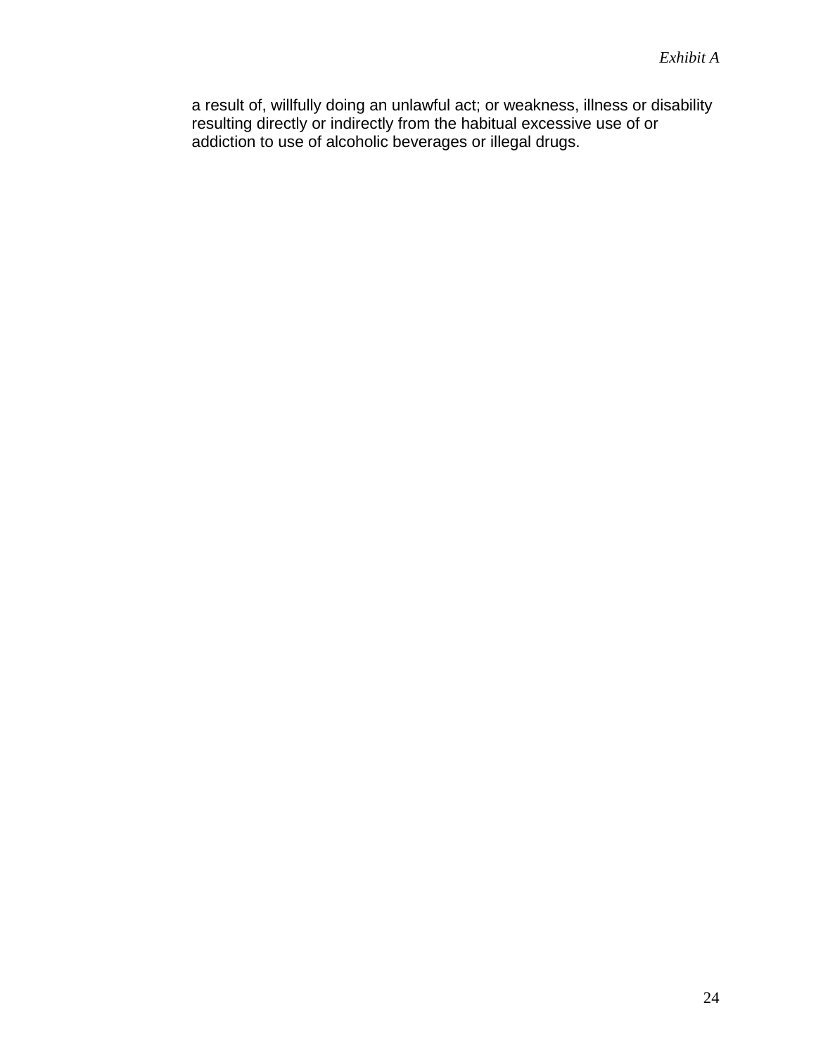a result of, willfully doing an unlawful act; or weakness, illness or disability resulting directly or indirectly from the habitual excessive use of or addiction to use of alcoholic beverages or illegal drugs.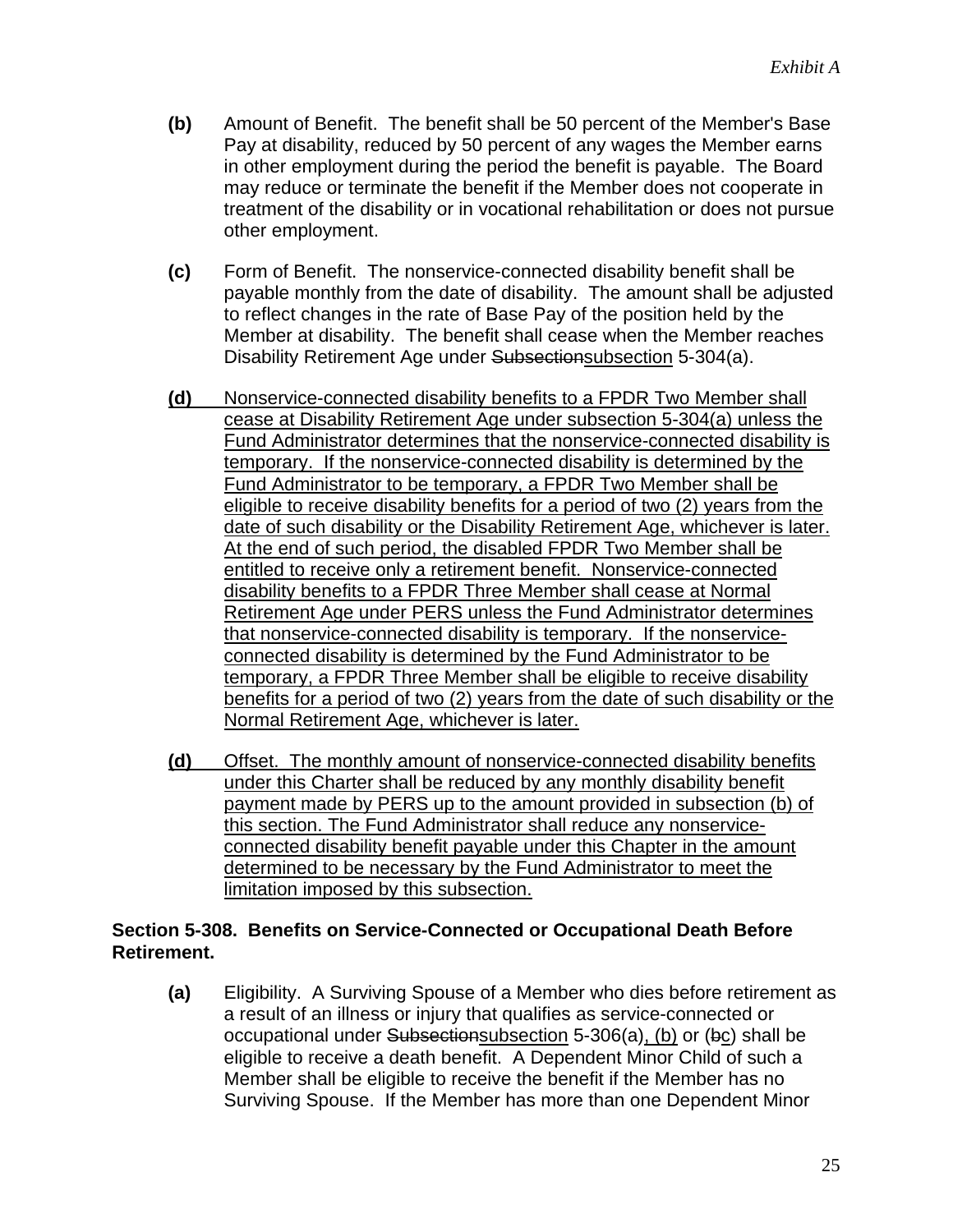**(b)** Amount of Benefit. The benefit shall be 50 percent of the Member's Base Pay at disability, reduced by 50 percent of any wages the Member earns in other employment during the period the benefit is payable. The Board may reduce or terminate the benefit if the Member does not cooperate in treatment of the disability or in vocational rehabilitation or does not pursue other employment.

**(c)** Form of Benefit. The nonservice-connected disability benefit shall be payable monthly from the date of disability. The amount shall be adjusted to reflect changes in the rate of Base Pay of the position held by the Member at disability. The benefit shall cease when the Member reaches Disability Retirement Age under ~~Subsection~~<u>subsection</u> 5-304(a).

<u>**(d)** Nonservice-connected disability benefits to a FPDR Two Member shall cease at Disability Retirement Age under subsection 5-304(a) unless the Fund Administrator determines that the nonservice-connected disability is temporary. If the nonservice-connected disability is determined by the Fund Administrator to be temporary, a FPDR Two Member shall be eligible to receive disability benefits for a period of two (2) years from the date of such disability or the Disability Retirement Age, whichever is later. At the end of such period, the disabled FPDR Two Member shall be entitled to receive only a retirement benefit. Nonservice-connected disability benefits to a FPDR Three Member shall cease at Normal Retirement Age under PERS unless the Fund Administrator determines that nonservice-connected disability is temporary. If the nonservice-connected disability is determined by the Fund Administrator to be temporary, a FPDR Three Member shall be eligible to receive disability benefits for a period of two (2) years from the date of such disability or the Normal Retirement Age, whichever is later.</u>

<u>**(d)** Offset. The monthly amount of nonservice-connected disability benefits under this Charter shall be reduced by any monthly disability benefit payment made by PERS up to the amount provided in subsection (b) of this section. The Fund Administrator shall reduce any nonservice-connected disability benefit payable under this Chapter in the amount determined to be necessary by the Fund Administrator to meet the limitation imposed by this subsection.</u>

**Section 5-308. Benefits on Service-Connected or Occupational Death Before Retirement.**

**(a)** Eligibility. A Surviving Spouse of a Member who dies before retirement as a result of an illness or injury that qualifies as service-connected or occupational under ~~Subsection~~<u>subsection</u> 5-306(a)<u>, (b)</u> or (~~b~~<u>c</u>) shall be eligible to receive a death benefit. A Dependent Minor Child of such a Member shall be eligible to receive the benefit if the Member has no Surviving Spouse. If the Member has more than one Dependent Minor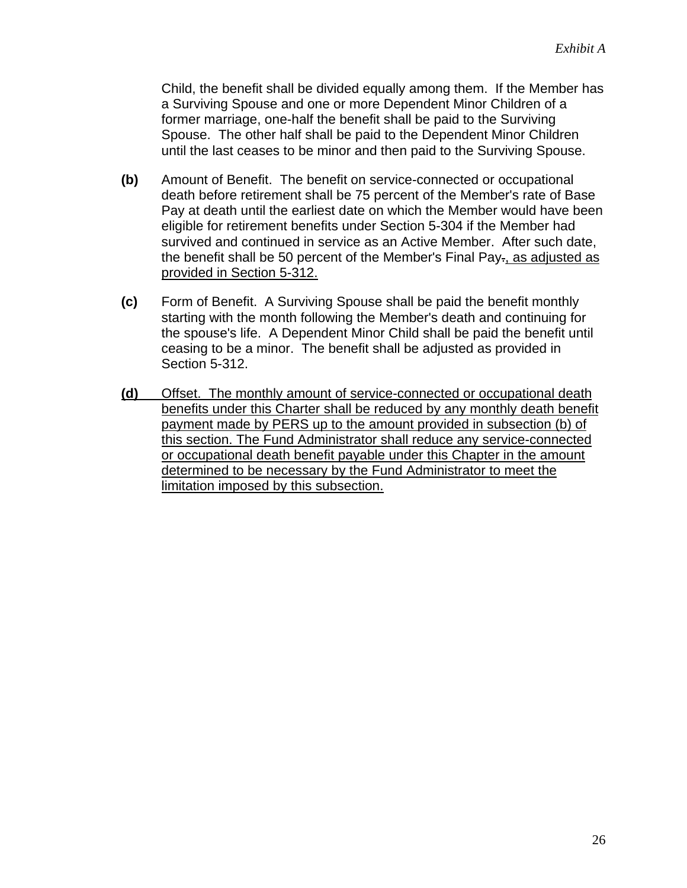Child, the benefit shall be divided equally among them. If the Member has a Surviving Spouse and one or more Dependent Minor Children of a former marriage, one-half the benefit shall be paid to the Surviving Spouse. The other half shall be paid to the Dependent Minor Children until the last ceases to be minor and then paid to the Surviving Spouse.

**(b)** Amount of Benefit. The benefit on service-connected or occupational death before retirement shall be 75 percent of the Member's rate of Base Pay at death until the earliest date on which the Member would have been eligible for retirement benefits under Section 5-304 if the Member had survived and continued in service as an Active Member. After such date, the benefit shall be 50 percent of the Member's Final Pay~~.~~<u>, as adjusted as provided in Section 5-312.</u>

**(c)** Form of Benefit. A Surviving Spouse shall be paid the benefit monthly starting with the month following the Member's death and continuing for the spouse's life. A Dependent Minor Child shall be paid the benefit until ceasing to be a minor. The benefit shall be adjusted as provided in Section 5-312.

<u>**(d)** Offset. The monthly amount of service-connected or occupational death benefits under this Charter shall be reduced by any monthly death benefit payment made by PERS up to the amount provided in subsection (b) of this section. The Fund Administrator shall reduce any service-connected or occupational death benefit payable under this Chapter in the amount determined to be necessary by the Fund Administrator to meet the limitation imposed by this subsection.</u>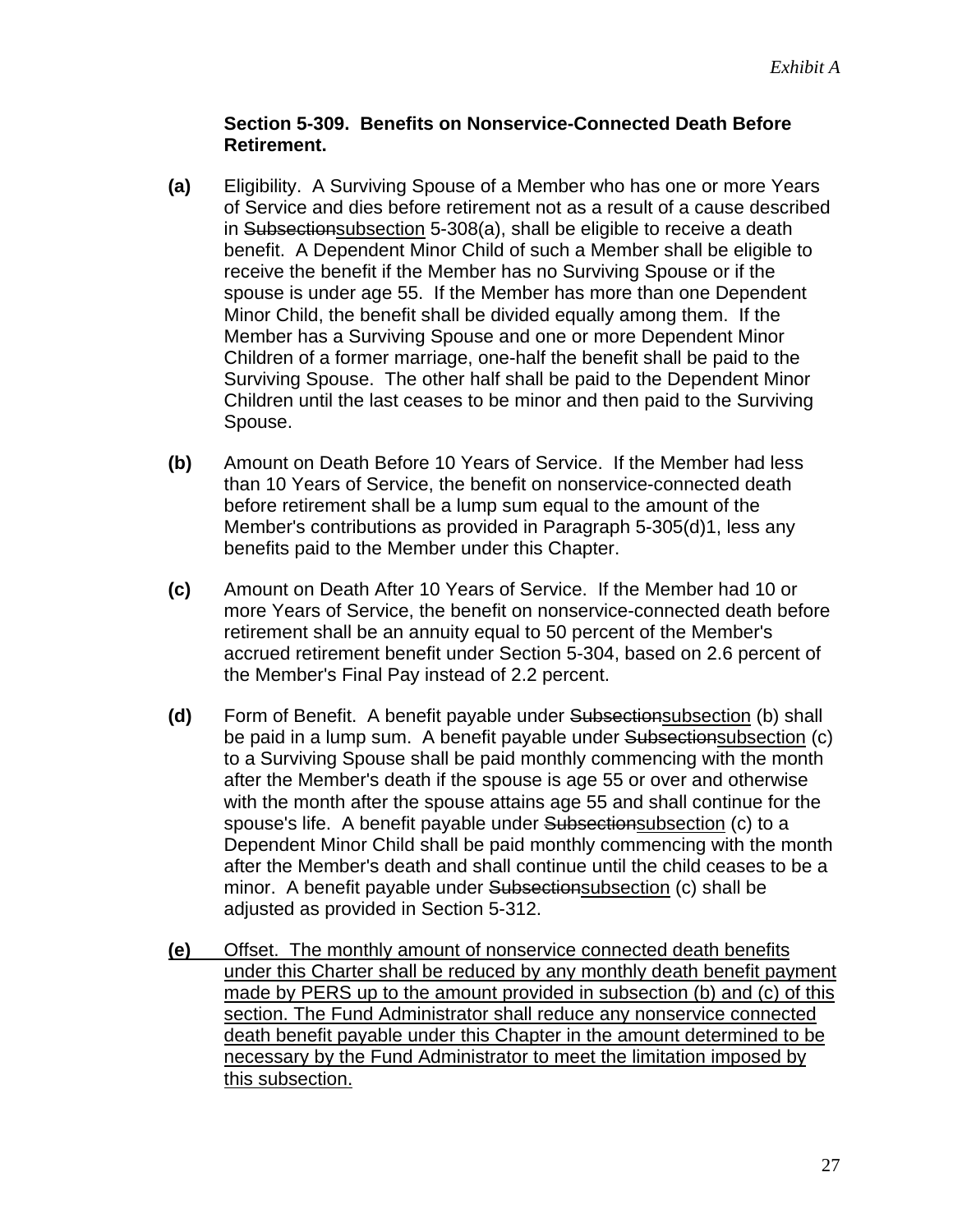*Exhibit A*

**Section 5-309. Benefits on Nonservice-Connected Death Before Retirement.**

**(a)** Eligibility. A Surviving Spouse of a Member who has one or more Years of Service and dies before retirement not as a result of a cause described in ~~Subsection~~<u>subsection</u> 5-308(a), shall be eligible to receive a death benefit. A Dependent Minor Child of such a Member shall be eligible to receive the benefit if the Member has no Surviving Spouse or if the spouse is under age 55. If the Member has more than one Dependent Minor Child, the benefit shall be divided equally among them. If the Member has a Surviving Spouse and one or more Dependent Minor Children of a former marriage, one-half the benefit shall be paid to the Surviving Spouse. The other half shall be paid to the Dependent Minor Children until the last ceases to be minor and then paid to the Surviving Spouse.

**(b)** Amount on Death Before 10 Years of Service. If the Member had less than 10 Years of Service, the benefit on nonservice-connected death before retirement shall be a lump sum equal to the amount of the Member's contributions as provided in Paragraph 5-305(d)1, less any benefits paid to the Member under this Chapter.

**(c)** Amount on Death After 10 Years of Service. If the Member had 10 or more Years of Service, the benefit on nonservice-connected death before retirement shall be an annuity equal to 50 percent of the Member's accrued retirement benefit under Section 5-304, based on 2.6 percent of the Member's Final Pay instead of 2.2 percent.

**(d)** Form of Benefit. A benefit payable under ~~Subsection~~<u>subsection</u> (b) shall be paid in a lump sum. A benefit payable under ~~Subsection~~<u>subsection</u> (c) to a Surviving Spouse shall be paid monthly commencing with the month after the Member's death if the spouse is age 55 or over and otherwise with the month after the spouse attains age 55 and shall continue for the spouse's life. A benefit payable under ~~Subsection~~<u>subsection</u> (c) to a Dependent Minor Child shall be paid monthly commencing with the month after the Member's death and shall continue until the child ceases to be a minor. A benefit payable under ~~Subsection~~<u>subsection</u> (c) shall be adjusted as provided in Section 5-312.

<u>**(e)** Offset. The monthly amount of nonservice connected death benefits under this Charter shall be reduced by any monthly death benefit payment made by PERS up to the amount provided in subsection (b) and (c) of this section. The Fund Administrator shall reduce any nonservice connected death benefit payable under this Chapter in the amount determined to be necessary by the Fund Administrator to meet the limitation imposed by this subsection.</u>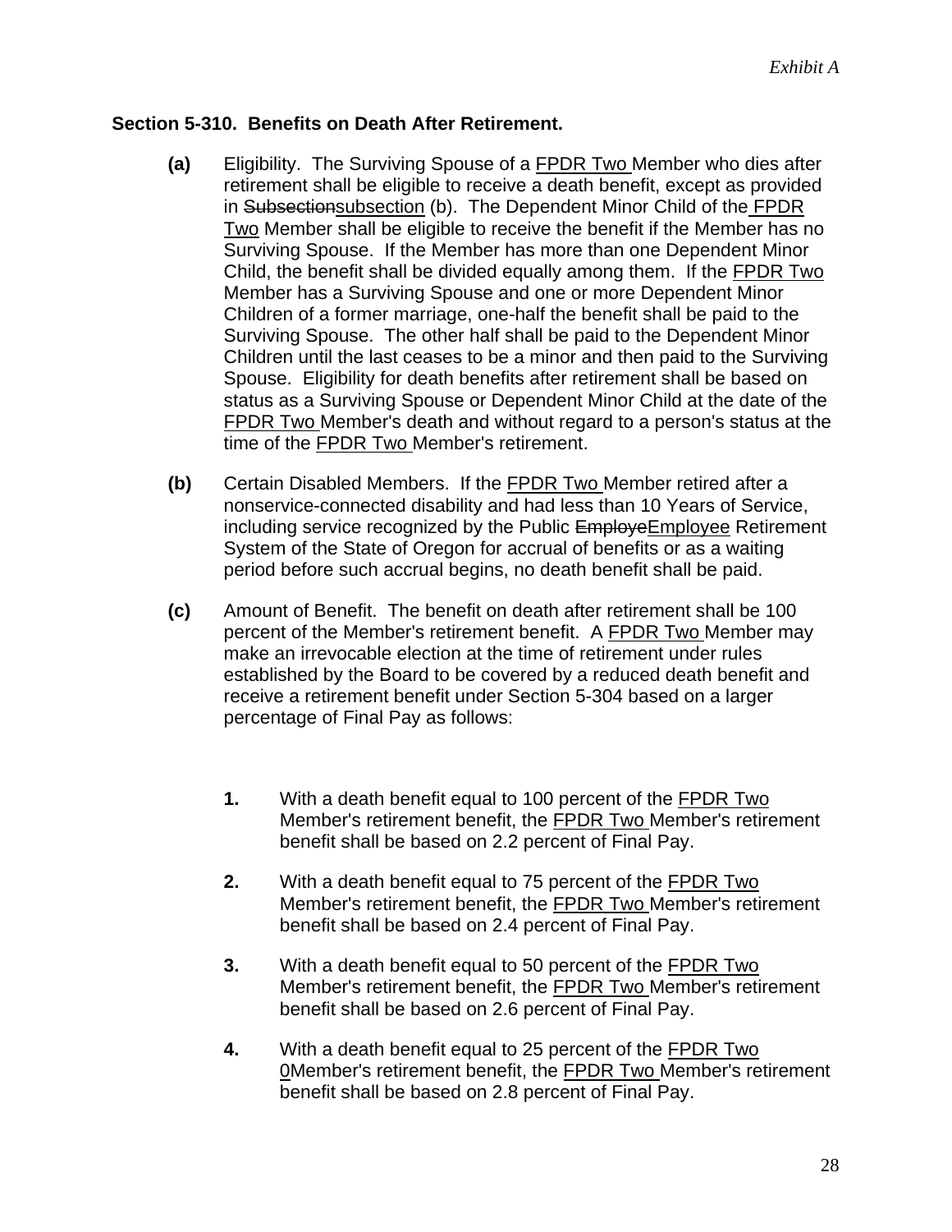*Exhibit A*

**Section 5-310. Benefits on Death After Retirement.**

**(a)** Eligibility. The Surviving Spouse of a FPDR Two Member who dies after retirement shall be eligible to receive a death benefit, except as provided in ~~Subsection~~subsection (b). The Dependent Minor Child of the FPDR Two Member shall be eligible to receive the benefit if the Member has no Surviving Spouse. If the Member has more than one Dependent Minor Child, the benefit shall be divided equally among them. If the FPDR Two Member has a Surviving Spouse and one or more Dependent Minor Children of a former marriage, one-half the benefit shall be paid to the Surviving Spouse. The other half shall be paid to the Dependent Minor Children until the last ceases to be a minor and then paid to the Surviving Spouse. Eligibility for death benefits after retirement shall be based on status as a Surviving Spouse or Dependent Minor Child at the date of the FPDR Two Member's death and without regard to a person's status at the time of the FPDR Two Member's retirement.

**(b)** Certain Disabled Members. If the FPDR Two Member retired after a nonservice-connected disability and had less than 10 Years of Service, including service recognized by the Public ~~Employe~~Employee Retirement System of the State of Oregon for accrual of benefits or as a waiting period before such accrual begins, no death benefit shall be paid.

**(c)** Amount of Benefit. The benefit on death after retirement shall be 100 percent of the Member's retirement benefit. A FPDR Two Member may make an irrevocable election at the time of retirement under rules established by the Board to be covered by a reduced death benefit and receive a retirement benefit under Section 5-304 based on a larger percentage of Final Pay as follows:

**1.** With a death benefit equal to 100 percent of the FPDR Two Member's retirement benefit, the FPDR Two Member's retirement benefit shall be based on 2.2 percent of Final Pay.

**2.** With a death benefit equal to 75 percent of the FPDR Two Member's retirement benefit, the FPDR Two Member's retirement benefit shall be based on 2.4 percent of Final Pay.

**3.** With a death benefit equal to 50 percent of the FPDR Two Member's retirement benefit, the FPDR Two Member's retirement benefit shall be based on 2.6 percent of Final Pay.

**4.** With a death benefit equal to 25 percent of the FPDR Two 0Member's retirement benefit, the FPDR Two Member's retirement benefit shall be based on 2.8 percent of Final Pay.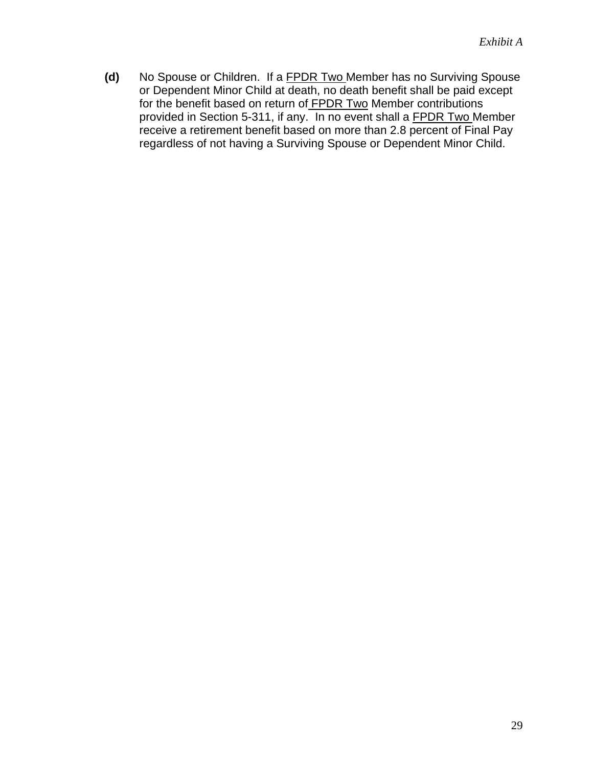**(d)** No Spouse or Children. If a <u>FPDR Two</u> Member has no Surviving Spouse or Dependent Minor Child at death, no death benefit shall be paid except for the benefit based on return of <u>FPDR Two</u> Member contributions provided in Section 5-311, if any. In no event shall a <u>FPDR Two</u> Member receive a retirement benefit based on more than 2.8 percent of Final Pay regardless of not having a Surviving Spouse or Dependent Minor Child.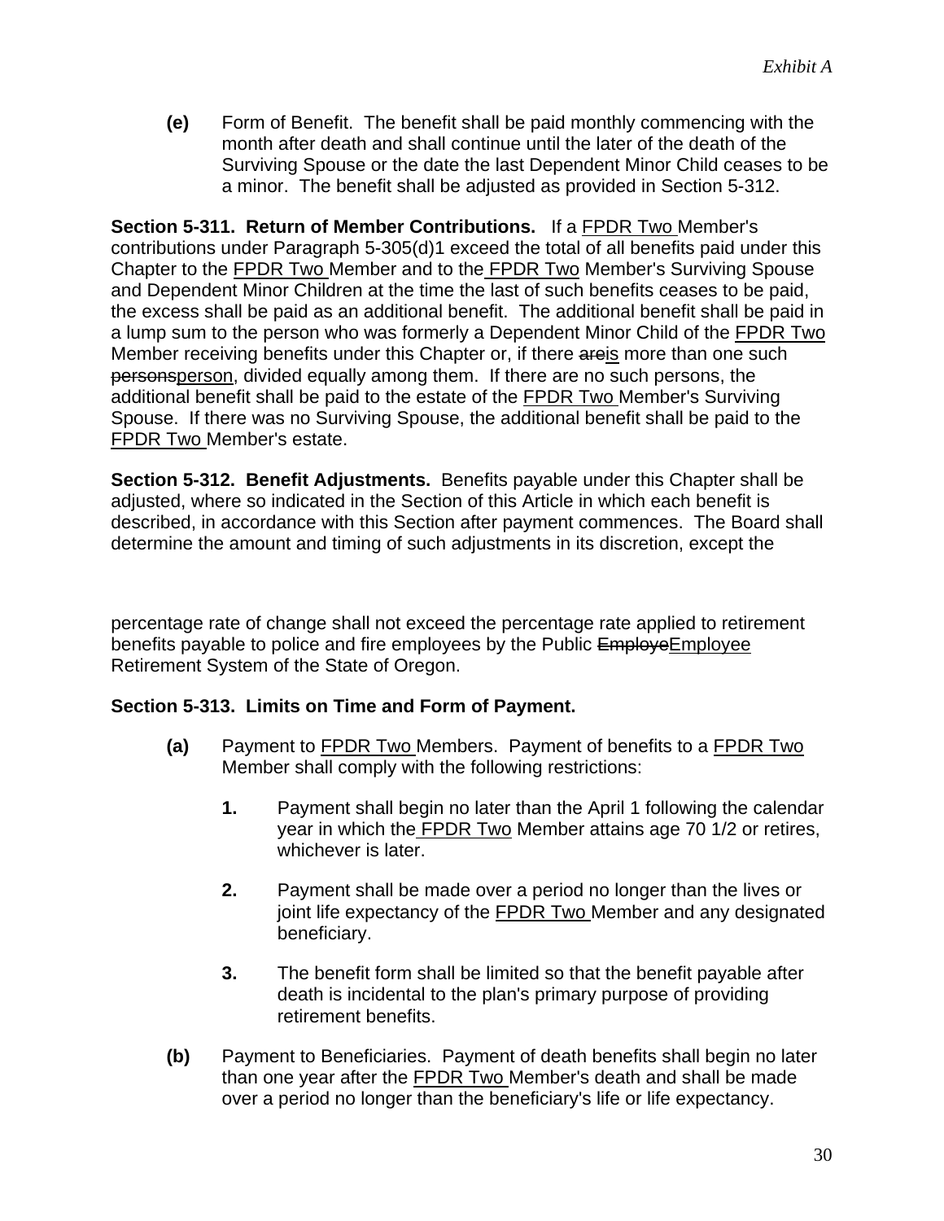**(e)** Form of Benefit. The benefit shall be paid monthly commencing with the month after death and shall continue until the later of the death of the Surviving Spouse or the date the last Dependent Minor Child ceases to be a minor. The benefit shall be adjusted as provided in Section 5-312.

**Section 5-311. Return of Member Contributions.** If a FPDR Two Member's contributions under Paragraph 5-305(d)1 exceed the total of all benefits paid under this Chapter to the FPDR Two Member and to the FPDR Two Member's Surviving Spouse and Dependent Minor Children at the time the last of such benefits ceases to be paid, the excess shall be paid as an additional benefit. The additional benefit shall be paid in a lump sum to the person who was formerly a Dependent Minor Child of the FPDR Two Member receiving benefits under this Chapter or, if there ~~are~~is more than one such ~~persons~~person, divided equally among them. If there are no such persons, the additional benefit shall be paid to the estate of the FPDR Two Member's Surviving Spouse. If there was no Surviving Spouse, the additional benefit shall be paid to the FPDR Two Member's estate.

**Section 5-312. Benefit Adjustments.** Benefits payable under this Chapter shall be adjusted, where so indicated in the Section of this Article in which each benefit is described, in accordance with this Section after payment commences. The Board shall determine the amount and timing of such adjustments in its discretion, except the percentage rate of change shall not exceed the percentage rate applied to retirement benefits payable to police and fire employees by the Public ~~Employe~~Employee Retirement System of the State of Oregon.

**Section 5-313. Limits on Time and Form of Payment.**

**(a)** Payment to FPDR Two Members. Payment of benefits to a FPDR Two Member shall comply with the following restrictions:

**1.** Payment shall begin no later than the April 1 following the calendar year in which the FPDR Two Member attains age 70 1/2 or retires, whichever is later.

**2.** Payment shall be made over a period no longer than the lives or joint life expectancy of the FPDR Two Member and any designated beneficiary.

**3.** The benefit form shall be limited so that the benefit payable after death is incidental to the plan's primary purpose of providing retirement benefits.

**(b)** Payment to Beneficiaries. Payment of death benefits shall begin no later than one year after the FPDR Two Member's death and shall be made over a period no longer than the beneficiary's life or life expectancy.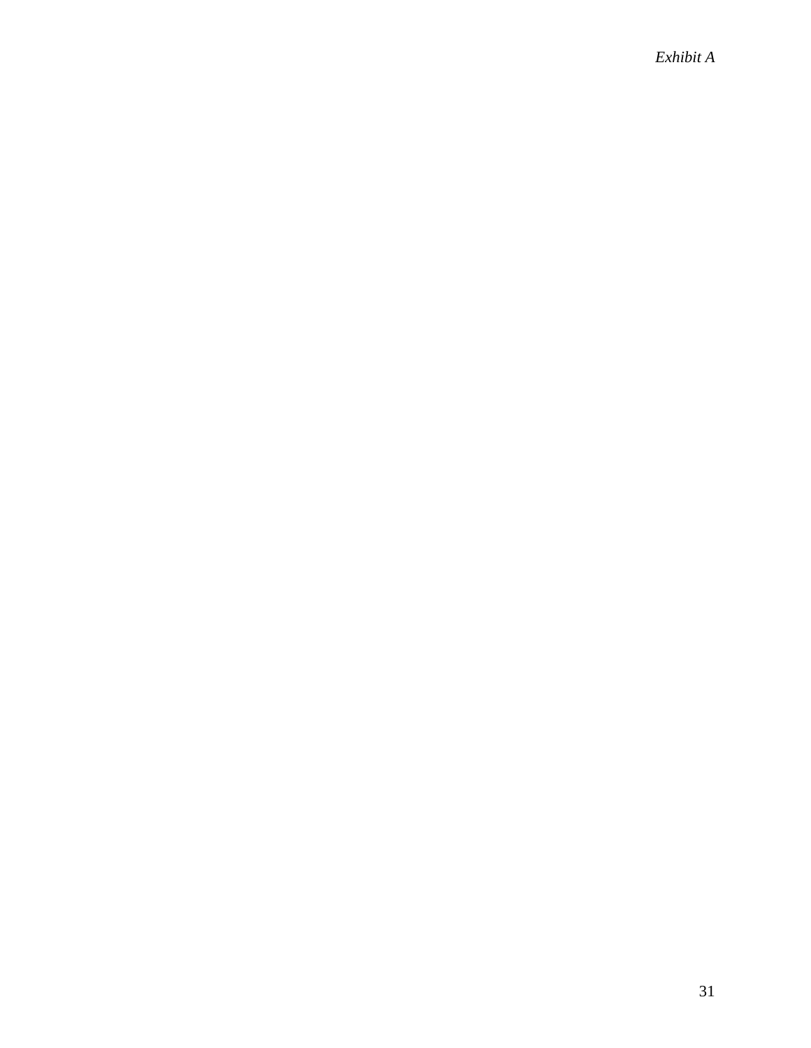*Exhibit A*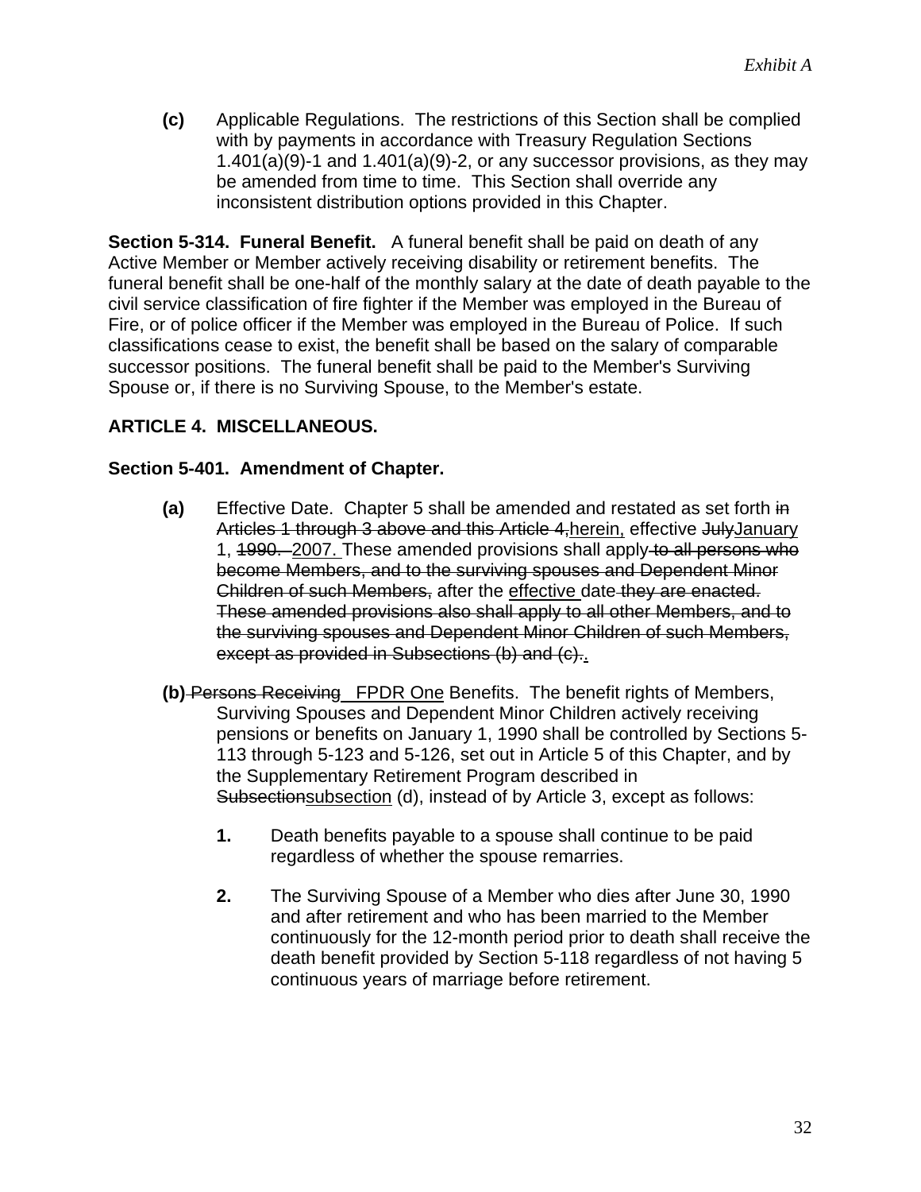**(c)** Applicable Regulations. The restrictions of this Section shall be complied with by payments in accordance with Treasury Regulation Sections 1.401(a)(9)-1 and 1.401(a)(9)-2, or any successor provisions, as they may be amended from time to time. This Section shall override any inconsistent distribution options provided in this Chapter.

**Section 5-314. Funeral Benefit.** A funeral benefit shall be paid on death of any Active Member or Member actively receiving disability or retirement benefits. The funeral benefit shall be one-half of the monthly salary at the date of death payable to the civil service classification of fire fighter if the Member was employed in the Bureau of Fire, or of police officer if the Member was employed in the Bureau of Police. If such classifications cease to exist, the benefit shall be based on the salary of comparable successor positions. The funeral benefit shall be paid to the Member's Surviving Spouse or, if there is no Surviving Spouse, to the Member's estate.

## ARTICLE 4. MISCELLANEOUS.

### Section 5-401. Amendment of Chapter.

**(a)** Effective Date. Chapter 5 shall be amended and restated as set forth ~~in Articles 1 through 3 above and this Article 4,~~herein, effective ~~July~~January 1, ~~1990.~~ 2007. These amended provisions shall apply ~~to all persons who become Members, and to the surviving spouses and Dependent Minor Children of such Members,~~ after the effective date ~~they are enacted. These amended provisions also shall apply to all other Members, and to the surviving spouses and Dependent Minor Children of such Members, except as provided in Subsections (b) and (c).~~.

**(b)** ~~Persons Receiving~~ FPDR One Benefits. The benefit rights of Members, Surviving Spouses and Dependent Minor Children actively receiving pensions or benefits on January 1, 1990 shall be controlled by Sections 5-113 through 5-123 and 5-126, set out in Article 5 of this Chapter, and by the Supplementary Retirement Program described in ~~Subsection~~subsection (d), instead of by Article 3, except as follows:

**1.** Death benefits payable to a spouse shall continue to be paid regardless of whether the spouse remarries.

**2.** The Surviving Spouse of a Member who dies after June 30, 1990 and after retirement and who has been married to the Member continuously for the 12-month period prior to death shall receive the death benefit provided by Section 5-118 regardless of not having 5 continuous years of marriage before retirement.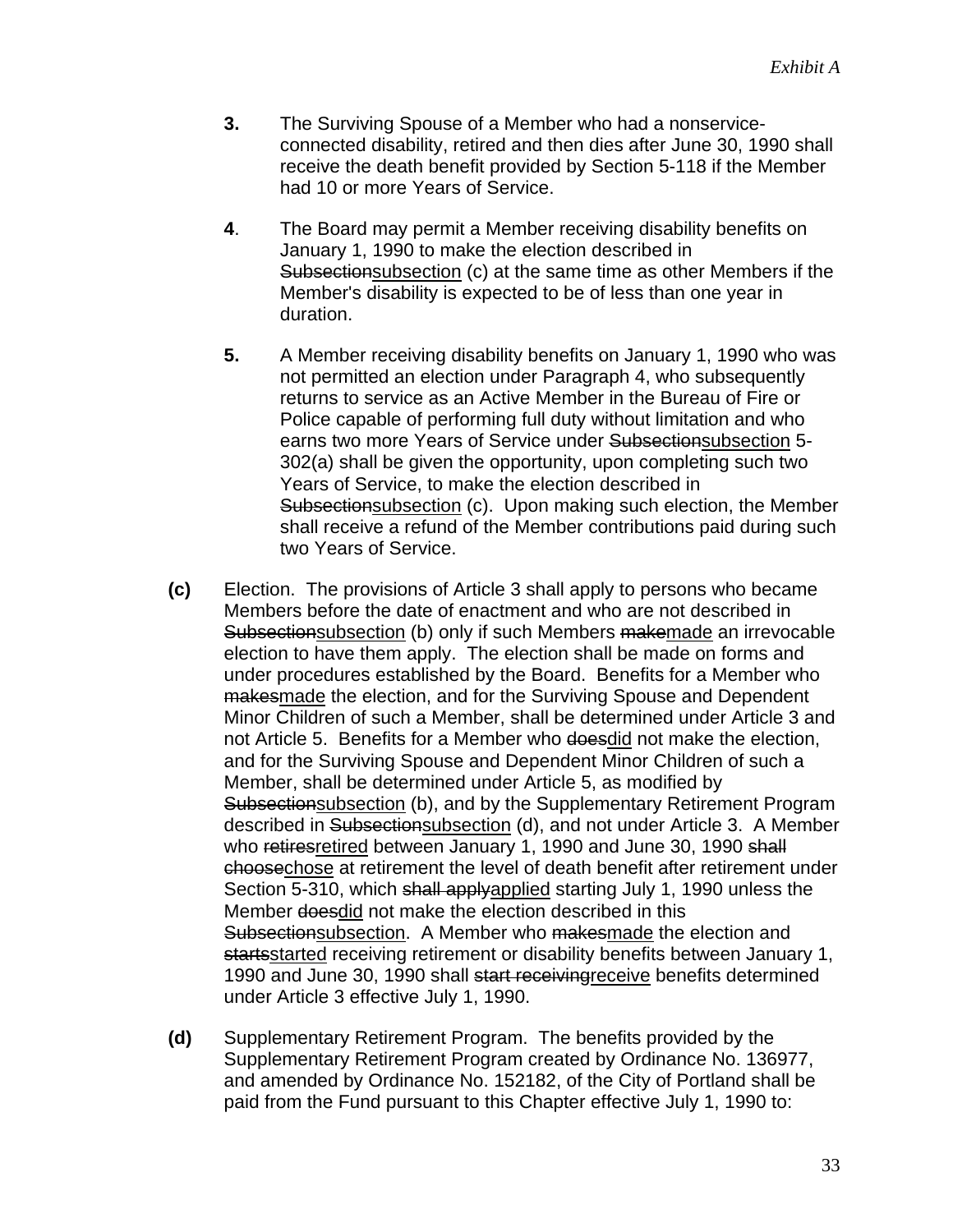**3.** The Surviving Spouse of a Member who had a nonservice-connected disability, retired and then dies after June 30, 1990 shall receive the death benefit provided by Section 5-118 if the Member had 10 or more Years of Service.

**4**. The Board may permit a Member receiving disability benefits on January 1, 1990 to make the election described in ~~Subsection~~<u>subsection</u> (c) at the same time as other Members if the Member's disability is expected to be of less than one year in duration.

**5.** A Member receiving disability benefits on January 1, 1990 who was not permitted an election under Paragraph 4, who subsequently returns to service as an Active Member in the Bureau of Fire or Police capable of performing full duty without limitation and who earns two more Years of Service under ~~Subsection~~<u>subsection</u> 5-302(a) shall be given the opportunity, upon completing such two Years of Service, to make the election described in ~~Subsection~~<u>subsection</u> (c). Upon making such election, the Member shall receive a refund of the Member contributions paid during such two Years of Service.

**(c)** Election. The provisions of Article 3 shall apply to persons who became Members before the date of enactment and who are not described in ~~Subsection~~<u>subsection</u> (b) only if such Members ~~make~~<u>made</u> an irrevocable election to have them apply. The election shall be made on forms and under procedures established by the Board. Benefits for a Member who ~~makes~~<u>made</u> the election, and for the Surviving Spouse and Dependent Minor Children of such a Member, shall be determined under Article 3 and not Article 5. Benefits for a Member who ~~does~~<u>did</u> not make the election, and for the Surviving Spouse and Dependent Minor Children of such a Member, shall be determined under Article 5, as modified by ~~Subsection~~<u>subsection</u> (b), and by the Supplementary Retirement Program described in ~~Subsection~~<u>subsection</u> (d), and not under Article 3. A Member who ~~retires~~<u>retired</u> between January 1, 1990 and June 30, 1990 ~~shall choose~~<u>chose</u> at retirement the level of death benefit after retirement under Section 5-310, which ~~shall apply~~<u>applied</u> starting July 1, 1990 unless the Member ~~does~~<u>did</u> not make the election described in this ~~Subsection~~<u>subsection</u>. A Member who ~~makes~~<u>made</u> the election and ~~starts~~<u>started</u> receiving retirement or disability benefits between January 1, 1990 and June 30, 1990 shall ~~start receiving~~<u>receive</u> benefits determined under Article 3 effective July 1, 1990.

**(d)** Supplementary Retirement Program. The benefits provided by the Supplementary Retirement Program created by Ordinance No. 136977, and amended by Ordinance No. 152182, of the City of Portland shall be paid from the Fund pursuant to this Chapter effective July 1, 1990 to: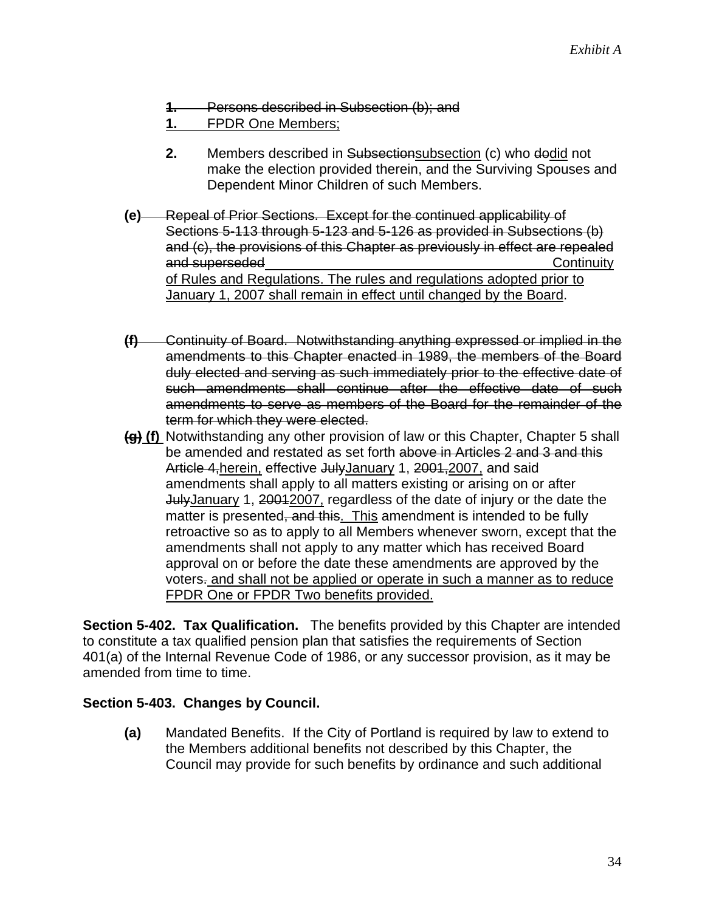~~**1.** Persons described in Subsection (b); and~~

**1.** <u>FPDR One Members;</u>

**2.** Members described in ~~Subsection~~<u>subsection</u> (c) who ~~do~~<u>did</u> not make the election provided therein, and the Surviving Spouses and Dependent Minor Children of such Members.

**(e)** ~~Repeal of Prior Sections. Except for the continued applicability of Sections 5-113 through 5-123 and 5-126 as provided in Subsections (b) and (c), the provisions of this Chapter as previously in effect are repealed and superseded~~ <u>Continuity of Rules and Regulations. The rules and regulations adopted prior to January 1, 2007 shall remain in effect until changed by the Board</u>.

~~**(f)** Continuity of Board. Notwithstanding anything expressed or implied in the amendments to this Chapter enacted in 1989, the members of the Board duly elected and serving as such immediately prior to the effective date of such amendments shall continue after the effective date of such amendments to serve as members of the Board for the remainder of the term for which they were elected.~~

~~**(g)**~~ <u>**(f)**</u> Notwithstanding any other provision of law or this Chapter, Chapter 5 shall be amended and restated as set forth ~~above in Articles 2 and 3 and this Article 4,~~<u>herein,</u> effective ~~July~~<u>January</u> 1, ~~2001,~~<u>2007,</u> and said amendments shall apply to all matters existing or arising on or after ~~July~~<u>January</u> 1, ~~2001~~<u>2007,</u> regardless of the date of injury or the date the matter is presented~~, and this~~<u>. This</u> amendment is intended to be fully retroactive so as to apply to all Members whenever sworn, except that the amendments shall not apply to any matter which has received Board approval on or before the date these amendments are approved by the voters~~.~~ <u>and shall not be applied or operate in such a manner as to reduce FPDR One or FPDR Two benefits provided.</u>

**Section 5-402. Tax Qualification.** The benefits provided by this Chapter are intended to constitute a tax qualified pension plan that satisfies the requirements of Section 401(a) of the Internal Revenue Code of 1986, or any successor provision, as it may be amended from time to time.

**Section 5-403. Changes by Council.**

**(a)** Mandated Benefits. If the City of Portland is required by law to extend to the Members additional benefits not described by this Chapter, the Council may provide for such benefits by ordinance and such additional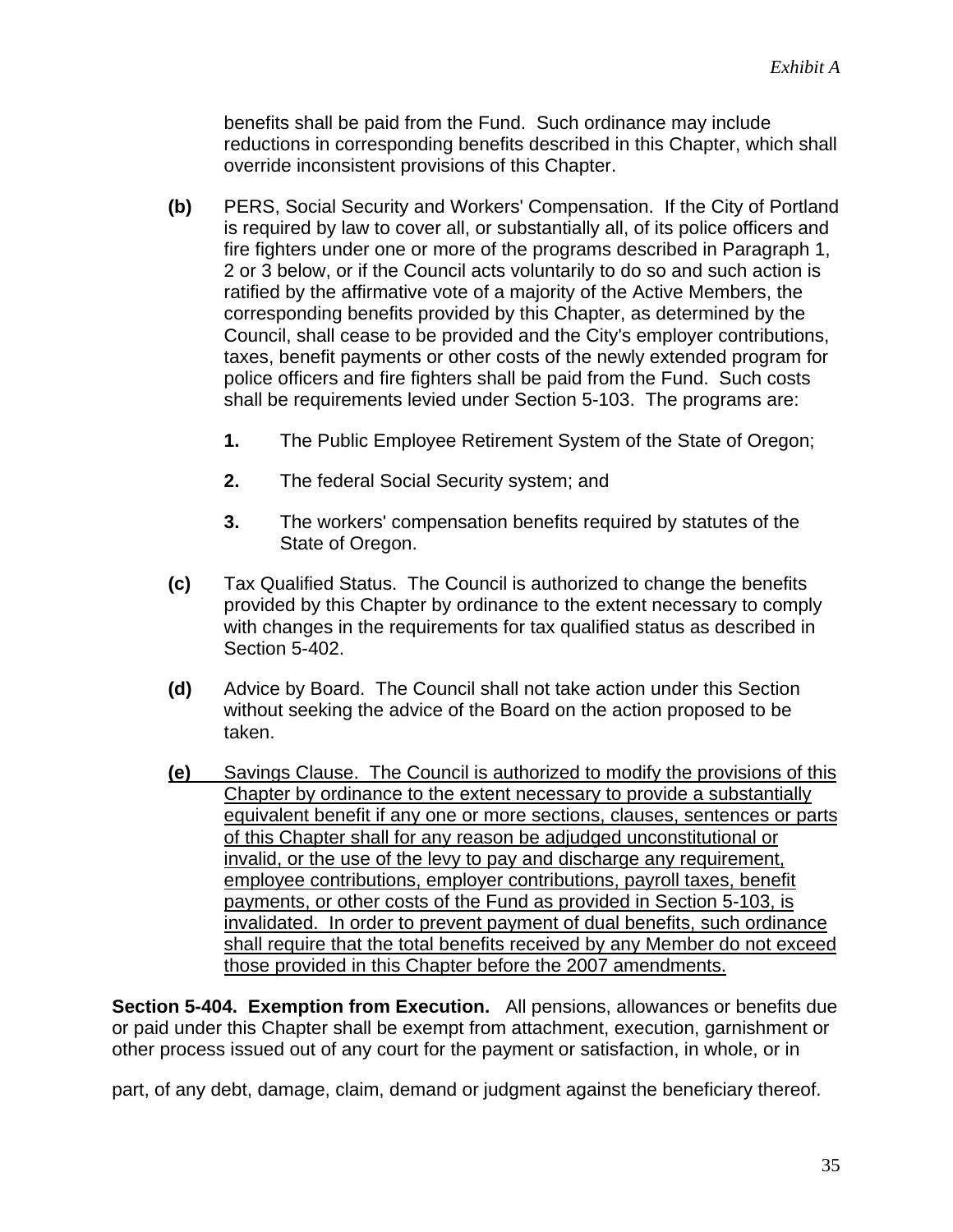benefits shall be paid from the Fund. Such ordinance may include reductions in corresponding benefits described in this Chapter, which shall override inconsistent provisions of this Chapter.

**(b)** PERS, Social Security and Workers' Compensation. If the City of Portland is required by law to cover all, or substantially all, of its police officers and fire fighters under one or more of the programs described in Paragraph 1, 2 or 3 below, or if the Council acts voluntarily to do so and such action is ratified by the affirmative vote of a majority of the Active Members, the corresponding benefits provided by this Chapter, as determined by the Council, shall cease to be provided and the City's employer contributions, taxes, benefit payments or other costs of the newly extended program for police officers and fire fighters shall be paid from the Fund. Such costs shall be requirements levied under Section 5-103. The programs are:

**1.** The Public Employee Retirement System of the State of Oregon;

**2.** The federal Social Security system; and

**3.** The workers' compensation benefits required by statutes of the State of Oregon.

**(c)** Tax Qualified Status. The Council is authorized to change the benefits provided by this Chapter by ordinance to the extent necessary to comply with changes in the requirements for tax qualified status as described in Section 5-402.

**(d)** Advice by Board. The Council shall not take action under this Section without seeking the advice of the Board on the action proposed to be taken.

<u>**(e)** Savings Clause. The Council is authorized to modify the provisions of this Chapter by ordinance to the extent necessary to provide a substantially equivalent benefit if any one or more sections, clauses, sentences or parts of this Chapter shall for any reason be adjudged unconstitutional or invalid, or the use of the levy to pay and discharge any requirement, employee contributions, employer contributions, payroll taxes, benefit payments, or other costs of the Fund as provided in Section 5-103, is invalidated. In order to prevent payment of dual benefits, such ordinance shall require that the total benefits received by any Member do not exceed those provided in this Chapter before the 2007 amendments.</u>

**Section 5-404. Exemption from Execution.** All pensions, allowances or benefits due or paid under this Chapter shall be exempt from attachment, execution, garnishment or other process issued out of any court for the payment or satisfaction, in whole, or in part, of any debt, damage, claim, demand or judgment against the beneficiary thereof.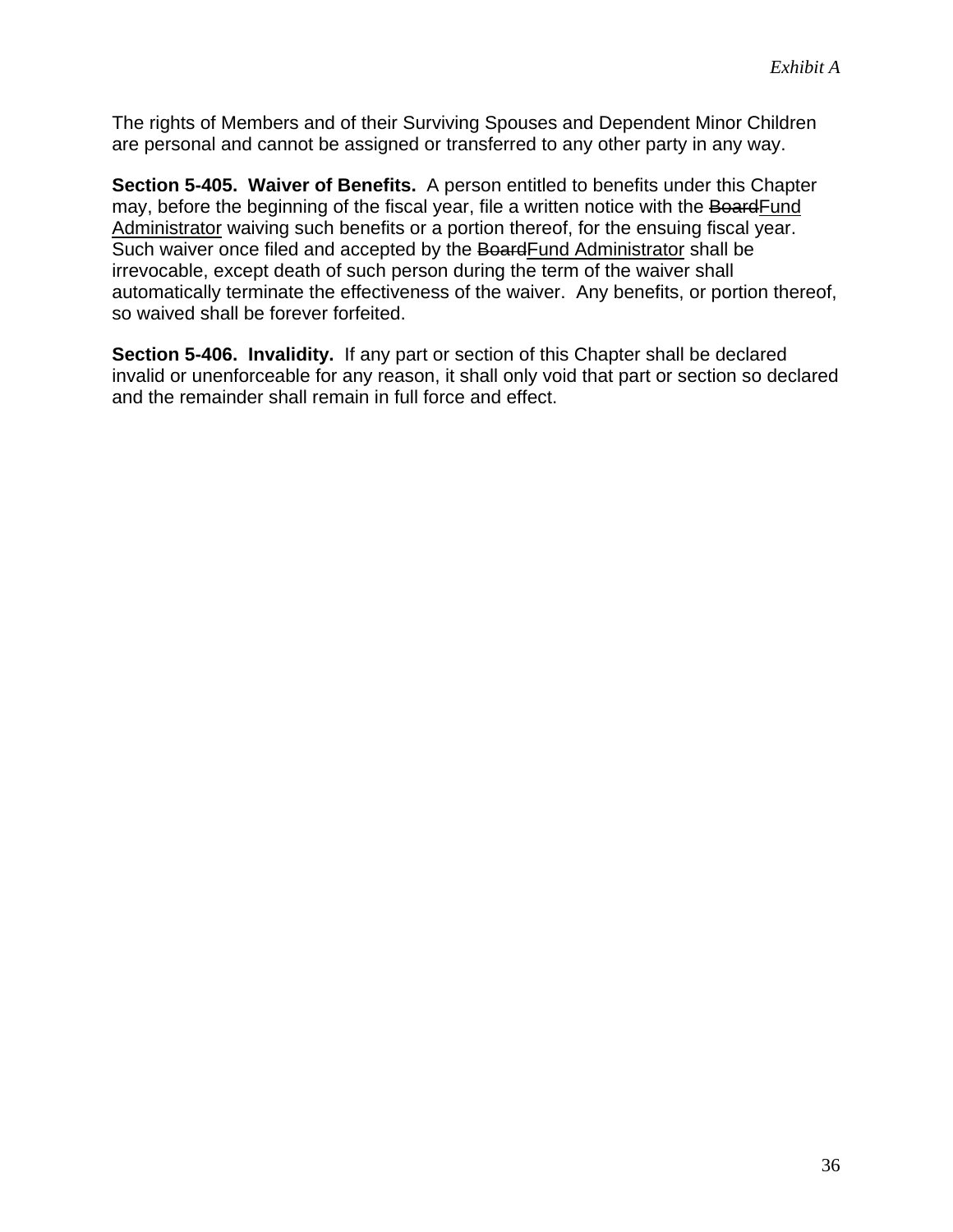The rights of Members and of their Surviving Spouses and Dependent Minor Children are personal and cannot be assigned or transferred to any other party in any way.

**Section 5-405. Waiver of Benefits.** A person entitled to benefits under this Chapter may, before the beginning of the fiscal year, file a written notice with the ~~Board~~<u>Fund Administrator</u> waiving such benefits or a portion thereof, for the ensuing fiscal year. Such waiver once filed and accepted by the ~~Board~~<u>Fund Administrator</u> shall be irrevocable, except death of such person during the term of the waiver shall automatically terminate the effectiveness of the waiver. Any benefits, or portion thereof, so waived shall be forever forfeited.

**Section 5-406. Invalidity.** If any part or section of this Chapter shall be declared invalid or unenforceable for any reason, it shall only void that part or section so declared and the remainder shall remain in full force and effect.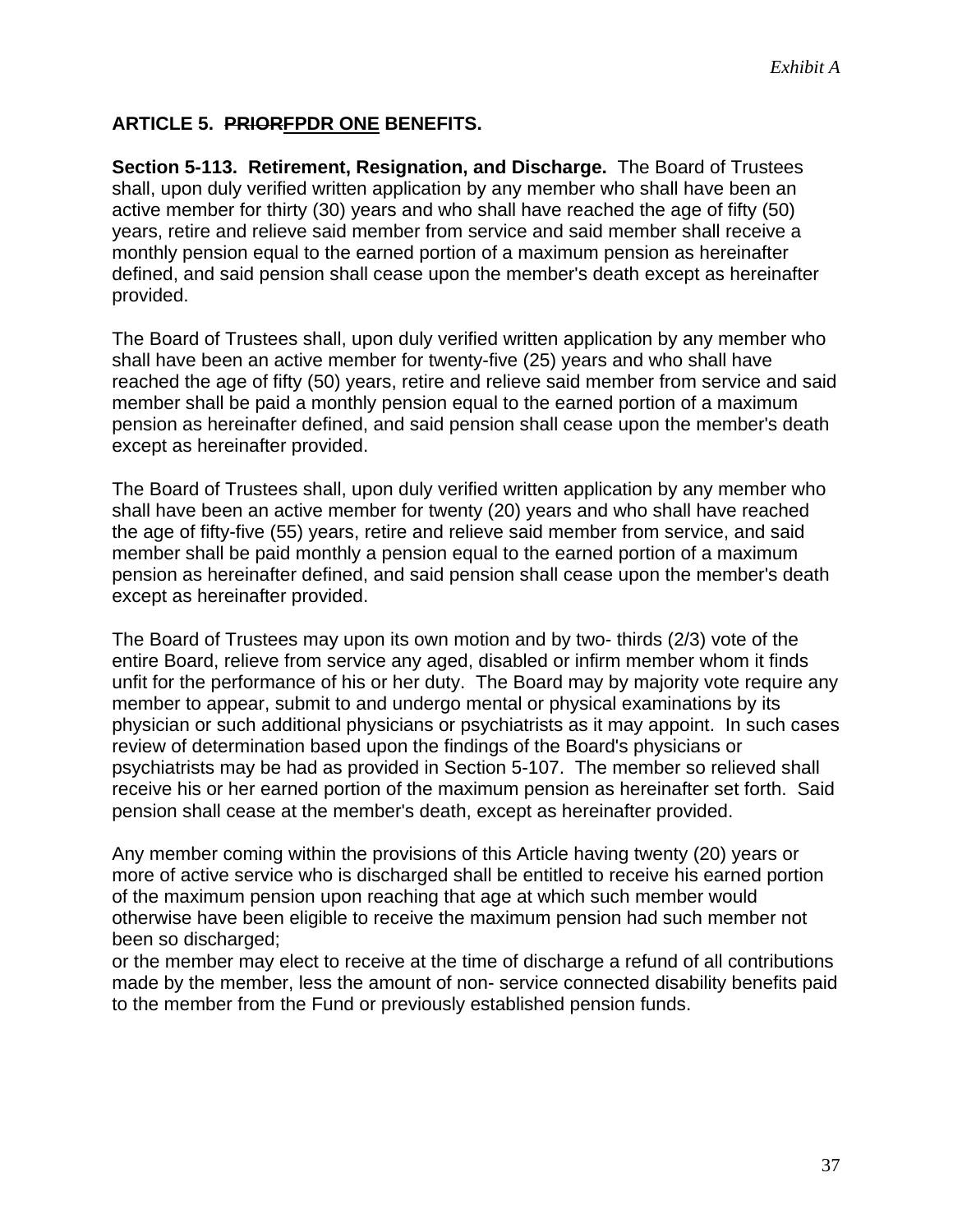*Exhibit A*

**ARTICLE 5. ~~PRIOR~~<u>FPDR ONE</u> BENEFITS.**

**Section 5-113. Retirement, Resignation, and Discharge.** The Board of Trustees shall, upon duly verified written application by any member who shall have been an active member for thirty (30) years and who shall have reached the age of fifty (50) years, retire and relieve said member from service and said member shall receive a monthly pension equal to the earned portion of a maximum pension as hereinafter defined, and said pension shall cease upon the member's death except as hereinafter provided.

The Board of Trustees shall, upon duly verified written application by any member who shall have been an active member for twenty-five (25) years and who shall have reached the age of fifty (50) years, retire and relieve said member from service and said member shall be paid a monthly pension equal to the earned portion of a maximum pension as hereinafter defined, and said pension shall cease upon the member's death except as hereinafter provided.

The Board of Trustees shall, upon duly verified written application by any member who shall have been an active member for twenty (20) years and who shall have reached the age of fifty-five (55) years, retire and relieve said member from service, and said member shall be paid monthly a pension equal to the earned portion of a maximum pension as hereinafter defined, and said pension shall cease upon the member's death except as hereinafter provided.

The Board of Trustees may upon its own motion and by two- thirds (2/3) vote of the entire Board, relieve from service any aged, disabled or infirm member whom it finds unfit for the performance of his or her duty. The Board may by majority vote require any member to appear, submit to and undergo mental or physical examinations by its physician or such additional physicians or psychiatrists as it may appoint. In such cases review of determination based upon the findings of the Board's physicians or psychiatrists may be had as provided in Section 5-107. The member so relieved shall receive his or her earned portion of the maximum pension as hereinafter set forth. Said pension shall cease at the member's death, except as hereinafter provided.

Any member coming within the provisions of this Article having twenty (20) years or more of active service who is discharged shall be entitled to receive his earned portion of the maximum pension upon reaching that age at which such member would otherwise have been eligible to receive the maximum pension had such member not been so discharged;
or the member may elect to receive at the time of discharge a refund of all contributions made by the member, less the amount of non- service connected disability benefits paid to the member from the Fund or previously established pension funds.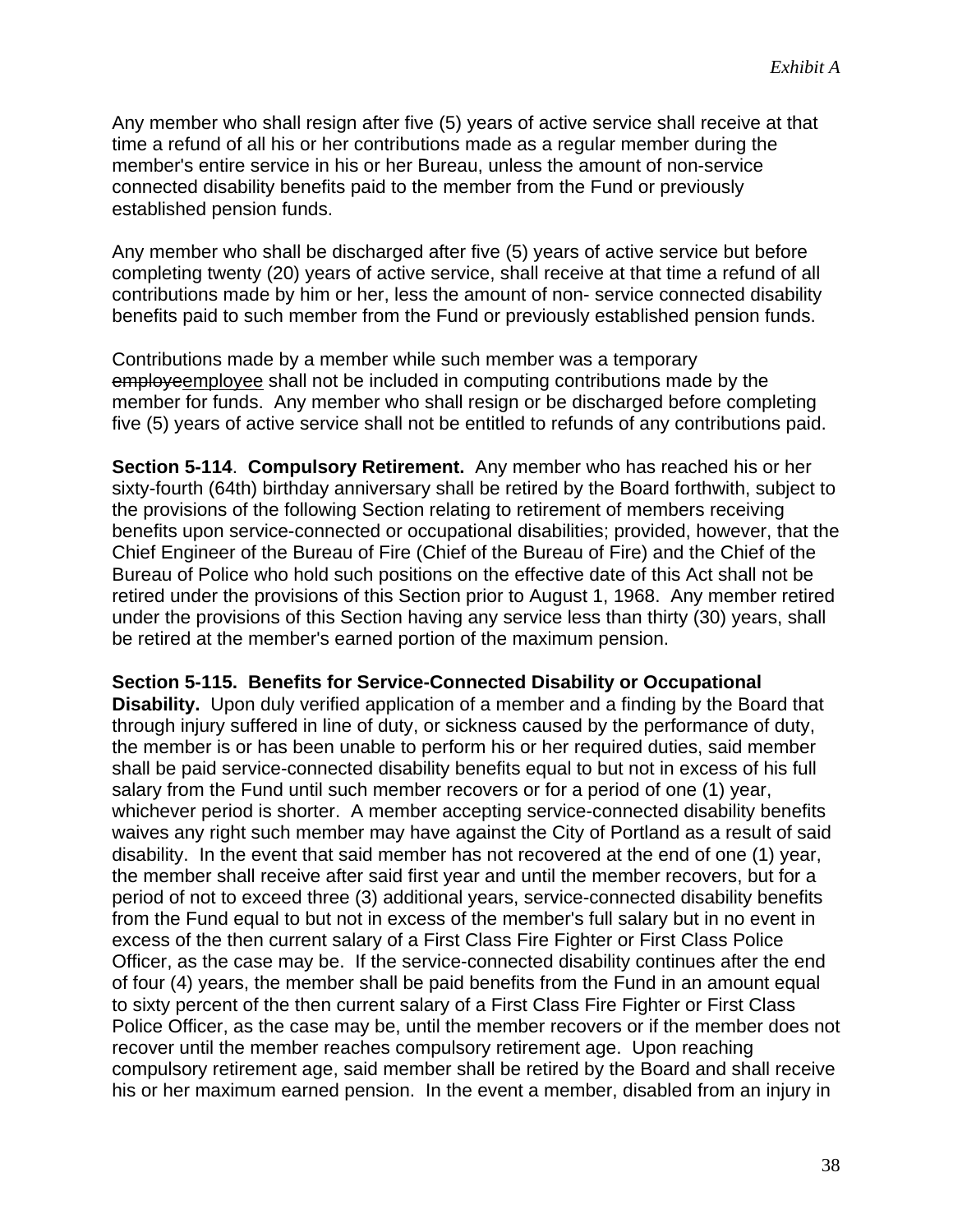Any member who shall resign after five (5) years of active service shall receive at that time a refund of all his or her contributions made as a regular member during the member's entire service in his or her Bureau, unless the amount of non-service connected disability benefits paid to the member from the Fund or previously established pension funds.

Any member who shall be discharged after five (5) years of active service but before completing twenty (20) years of active service, shall receive at that time a refund of all contributions made by him or her, less the amount of non- service connected disability benefits paid to such member from the Fund or previously established pension funds.

Contributions made by a member while such member was a temporary ~~employee~~employee shall not be included in computing contributions made by the member for funds. Any member who shall resign or be discharged before completing five (5) years of active service shall not be entitled to refunds of any contributions paid.

**Section 5-114**. **Compulsory Retirement.** Any member who has reached his or her sixty-fourth (64th) birthday anniversary shall be retired by the Board forthwith, subject to the provisions of the following Section relating to retirement of members receiving benefits upon service-connected or occupational disabilities; provided, however, that the Chief Engineer of the Bureau of Fire (Chief of the Bureau of Fire) and the Chief of the Bureau of Police who hold such positions on the effective date of this Act shall not be retired under the provisions of this Section prior to August 1, 1968. Any member retired under the provisions of this Section having any service less than thirty (30) years, shall be retired at the member's earned portion of the maximum pension.

**Section 5-115. Benefits for Service-Connected Disability or Occupational Disability.** Upon duly verified application of a member and a finding by the Board that through injury suffered in line of duty, or sickness caused by the performance of duty, the member is or has been unable to perform his or her required duties, said member shall be paid service-connected disability benefits equal to but not in excess of his full salary from the Fund until such member recovers or for a period of one (1) year, whichever period is shorter. A member accepting service-connected disability benefits waives any right such member may have against the City of Portland as a result of said disability. In the event that said member has not recovered at the end of one (1) year, the member shall receive after said first year and until the member recovers, but for a period of not to exceed three (3) additional years, service-connected disability benefits from the Fund equal to but not in excess of the member's full salary but in no event in excess of the then current salary of a First Class Fire Fighter or First Class Police Officer, as the case may be. If the service-connected disability continues after the end of four (4) years, the member shall be paid benefits from the Fund in an amount equal to sixty percent of the then current salary of a First Class Fire Fighter or First Class Police Officer, as the case may be, until the member recovers or if the member does not recover until the member reaches compulsory retirement age. Upon reaching compulsory retirement age, said member shall be retired by the Board and shall receive his or her maximum earned pension. In the event a member, disabled from an injury in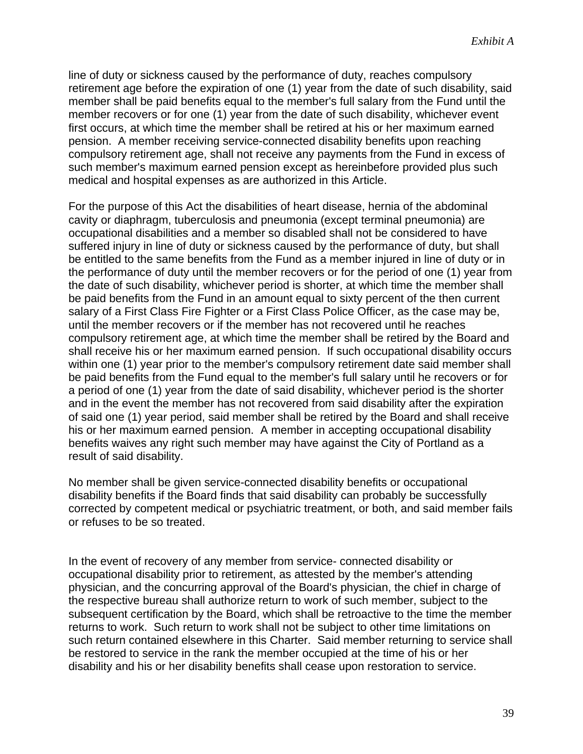line of duty or sickness caused by the performance of duty, reaches compulsory retirement age before the expiration of one (1) year from the date of such disability, said member shall be paid benefits equal to the member's full salary from the Fund until the member recovers or for one (1) year from the date of such disability, whichever event first occurs, at which time the member shall be retired at his or her maximum earned pension. A member receiving service-connected disability benefits upon reaching compulsory retirement age, shall not receive any payments from the Fund in excess of such member's maximum earned pension except as hereinbefore provided plus such medical and hospital expenses as are authorized in this Article.

For the purpose of this Act the disabilities of heart disease, hernia of the abdominal cavity or diaphragm, tuberculosis and pneumonia (except terminal pneumonia) are occupational disabilities and a member so disabled shall not be considered to have suffered injury in line of duty or sickness caused by the performance of duty, but shall be entitled to the same benefits from the Fund as a member injured in line of duty or in the performance of duty until the member recovers or for the period of one (1) year from the date of such disability, whichever period is shorter, at which time the member shall be paid benefits from the Fund in an amount equal to sixty percent of the then current salary of a First Class Fire Fighter or a First Class Police Officer, as the case may be, until the member recovers or if the member has not recovered until he reaches compulsory retirement age, at which time the member shall be retired by the Board and shall receive his or her maximum earned pension. If such occupational disability occurs within one (1) year prior to the member's compulsory retirement date said member shall be paid benefits from the Fund equal to the member's full salary until he recovers or for a period of one (1) year from the date of said disability, whichever period is the shorter and in the event the member has not recovered from said disability after the expiration of said one (1) year period, said member shall be retired by the Board and shall receive his or her maximum earned pension. A member in accepting occupational disability benefits waives any right such member may have against the City of Portland as a result of said disability.

No member shall be given service-connected disability benefits or occupational disability benefits if the Board finds that said disability can probably be successfully corrected by competent medical or psychiatric treatment, or both, and said member fails or refuses to be so treated.

In the event of recovery of any member from service- connected disability or occupational disability prior to retirement, as attested by the member's attending physician, and the concurring approval of the Board's physician, the chief in charge of the respective bureau shall authorize return to work of such member, subject to the subsequent certification by the Board, which shall be retroactive to the time the member returns to work. Such return to work shall not be subject to other time limitations on such return contained elsewhere in this Charter. Said member returning to service shall be restored to service in the rank the member occupied at the time of his or her disability and his or her disability benefits shall cease upon restoration to service.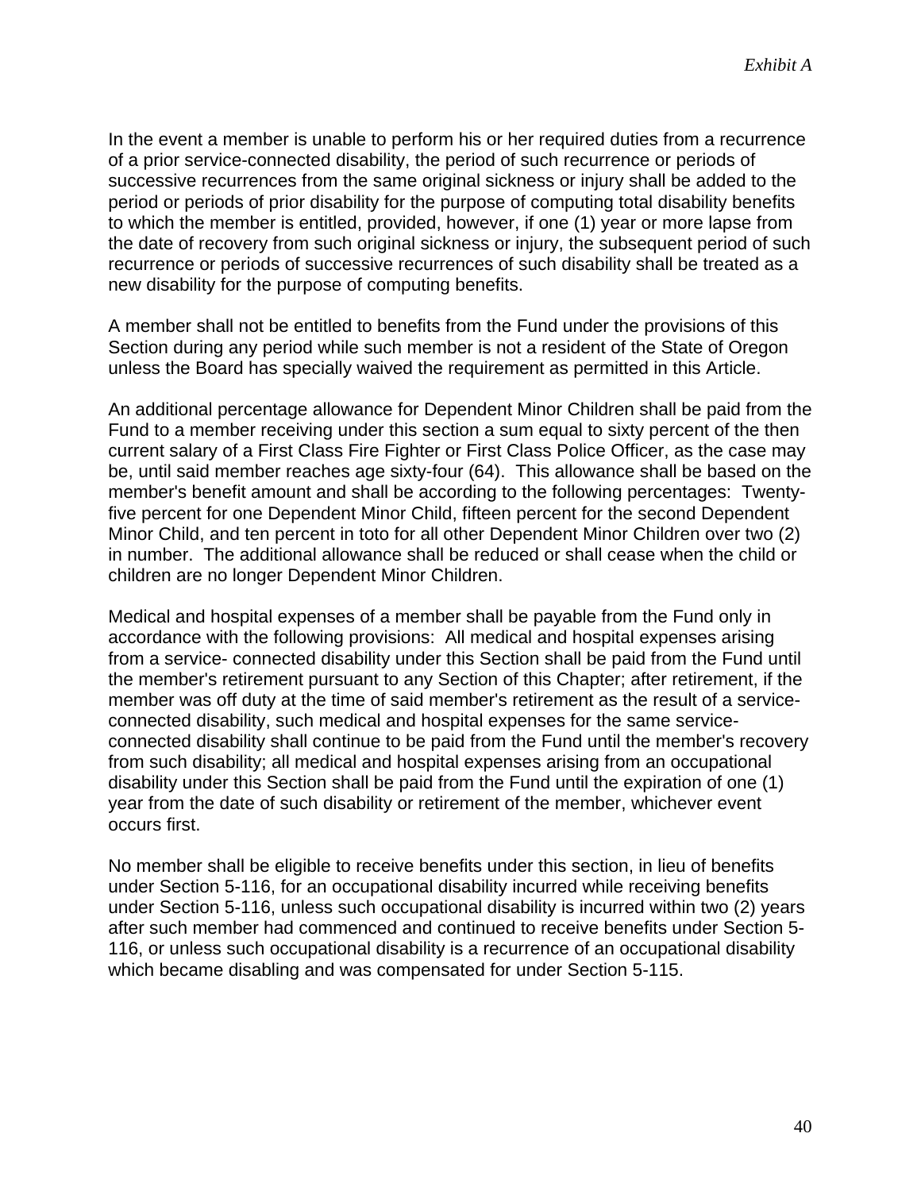In the event a member is unable to perform his or her required duties from a recurrence of a prior service-connected disability, the period of such recurrence or periods of successive recurrences from the same original sickness or injury shall be added to the period or periods of prior disability for the purpose of computing total disability benefits to which the member is entitled, provided, however, if one (1) year or more lapse from the date of recovery from such original sickness or injury, the subsequent period of such recurrence or periods of successive recurrences of such disability shall be treated as a new disability for the purpose of computing benefits.

A member shall not be entitled to benefits from the Fund under the provisions of this Section during any period while such member is not a resident of the State of Oregon unless the Board has specially waived the requirement as permitted in this Article.

An additional percentage allowance for Dependent Minor Children shall be paid from the Fund to a member receiving under this section a sum equal to sixty percent of the then current salary of a First Class Fire Fighter or First Class Police Officer, as the case may be, until said member reaches age sixty-four (64). This allowance shall be based on the member's benefit amount and shall be according to the following percentages: Twenty-five percent for one Dependent Minor Child, fifteen percent for the second Dependent Minor Child, and ten percent in toto for all other Dependent Minor Children over two (2) in number. The additional allowance shall be reduced or shall cease when the child or children are no longer Dependent Minor Children.

Medical and hospital expenses of a member shall be payable from the Fund only in accordance with the following provisions: All medical and hospital expenses arising from a service- connected disability under this Section shall be paid from the Fund until the member's retirement pursuant to any Section of this Chapter; after retirement, if the member was off duty at the time of said member's retirement as the result of a service-connected disability, such medical and hospital expenses for the same service-connected disability shall continue to be paid from the Fund until the member's recovery from such disability; all medical and hospital expenses arising from an occupational disability under this Section shall be paid from the Fund until the expiration of one (1) year from the date of such disability or retirement of the member, whichever event occurs first.

No member shall be eligible to receive benefits under this section, in lieu of benefits under Section 5-116, for an occupational disability incurred while receiving benefits under Section 5-116, unless such occupational disability is incurred within two (2) years after such member had commenced and continued to receive benefits under Section 5-116, or unless such occupational disability is a recurrence of an occupational disability which became disabling and was compensated for under Section 5-115.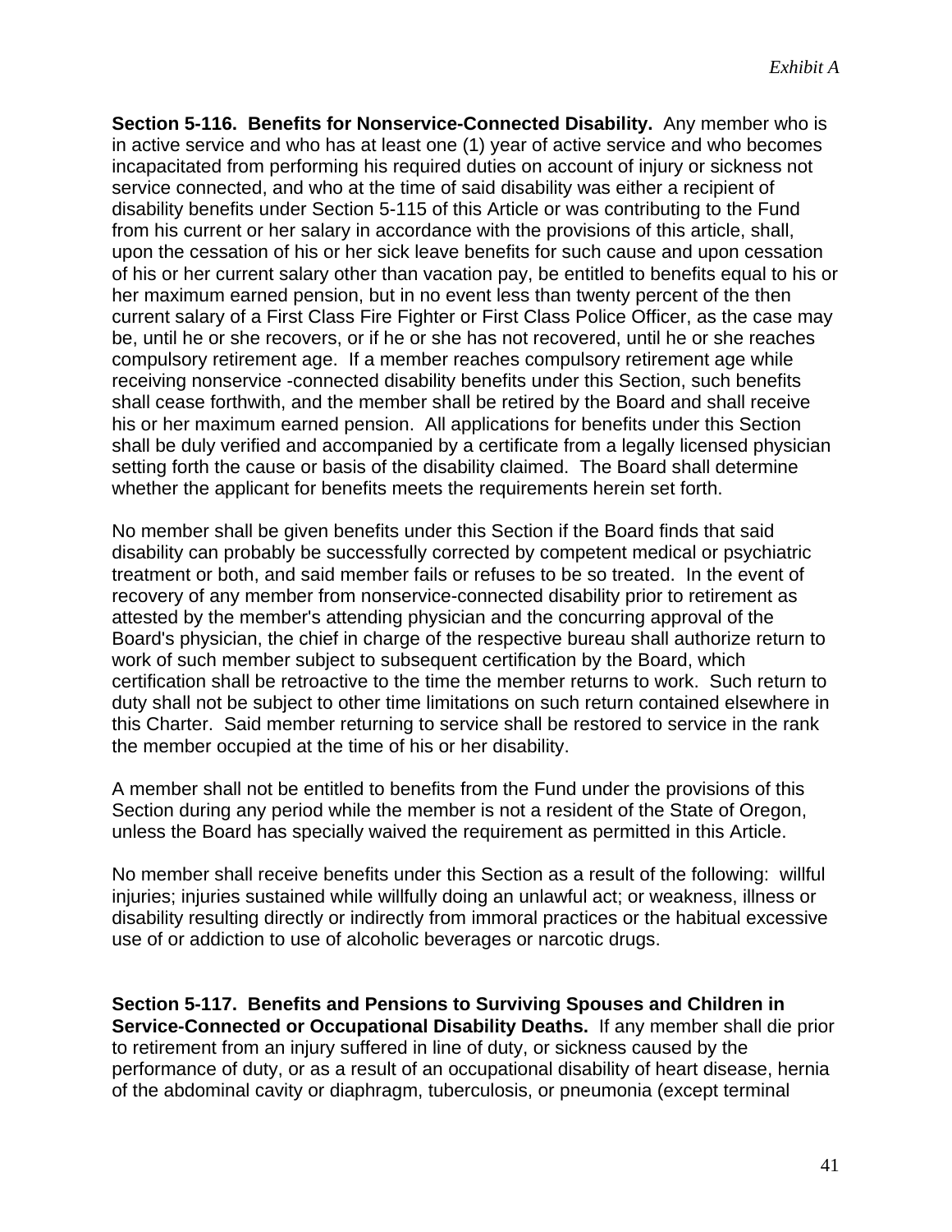**Section 5-116. Benefits for Nonservice-Connected Disability.** Any member who is in active service and who has at least one (1) year of active service and who becomes incapacitated from performing his required duties on account of injury or sickness not service connected, and who at the time of said disability was either a recipient of disability benefits under Section 5-115 of this Article or was contributing to the Fund from his current or her salary in accordance with the provisions of this article, shall, upon the cessation of his or her sick leave benefits for such cause and upon cessation of his or her current salary other than vacation pay, be entitled to benefits equal to his or her maximum earned pension, but in no event less than twenty percent of the then current salary of a First Class Fire Fighter or First Class Police Officer, as the case may be, until he or she recovers, or if he or she has not recovered, until he or she reaches compulsory retirement age. If a member reaches compulsory retirement age while receiving nonservice -connected disability benefits under this Section, such benefits shall cease forthwith, and the member shall be retired by the Board and shall receive his or her maximum earned pension. All applications for benefits under this Section shall be duly verified and accompanied by a certificate from a legally licensed physician setting forth the cause or basis of the disability claimed. The Board shall determine whether the applicant for benefits meets the requirements herein set forth.

No member shall be given benefits under this Section if the Board finds that said disability can probably be successfully corrected by competent medical or psychiatric treatment or both, and said member fails or refuses to be so treated. In the event of recovery of any member from nonservice-connected disability prior to retirement as attested by the member's attending physician and the concurring approval of the Board's physician, the chief in charge of the respective bureau shall authorize return to work of such member subject to subsequent certification by the Board, which certification shall be retroactive to the time the member returns to work. Such return to duty shall not be subject to other time limitations on such return contained elsewhere in this Charter. Said member returning to service shall be restored to service in the rank the member occupied at the time of his or her disability.

A member shall not be entitled to benefits from the Fund under the provisions of this Section during any period while the member is not a resident of the State of Oregon, unless the Board has specially waived the requirement as permitted in this Article.

No member shall receive benefits under this Section as a result of the following: willful injuries; injuries sustained while willfully doing an unlawful act; or weakness, illness or disability resulting directly or indirectly from immoral practices or the habitual excessive use of or addiction to use of alcoholic beverages or narcotic drugs.

**Section 5-117. Benefits and Pensions to Surviving Spouses and Children in Service-Connected or Occupational Disability Deaths.** If any member shall die prior to retirement from an injury suffered in line of duty, or sickness caused by the performance of duty, or as a result of an occupational disability of heart disease, hernia of the abdominal cavity or diaphragm, tuberculosis, or pneumonia (except terminal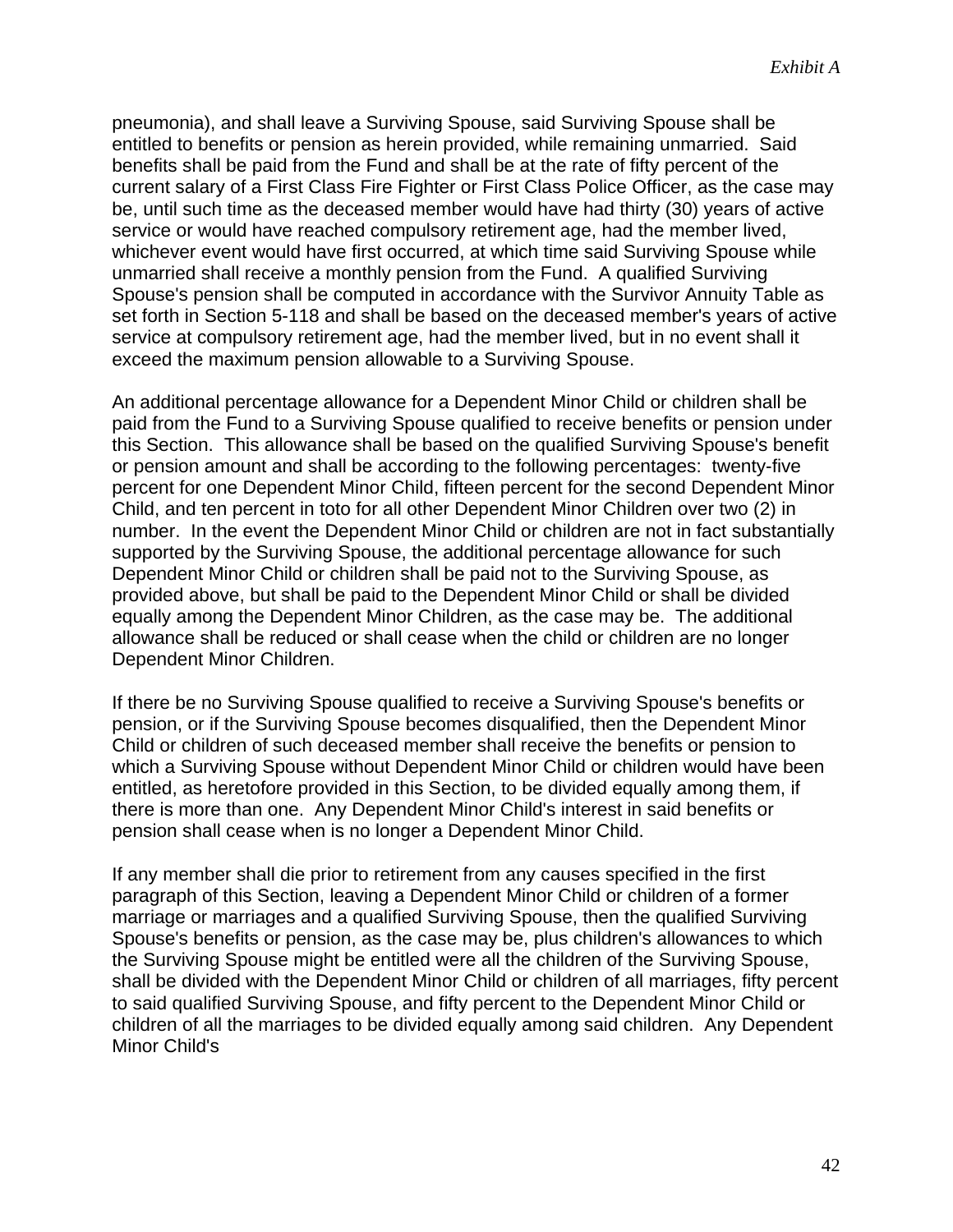pneumonia), and shall leave a Surviving Spouse, said Surviving Spouse shall be entitled to benefits or pension as herein provided, while remaining unmarried. Said benefits shall be paid from the Fund and shall be at the rate of fifty percent of the current salary of a First Class Fire Fighter or First Class Police Officer, as the case may be, until such time as the deceased member would have had thirty (30) years of active service or would have reached compulsory retirement age, had the member lived, whichever event would have first occurred, at which time said Surviving Spouse while unmarried shall receive a monthly pension from the Fund. A qualified Surviving Spouse's pension shall be computed in accordance with the Survivor Annuity Table as set forth in Section 5-118 and shall be based on the deceased member's years of active service at compulsory retirement age, had the member lived, but in no event shall it exceed the maximum pension allowable to a Surviving Spouse.

An additional percentage allowance for a Dependent Minor Child or children shall be paid from the Fund to a Surviving Spouse qualified to receive benefits or pension under this Section. This allowance shall be based on the qualified Surviving Spouse's benefit or pension amount and shall be according to the following percentages: twenty-five percent for one Dependent Minor Child, fifteen percent for the second Dependent Minor Child, and ten percent in toto for all other Dependent Minor Children over two (2) in number. In the event the Dependent Minor Child or children are not in fact substantially supported by the Surviving Spouse, the additional percentage allowance for such Dependent Minor Child or children shall be paid not to the Surviving Spouse, as provided above, but shall be paid to the Dependent Minor Child or shall be divided equally among the Dependent Minor Children, as the case may be. The additional allowance shall be reduced or shall cease when the child or children are no longer Dependent Minor Children.

If there be no Surviving Spouse qualified to receive a Surviving Spouse's benefits or pension, or if the Surviving Spouse becomes disqualified, then the Dependent Minor Child or children of such deceased member shall receive the benefits or pension to which a Surviving Spouse without Dependent Minor Child or children would have been entitled, as heretofore provided in this Section, to be divided equally among them, if there is more than one. Any Dependent Minor Child's interest in said benefits or pension shall cease when is no longer a Dependent Minor Child.

If any member shall die prior to retirement from any causes specified in the first paragraph of this Section, leaving a Dependent Minor Child or children of a former marriage or marriages and a qualified Surviving Spouse, then the qualified Surviving Spouse's benefits or pension, as the case may be, plus children's allowances to which the Surviving Spouse might be entitled were all the children of the Surviving Spouse, shall be divided with the Dependent Minor Child or children of all marriages, fifty percent to said qualified Surviving Spouse, and fifty percent to the Dependent Minor Child or children of all the marriages to be divided equally among said children. Any Dependent Minor Child's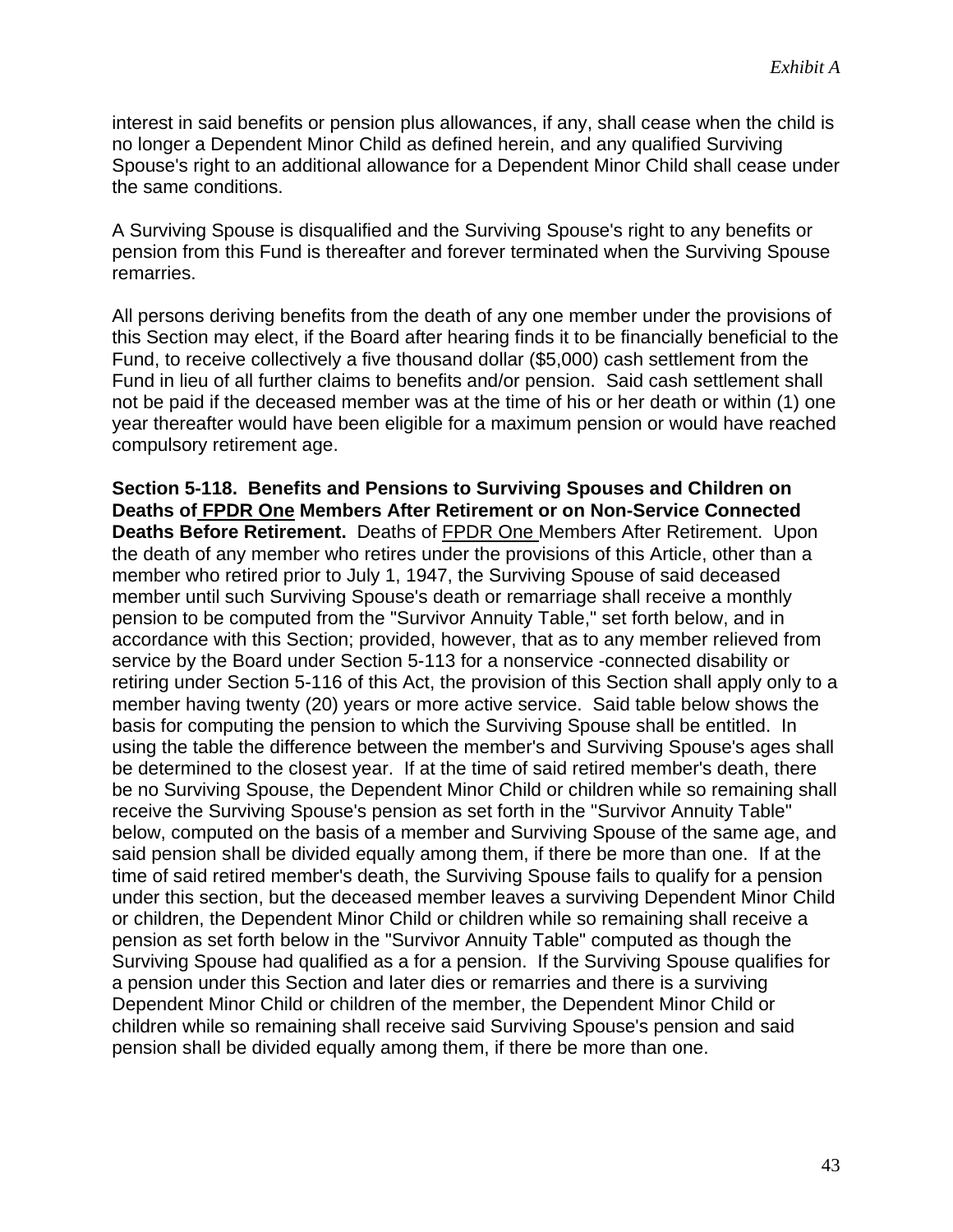interest in said benefits or pension plus allowances, if any, shall cease when the child is no longer a Dependent Minor Child as defined herein, and any qualified Surviving Spouse's right to an additional allowance for a Dependent Minor Child shall cease under the same conditions.

A Surviving Spouse is disqualified and the Surviving Spouse's right to any benefits or pension from this Fund is thereafter and forever terminated when the Surviving Spouse remarries.

All persons deriving benefits from the death of any one member under the provisions of this Section may elect, if the Board after hearing finds it to be financially beneficial to the Fund, to receive collectively a five thousand dollar ($5,000) cash settlement from the Fund in lieu of all further claims to benefits and/or pension. Said cash settlement shall not be paid if the deceased member was at the time of his or her death or within (1) one year thereafter would have been eligible for a maximum pension or would have reached compulsory retirement age.

**Section 5-118. Benefits and Pensions to Surviving Spouses and Children on Deaths of FPDR One Members After Retirement or on Non-Service Connected Deaths Before Retirement.** Deaths of FPDR One Members After Retirement. Upon the death of any member who retires under the provisions of this Article, other than a member who retired prior to July 1, 1947, the Surviving Spouse of said deceased member until such Surviving Spouse's death or remarriage shall receive a monthly pension to be computed from the "Survivor Annuity Table," set forth below, and in accordance with this Section; provided, however, that as to any member relieved from service by the Board under Section 5-113 for a nonservice -connected disability or retiring under Section 5-116 of this Act, the provision of this Section shall apply only to a member having twenty (20) years or more active service. Said table below shows the basis for computing the pension to which the Surviving Spouse shall be entitled. In using the table the difference between the member's and Surviving Spouse's ages shall be determined to the closest year. If at the time of said retired member's death, there be no Surviving Spouse, the Dependent Minor Child or children while so remaining shall receive the Surviving Spouse's pension as set forth in the "Survivor Annuity Table" below, computed on the basis of a member and Surviving Spouse of the same age, and said pension shall be divided equally among them, if there be more than one. If at the time of said retired member's death, the Surviving Spouse fails to qualify for a pension under this section, but the deceased member leaves a surviving Dependent Minor Child or children, the Dependent Minor Child or children while so remaining shall receive a pension as set forth below in the "Survivor Annuity Table" computed as though the Surviving Spouse had qualified as a for a pension. If the Surviving Spouse qualifies for a pension under this Section and later dies or remarries and there is a surviving Dependent Minor Child or children of the member, the Dependent Minor Child or children while so remaining shall receive said Surviving Spouse's pension and said pension shall be divided equally among them, if there be more than one.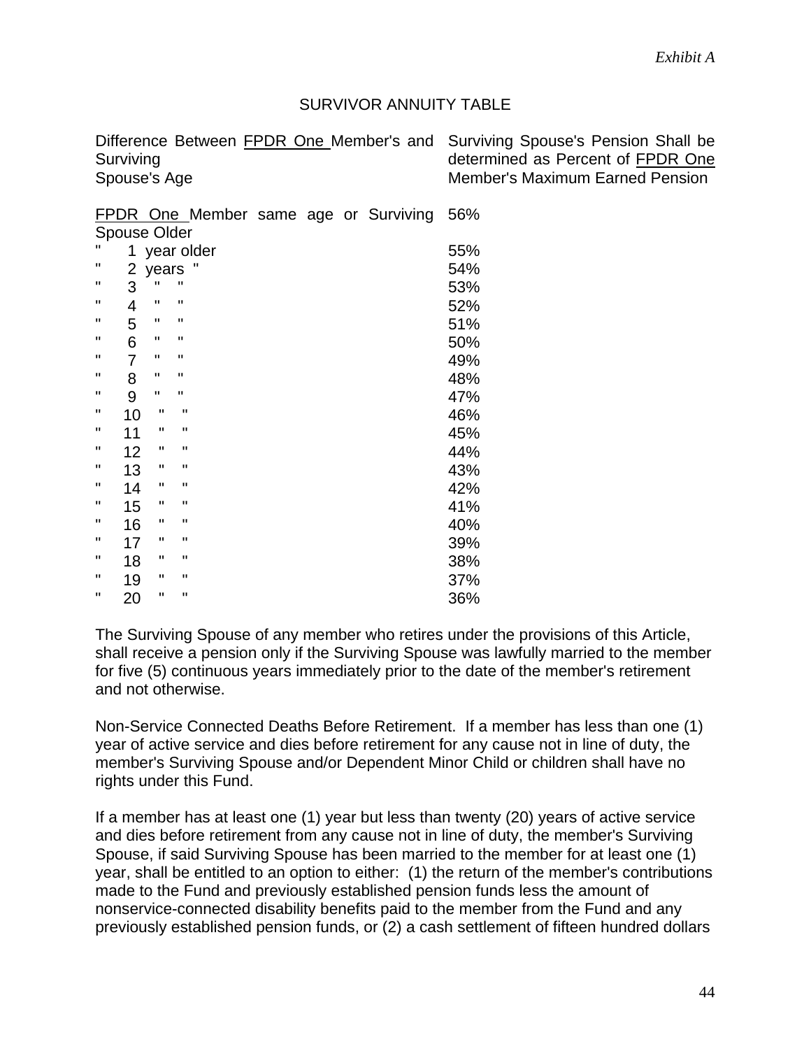*Exhibit A*

## SURVIVOR ANNUITY TABLE

| Difference Between <u>FPDR One</u> Member's and Surviving Spouse's Age | Surviving Spouse's Pension Shall be determined as Percent of <u>FPDR One</u> Member's Maximum Earned Pension |
|---|---|
| <u>FPDR One</u> Member same age or Surviving Spouse Older | 56% |
| " 1 year older | 55% |
| " 2 years " | 54% |
| " 3 " " | 53% |
| " 4 " " | 52% |
| " 5 " " | 51% |
| " 6 " " | 50% |
| " 7 " " | 49% |
| " 8 " " | 48% |
| " 9 " " | 47% |
| " 10 " " | 46% |
| " 11 " " | 45% |
| " 12 " " | 44% |
| " 13 " " | 43% |
| " 14 " " | 42% |
| " 15 " " | 41% |
| " 16 " " | 40% |
| " 17 " " | 39% |
| " 18 " " | 38% |
| " 19 " " | 37% |
| " 20 " " | 36% |

The Surviving Spouse of any member who retires under the provisions of this Article, shall receive a pension only if the Surviving Spouse was lawfully married to the member for five (5) continuous years immediately prior to the date of the member's retirement and not otherwise.

Non-Service Connected Deaths Before Retirement. If a member has less than one (1) year of active service and dies before retirement for any cause not in line of duty, the member's Surviving Spouse and/or Dependent Minor Child or children shall have no rights under this Fund.

If a member has at least one (1) year but less than twenty (20) years of active service and dies before retirement from any cause not in line of duty, the member's Surviving Spouse, if said Surviving Spouse has been married to the member for at least one (1) year, shall be entitled to an option to either: (1) the return of the member's contributions made to the Fund and previously established pension funds less the amount of nonservice-connected disability benefits paid to the member from the Fund and any previously established pension funds, or (2) a cash settlement of fifteen hundred dollars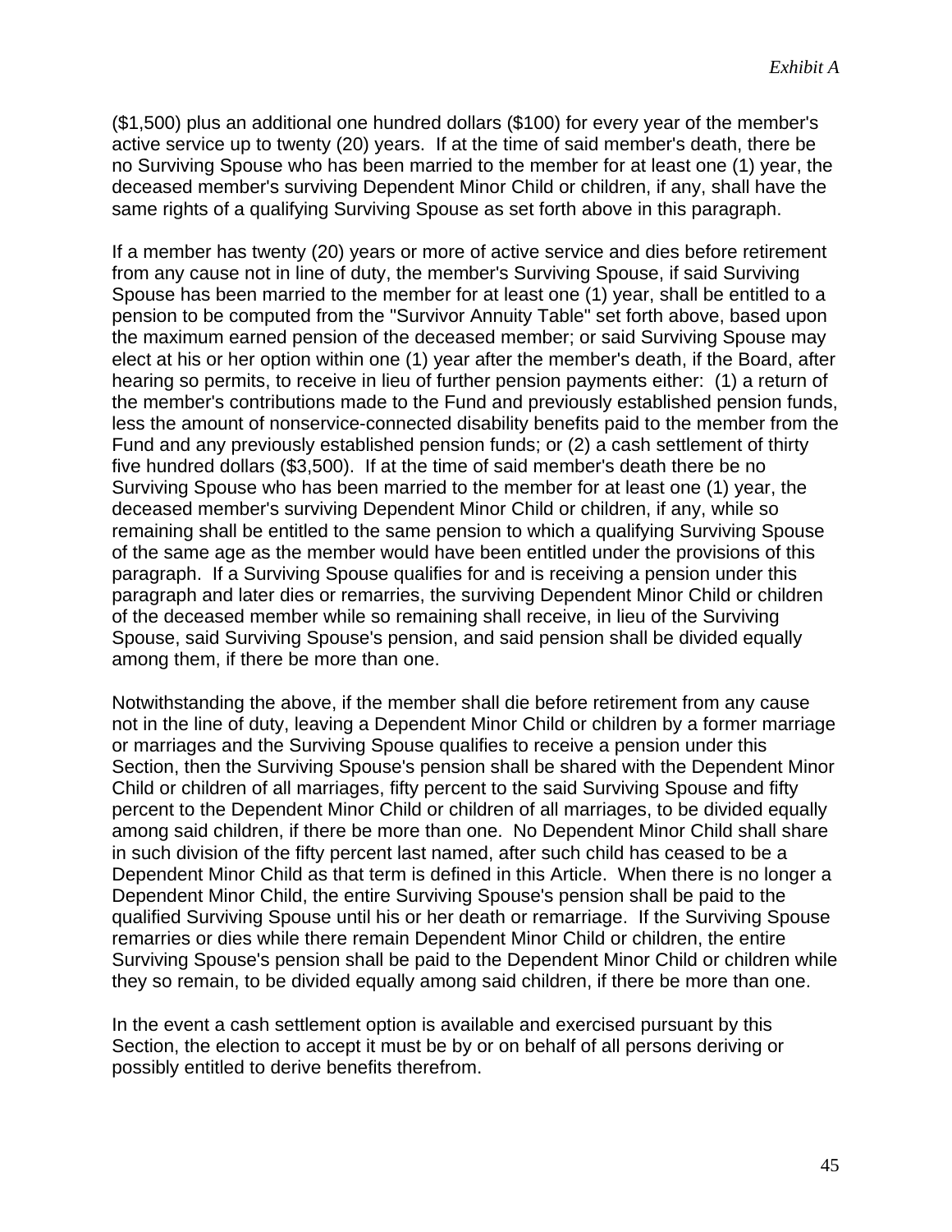($1,500) plus an additional one hundred dollars ($100) for every year of the member's active service up to twenty (20) years. If at the time of said member's death, there be no Surviving Spouse who has been married to the member for at least one (1) year, the deceased member's surviving Dependent Minor Child or children, if any, shall have the same rights of a qualifying Surviving Spouse as set forth above in this paragraph.

If a member has twenty (20) years or more of active service and dies before retirement from any cause not in line of duty, the member's Surviving Spouse, if said Surviving Spouse has been married to the member for at least one (1) year, shall be entitled to a pension to be computed from the "Survivor Annuity Table" set forth above, based upon the maximum earned pension of the deceased member; or said Surviving Spouse may elect at his or her option within one (1) year after the member's death, if the Board, after hearing so permits, to receive in lieu of further pension payments either: (1) a return of the member's contributions made to the Fund and previously established pension funds, less the amount of nonservice-connected disability benefits paid to the member from the Fund and any previously established pension funds; or (2) a cash settlement of thirty five hundred dollars ($3,500). If at the time of said member's death there be no Surviving Spouse who has been married to the member for at least one (1) year, the deceased member's surviving Dependent Minor Child or children, if any, while so remaining shall be entitled to the same pension to which a qualifying Surviving Spouse of the same age as the member would have been entitled under the provisions of this paragraph. If a Surviving Spouse qualifies for and is receiving a pension under this paragraph and later dies or remarries, the surviving Dependent Minor Child or children of the deceased member while so remaining shall receive, in lieu of the Surviving Spouse, said Surviving Spouse's pension, and said pension shall be divided equally among them, if there be more than one.

Notwithstanding the above, if the member shall die before retirement from any cause not in the line of duty, leaving a Dependent Minor Child or children by a former marriage or marriages and the Surviving Spouse qualifies to receive a pension under this Section, then the Surviving Spouse's pension shall be shared with the Dependent Minor Child or children of all marriages, fifty percent to the said Surviving Spouse and fifty percent to the Dependent Minor Child or children of all marriages, to be divided equally among said children, if there be more than one. No Dependent Minor Child shall share in such division of the fifty percent last named, after such child has ceased to be a Dependent Minor Child as that term is defined in this Article. When there is no longer a Dependent Minor Child, the entire Surviving Spouse's pension shall be paid to the qualified Surviving Spouse until his or her death or remarriage. If the Surviving Spouse remarries or dies while there remain Dependent Minor Child or children, the entire Surviving Spouse's pension shall be paid to the Dependent Minor Child or children while they so remain, to be divided equally among said children, if there be more than one.

In the event a cash settlement option is available and exercised pursuant by this Section, the election to accept it must be by or on behalf of all persons deriving or possibly entitled to derive benefits therefrom.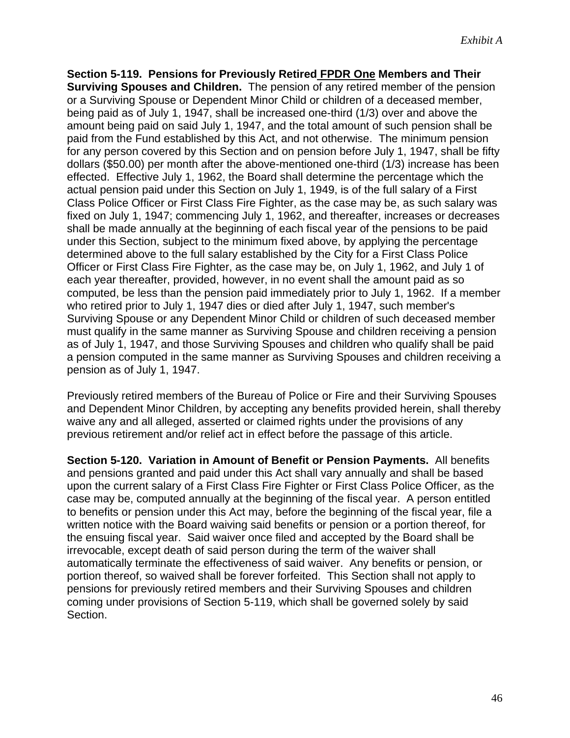**Section 5-119. Pensions for Previously Retired FPDR One Members and Their Surviving Spouses and Children.** The pension of any retired member of the pension or a Surviving Spouse or Dependent Minor Child or children of a deceased member, being paid as of July 1, 1947, shall be increased one-third (1/3) over and above the amount being paid on said July 1, 1947, and the total amount of such pension shall be paid from the Fund established by this Act, and not otherwise. The minimum pension for any person covered by this Section and on pension before July 1, 1947, shall be fifty dollars ($50.00) per month after the above-mentioned one-third (1/3) increase has been effected. Effective July 1, 1962, the Board shall determine the percentage which the actual pension paid under this Section on July 1, 1949, is of the full salary of a First Class Police Officer or First Class Fire Fighter, as the case may be, as such salary was fixed on July 1, 1947; commencing July 1, 1962, and thereafter, increases or decreases shall be made annually at the beginning of each fiscal year of the pensions to be paid under this Section, subject to the minimum fixed above, by applying the percentage determined above to the full salary established by the City for a First Class Police Officer or First Class Fire Fighter, as the case may be, on July 1, 1962, and July 1 of each year thereafter, provided, however, in no event shall the amount paid as so computed, be less than the pension paid immediately prior to July 1, 1962. If a member who retired prior to July 1, 1947 dies or died after July 1, 1947, such member's Surviving Spouse or any Dependent Minor Child or children of such deceased member must qualify in the same manner as Surviving Spouse and children receiving a pension as of July 1, 1947, and those Surviving Spouses and children who qualify shall be paid a pension computed in the same manner as Surviving Spouses and children receiving a pension as of July 1, 1947.

Previously retired members of the Bureau of Police or Fire and their Surviving Spouses and Dependent Minor Children, by accepting any benefits provided herein, shall thereby waive any and all alleged, asserted or claimed rights under the provisions of any previous retirement and/or relief act in effect before the passage of this article.

**Section 5-120. Variation in Amount of Benefit or Pension Payments.** All benefits and pensions granted and paid under this Act shall vary annually and shall be based upon the current salary of a First Class Fire Fighter or First Class Police Officer, as the case may be, computed annually at the beginning of the fiscal year. A person entitled to benefits or pension under this Act may, before the beginning of the fiscal year, file a written notice with the Board waiving said benefits or pension or a portion thereof, for the ensuing fiscal year. Said waiver once filed and accepted by the Board shall be irrevocable, except death of said person during the term of the waiver shall automatically terminate the effectiveness of said waiver. Any benefits or pension, or portion thereof, so waived shall be forever forfeited. This Section shall not apply to pensions for previously retired members and their Surviving Spouses and children coming under provisions of Section 5-119, which shall be governed solely by said Section.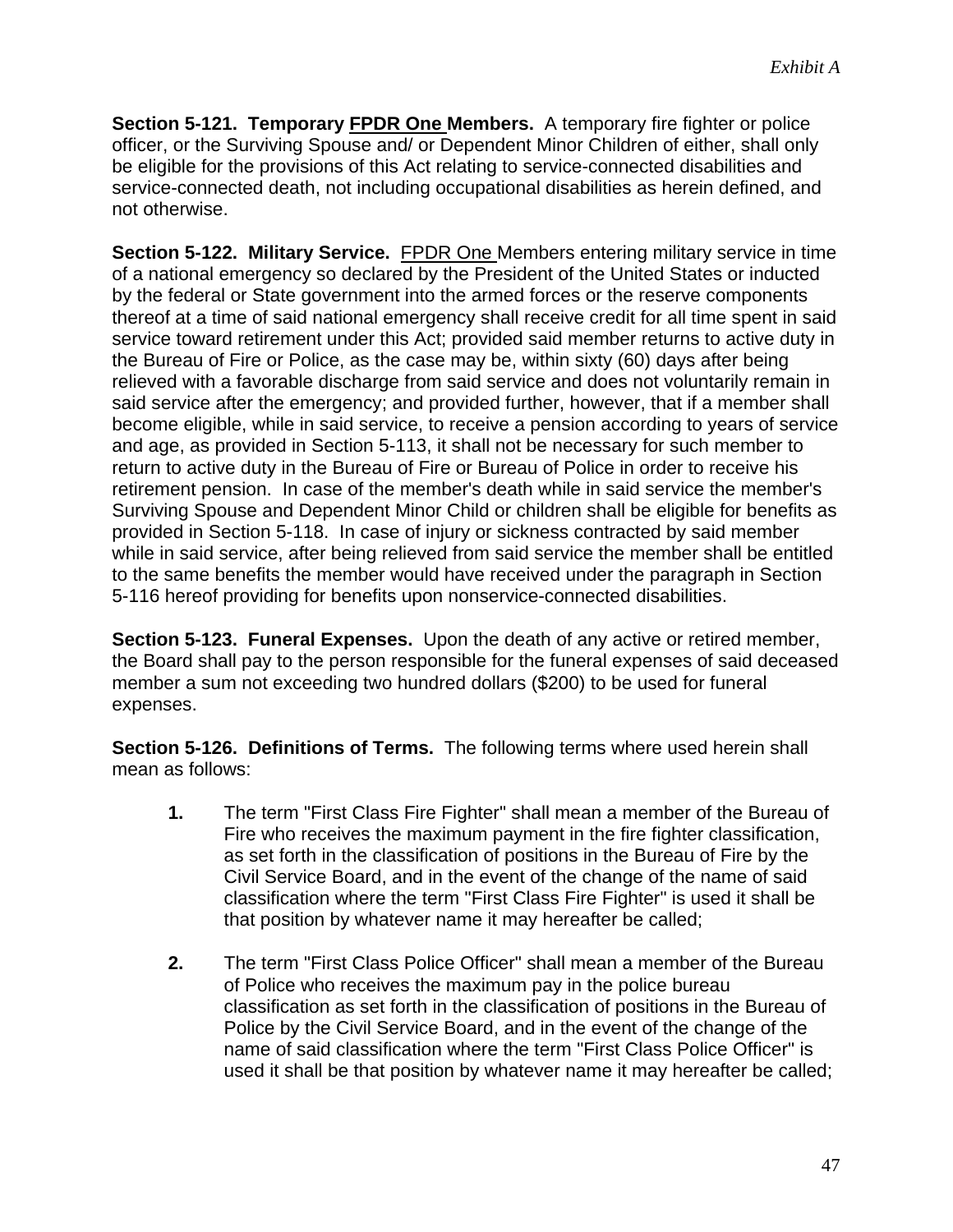*Exhibit A*

**Section 5-121. Temporary FPDR One Members.** A temporary fire fighter or police officer, or the Surviving Spouse and/ or Dependent Minor Children of either, shall only be eligible for the provisions of this Act relating to service-connected disabilities and service-connected death, not including occupational disabilities as herein defined, and not otherwise.

**Section 5-122. Military Service.** FPDR One Members entering military service in time of a national emergency so declared by the President of the United States or inducted by the federal or State government into the armed forces or the reserve components thereof at a time of said national emergency shall receive credit for all time spent in said service toward retirement under this Act; provided said member returns to active duty in the Bureau of Fire or Police, as the case may be, within sixty (60) days after being relieved with a favorable discharge from said service and does not voluntarily remain in said service after the emergency; and provided further, however, that if a member shall become eligible, while in said service, to receive a pension according to years of service and age, as provided in Section 5-113, it shall not be necessary for such member to return to active duty in the Bureau of Fire or Bureau of Police in order to receive his retirement pension. In case of the member's death while in said service the member's Surviving Spouse and Dependent Minor Child or children shall be eligible for benefits as provided in Section 5-118. In case of injury or sickness contracted by said member while in said service, after being relieved from said service the member shall be entitled to the same benefits the member would have received under the paragraph in Section 5-116 hereof providing for benefits upon nonservice-connected disabilities.

**Section 5-123. Funeral Expenses.** Upon the death of any active or retired member, the Board shall pay to the person responsible for the funeral expenses of said deceased member a sum not exceeding two hundred dollars ($200) to be used for funeral expenses.

**Section 5-126. Definitions of Terms.** The following terms where used herein shall mean as follows:

**1.** The term "First Class Fire Fighter" shall mean a member of the Bureau of Fire who receives the maximum payment in the fire fighter classification, as set forth in the classification of positions in the Bureau of Fire by the Civil Service Board, and in the event of the change of the name of said classification where the term "First Class Fire Fighter" is used it shall be that position by whatever name it may hereafter be called;

**2.** The term "First Class Police Officer" shall mean a member of the Bureau of Police who receives the maximum pay in the police bureau classification as set forth in the classification of positions in the Bureau of Police by the Civil Service Board, and in the event of the change of the name of said classification where the term "First Class Police Officer" is used it shall be that position by whatever name it may hereafter be called;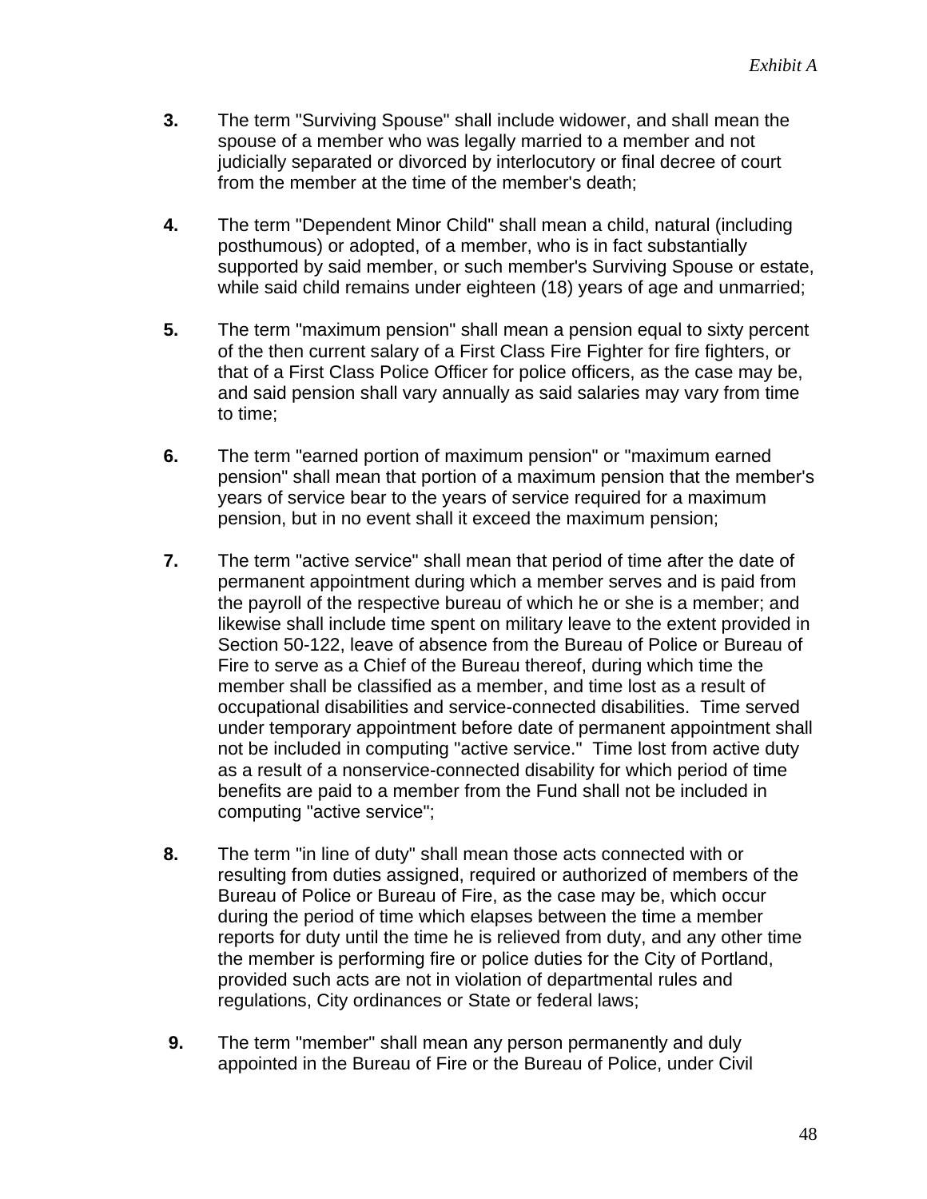*Exhibit A*

**3.** The term "Surviving Spouse" shall include widower, and shall mean the spouse of a member who was legally married to a member and not judicially separated or divorced by interlocutory or final decree of court from the member at the time of the member's death;

**4.** The term "Dependent Minor Child" shall mean a child, natural (including posthumous) or adopted, of a member, who is in fact substantially supported by said member, or such member's Surviving Spouse or estate, while said child remains under eighteen (18) years of age and unmarried;

**5.** The term "maximum pension" shall mean a pension equal to sixty percent of the then current salary of a First Class Fire Fighter for fire fighters, or that of a First Class Police Officer for police officers, as the case may be, and said pension shall vary annually as said salaries may vary from time to time;

**6.** The term "earned portion of maximum pension" or "maximum earned pension" shall mean that portion of a maximum pension that the member's years of service bear to the years of service required for a maximum pension, but in no event shall it exceed the maximum pension;

**7.** The term "active service" shall mean that period of time after the date of permanent appointment during which a member serves and is paid from the payroll of the respective bureau of which he or she is a member; and likewise shall include time spent on military leave to the extent provided in Section 50-122, leave of absence from the Bureau of Police or Bureau of Fire to serve as a Chief of the Bureau thereof, during which time the member shall be classified as a member, and time lost as a result of occupational disabilities and service-connected disabilities. Time served under temporary appointment before date of permanent appointment shall not be included in computing "active service." Time lost from active duty as a result of a nonservice-connected disability for which period of time benefits are paid to a member from the Fund shall not be included in computing "active service";

**8.** The term "in line of duty" shall mean those acts connected with or resulting from duties assigned, required or authorized of members of the Bureau of Police or Bureau of Fire, as the case may be, which occur during the period of time which elapses between the time a member reports for duty until the time he is relieved from duty, and any other time the member is performing fire or police duties for the City of Portland, provided such acts are not in violation of departmental rules and regulations, City ordinances or State or federal laws;

**9.** The term "member" shall mean any person permanently and duly appointed in the Bureau of Fire or the Bureau of Police, under Civil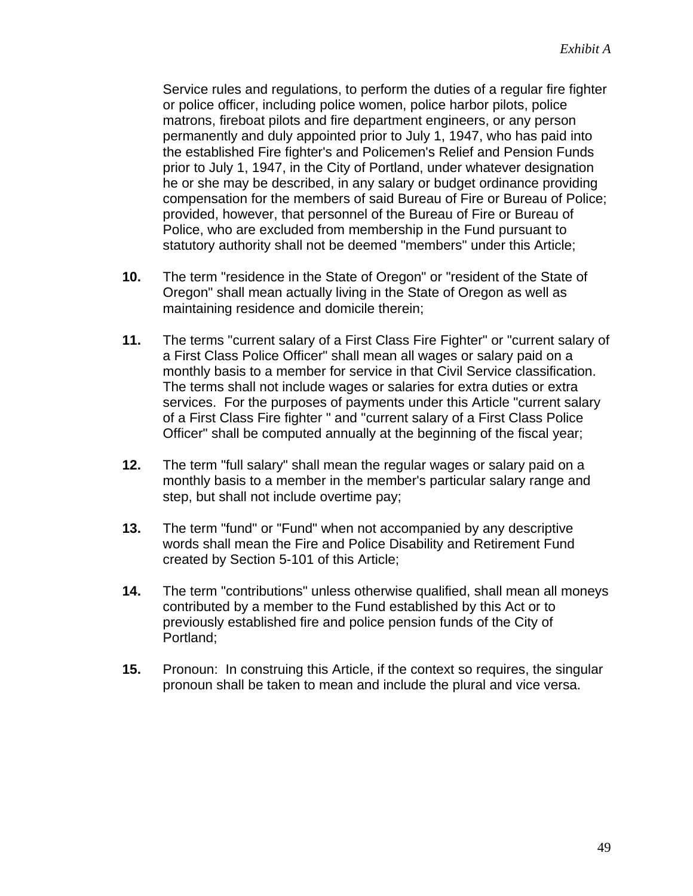Service rules and regulations, to perform the duties of a regular fire fighter or police officer, including police women, police harbor pilots, police matrons, fireboat pilots and fire department engineers, or any person permanently and duly appointed prior to July 1, 1947, who has paid into the established Fire fighter's and Policemen's Relief and Pension Funds prior to July 1, 1947, in the City of Portland, under whatever designation he or she may be described, in any salary or budget ordinance providing compensation for the members of said Bureau of Fire or Bureau of Police; provided, however, that personnel of the Bureau of Fire or Bureau of Police, who are excluded from membership in the Fund pursuant to statutory authority shall not be deemed "members" under this Article;

**10.** The term "residence in the State of Oregon" or "resident of the State of Oregon" shall mean actually living in the State of Oregon as well as maintaining residence and domicile therein;

**11.** The terms "current salary of a First Class Fire Fighter" or "current salary of a First Class Police Officer" shall mean all wages or salary paid on a monthly basis to a member for service in that Civil Service classification. The terms shall not include wages or salaries for extra duties or extra services. For the purposes of payments under this Article "current salary of a First Class Fire fighter " and "current salary of a First Class Police Officer" shall be computed annually at the beginning of the fiscal year;

**12.** The term "full salary" shall mean the regular wages or salary paid on a monthly basis to a member in the member's particular salary range and step, but shall not include overtime pay;

**13.** The term "fund" or "Fund" when not accompanied by any descriptive words shall mean the Fire and Police Disability and Retirement Fund created by Section 5-101 of this Article;

**14.** The term "contributions" unless otherwise qualified, shall mean all moneys contributed by a member to the Fund established by this Act or to previously established fire and police pension funds of the City of Portland;

**15.** Pronoun: In construing this Article, if the context so requires, the singular pronoun shall be taken to mean and include the plural and vice versa.